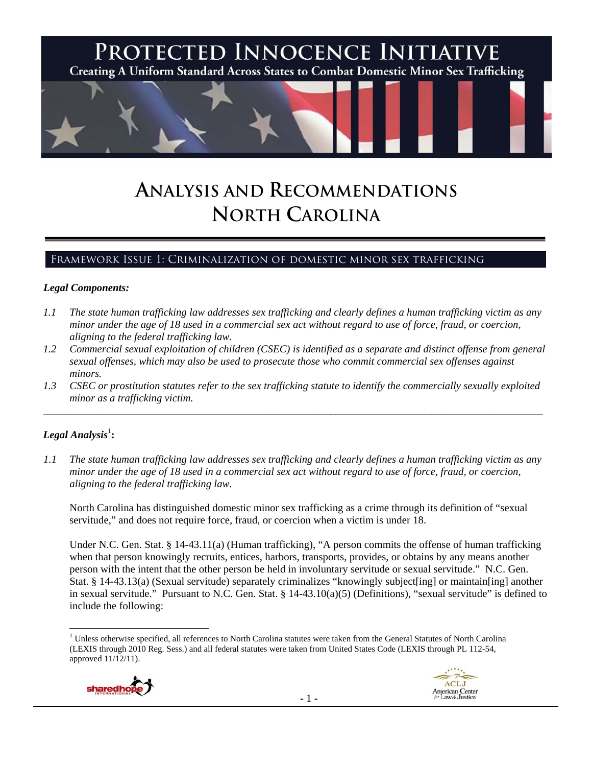# PROTECTED INNOCENCE INITIATIVE

Creating A Uniform Standard Across States to Combat Domestic Minor Sex Trafficking

# ANALYSIS AND RECOMMENDATIONS NORTH CAROLINA

## FRAMEWORK ISSUE 1: CRIMINALIZATION OF DOMESTIC MINOR SEX TRAFFICKING

### *Legal Components:*

*1.1 The state human trafficking law addresses sex trafficking and clearly defines a human trafficking victim as any minor under the age of 18 used in a commercial sex act without regard to use of force, fraud, or coercion, aligning to the federal trafficking law.*

*1.2 Commercial sexual exploitation of children (CSEC) is identified as a separate and distinct offense from general sexual offenses, which may also be used to prosecute those who commit commercial sex offenses against minors.*

*1.3 CSEC or prostitution statutes refer to the sex trafficking statute to identify the commercially sexually exploited minor as a trafficking victim.*

---

### *Legal Analysis*[1]*:*

*1.1 The state human trafficking law addresses sex trafficking and clearly defines a human trafficking victim as any minor under the age of 18 used in a commercial sex act without regard to use of force, fraud, or coercion, aligning to the federal trafficking law.*

North Carolina has distinguished domestic minor sex trafficking as a crime through its definition of "sexual servitude," and does not require force, fraud, or coercion when a victim is under 18.

Under N.C. Gen. Stat. § 14-43.11(a) (Human trafficking), "A person commits the offense of human trafficking when that person knowingly recruits, entices, harbors, transports, provides, or obtains by any means another person with the intent that the other person be held in involuntary servitude or sexual servitude." N.C. Gen. Stat. § 14-43.13(a) (Sexual servitude) separately criminalizes "knowingly subject[ing] or maintain[ing] another in sexual servitude." Pursuant to N.C. Gen. Stat. § 14-43.10(a)(5) (Definitions), "sexual servitude" is defined to include the following:

[1] Unless otherwise specified, all references to North Carolina statutes were taken from the General Statutes of North Carolina (LEXIS through 2010 Reg. Sess.) and all federal statutes were taken from United States Code (LEXIS through PL 112-54, approved 11/12/11).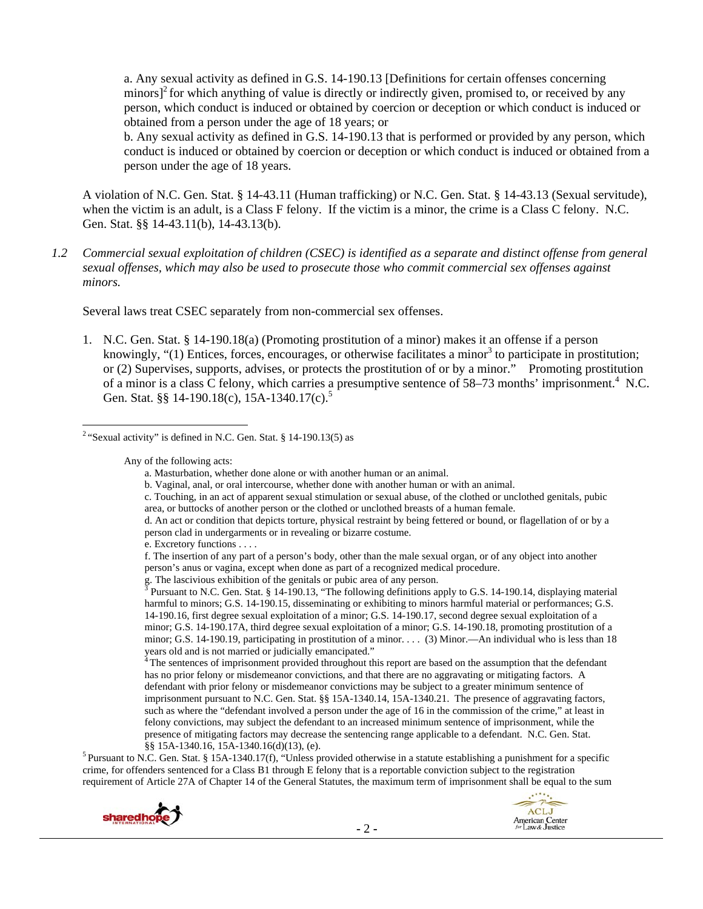a. Any sexual activity as defined in G.S. 14-190.13 [Definitions for certain offenses concerning minors][2] for which anything of value is directly or indirectly given, promised to, or received by any person, which conduct is induced or obtained by coercion or deception or which conduct is induced or obtained from a person under the age of 18 years; or

b. Any sexual activity as defined in G.S. 14-190.13 that is performed or provided by any person, which conduct is induced or obtained by coercion or deception or which conduct is induced or obtained from a person under the age of 18 years.

A violation of N.C. Gen. Stat. § 14-43.11 (Human trafficking) or N.C. Gen. Stat. § 14-43.13 (Sexual servitude), when the victim is an adult, is a Class F felony. If the victim is a minor, the crime is a Class C felony. N.C. Gen. Stat. §§ 14-43.11(b), 14-43.13(b).

*1.2 Commercial sexual exploitation of children (CSEC) is identified as a separate and distinct offense from general sexual offenses, which may also be used to prosecute those who commit commercial sex offenses against minors.*

Several laws treat CSEC separately from non-commercial sex offenses.

1. N.C. Gen. Stat. § 14-190.18(a) (Promoting prostitution of a minor) makes it an offense if a person knowingly, "(1) Entices, forces, encourages, or otherwise facilitates a minor[3] to participate in prostitution; or (2) Supervises, supports, advises, or protects the prostitution of or by a minor." Promoting prostitution of a minor is a class C felony, which carries a presumptive sentence of 58–73 months' imprisonment.[4] N.C. Gen. Stat. §§ 14-190.18(c), 15A-1340.17(c).[5]

---

[2] "Sexual activity" is defined in N.C. Gen. Stat. § 14-190.13(5) as

> Any of the following acts:
>
> a. Masturbation, whether done alone or with another human or an animal.
>
> b. Vaginal, anal, or oral intercourse, whether done with another human or with an animal.
>
> c. Touching, in an act of apparent sexual stimulation or sexual abuse, of the clothed or unclothed genitals, pubic area, or buttocks of another person or the clothed or unclothed breasts of a human female.
>
> d. An act or condition that depicts torture, physical restraint by being fettered or bound, or flagellation of or by a person clad in undergarments or in revealing or bizarre costume.
>
> e. Excretory functions . . . .
>
> f. The insertion of any part of a person's body, other than the male sexual organ, or of any object into another person's anus or vagina, except when done as part of a recognized medical procedure.
>
> g. The lascivious exhibition of the genitals or pubic area of any person.

[3] Pursuant to N.C. Gen. Stat. § 14-190.13, "The following definitions apply to G.S. 14-190.14, displaying material harmful to minors; G.S. 14-190.15, disseminating or exhibiting to minors harmful material or performances; G.S. 14-190.16, first degree sexual exploitation of a minor; G.S. 14-190.17, second degree sexual exploitation of a minor; G.S. 14-190.17A, third degree sexual exploitation of a minor; G.S. 14-190.18, promoting prostitution of a minor; G.S. 14-190.19, participating in prostitution of a minor. . . . (3) Minor.—An individual who is less than 18 years old and is not married or judicially emancipated."

[4] The sentences of imprisonment provided throughout this report are based on the assumption that the defendant has no prior felony or misdemeanor convictions, and that there are no aggravating or mitigating factors. A defendant with prior felony or misdemeanor convictions may be subject to a greater minimum sentence of imprisonment pursuant to N.C. Gen. Stat. §§ 15A-1340.14, 15A-1340.21. The presence of aggravating factors, such as where the "defendant involved a person under the age of 16 in the commission of the crime," at least in felony convictions, may subject the defendant to an increased minimum sentence of imprisonment, while the presence of mitigating factors may decrease the sentencing range applicable to a defendant. N.C. Gen. Stat. §§ 15A-1340.16, 15A-1340.16(d)(13), (e).

[5] Pursuant to N.C. Gen. Stat. § 15A-1340.17(f), "Unless provided otherwise in a statute establishing a punishment for a specific crime, for offenders sentenced for a Class B1 through E felony that is a reportable conviction subject to the registration requirement of Article 27A of Chapter 14 of the General Statutes, the maximum term of imprisonment shall be equal to the sum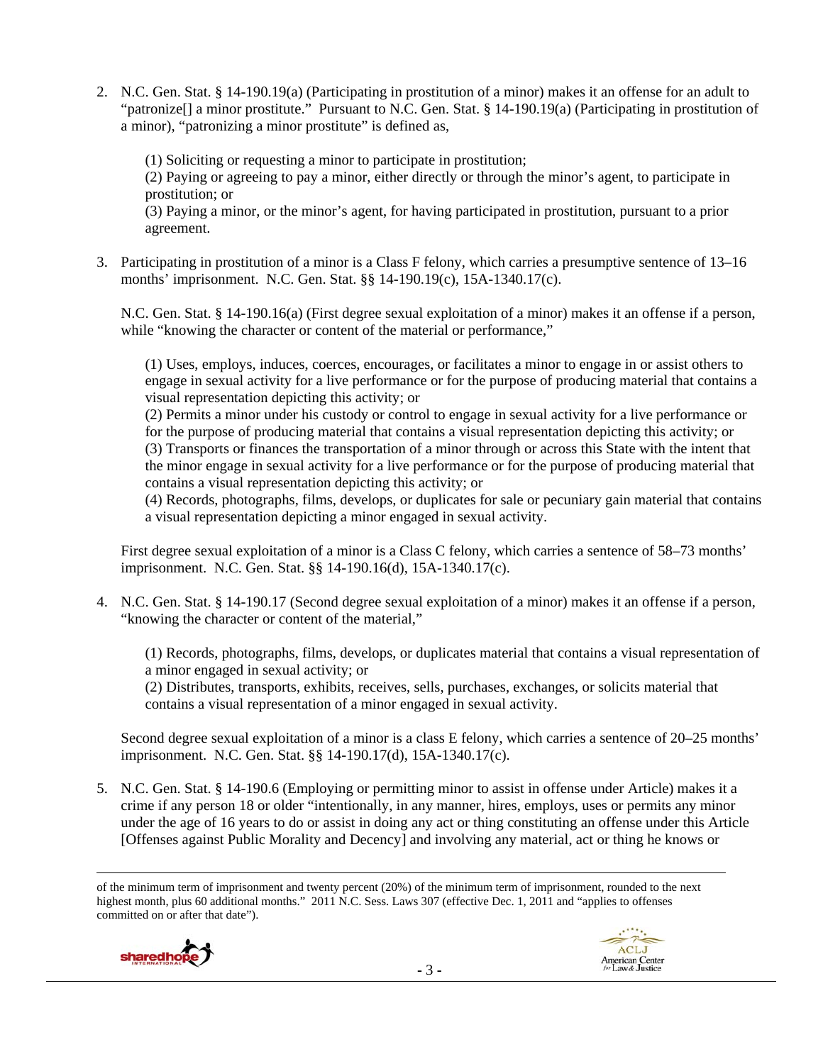2. N.C. Gen. Stat. § 14-190.19(a) (Participating in prostitution of a minor) makes it an offense for an adult to "patronize[] a minor prostitute." Pursuant to N.C. Gen. Stat. § 14-190.19(a) (Participating in prostitution of a minor), "patronizing a minor prostitute" is defined as,

   (1) Soliciting or requesting a minor to participate in prostitution;
   (2) Paying or agreeing to pay a minor, either directly or through the minor's agent, to participate in prostitution; or
   (3) Paying a minor, or the minor's agent, for having participated in prostitution, pursuant to a prior agreement.

3. Participating in prostitution of a minor is a Class F felony, which carries a presumptive sentence of 13–16 months' imprisonment. N.C. Gen. Stat. §§ 14-190.19(c), 15A-1340.17(c).

   N.C. Gen. Stat. § 14-190.16(a) (First degree sexual exploitation of a minor) makes it an offense if a person, while "knowing the character or content of the material or performance,"

   (1) Uses, employs, induces, coerces, encourages, or facilitates a minor to engage in or assist others to engage in sexual activity for a live performance or for the purpose of producing material that contains a visual representation depicting this activity; or
   (2) Permits a minor under his custody or control to engage in sexual activity for a live performance or for the purpose of producing material that contains a visual representation depicting this activity; or
   (3) Transports or finances the transportation of a minor through or across this State with the intent that the minor engage in sexual activity for a live performance or for the purpose of producing material that contains a visual representation depicting this activity; or
   (4) Records, photographs, films, develops, or duplicates for sale or pecuniary gain material that contains a visual representation depicting a minor engaged in sexual activity.

   First degree sexual exploitation of a minor is a Class C felony, which carries a sentence of 58–73 months' imprisonment. N.C. Gen. Stat. §§ 14-190.16(d), 15A-1340.17(c).

4. N.C. Gen. Stat. § 14-190.17 (Second degree sexual exploitation of a minor) makes it an offense if a person, "knowing the character or content of the material,"

   (1) Records, photographs, films, develops, or duplicates material that contains a visual representation of a minor engaged in sexual activity; or
   (2) Distributes, transports, exhibits, receives, sells, purchases, exchanges, or solicits material that contains a visual representation of a minor engaged in sexual activity.

   Second degree sexual exploitation of a minor is a class E felony, which carries a sentence of 20–25 months' imprisonment. N.C. Gen. Stat. §§ 14-190.17(d), 15A-1340.17(c).

5. N.C. Gen. Stat. § 14-190.6 (Employing or permitting minor to assist in offense under Article) makes it a crime if any person 18 or older "intentionally, in any manner, hires, employs, uses or permits any minor under the age of 16 years to do or assist in doing any act or thing constituting an offense under this Article [Offenses against Public Morality and Decency] and involving any material, act or thing he knows or

---

of the minimum term of imprisonment and twenty percent (20%) of the minimum term of imprisonment, rounded to the next highest month, plus 60 additional months." 2011 N.C. Sess. Laws 307 (effective Dec. 1, 2011 and "applies to offenses committed on or after that date").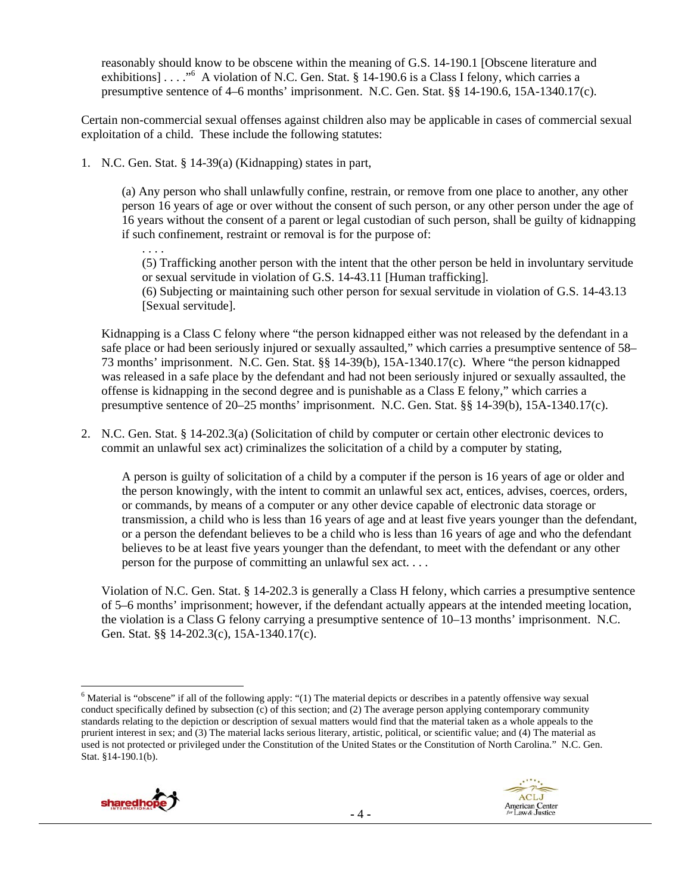reasonably should know to be obscene within the meaning of G.S. 14-190.1 [Obscene literature and exhibitions] . . . ."[6] A violation of N.C. Gen. Stat. § 14-190.6 is a Class I felony, which carries a presumptive sentence of 4–6 months' imprisonment. N.C. Gen. Stat. §§ 14-190.6, 15A-1340.17(c).

Certain non-commercial sexual offenses against children also may be applicable in cases of commercial sexual exploitation of a child. These include the following statutes:

1. N.C. Gen. Stat. § 14-39(a) (Kidnapping) states in part,

   > (a) Any person who shall unlawfully confine, restrain, or remove from one place to another, any other person 16 years of age or over without the consent of such person, or any other person under the age of 16 years without the consent of a parent or legal custodian of such person, shall be guilty of kidnapping if such confinement, restraint or removal is for the purpose of:
   >
   > . . . .
   >
   > (5) Trafficking another person with the intent that the other person be held in involuntary servitude or sexual servitude in violation of G.S. 14-43.11 [Human trafficking].
   >
   > (6) Subjecting or maintaining such other person for sexual servitude in violation of G.S. 14-43.13 [Sexual servitude].

   Kidnapping is a Class C felony where "the person kidnapped either was not released by the defendant in a safe place or had been seriously injured or sexually assaulted," which carries a presumptive sentence of 58–73 months' imprisonment. N.C. Gen. Stat. §§ 14-39(b), 15A-1340.17(c). Where "the person kidnapped was released in a safe place by the defendant and had not been seriously injured or sexually assaulted, the offense is kidnapping in the second degree and is punishable as a Class E felony," which carries a presumptive sentence of 20–25 months' imprisonment. N.C. Gen. Stat. §§ 14-39(b), 15A-1340.17(c).

2. N.C. Gen. Stat. § 14-202.3(a) (Solicitation of child by computer or certain other electronic devices to commit an unlawful sex act) criminalizes the solicitation of a child by a computer by stating,

   > A person is guilty of solicitation of a child by a computer if the person is 16 years of age or older and the person knowingly, with the intent to commit an unlawful sex act, entices, advises, coerces, orders, or commands, by means of a computer or any other device capable of electronic data storage or transmission, a child who is less than 16 years of age and at least five years younger than the defendant, or a person the defendant believes to be a child who is less than 16 years of age and who the defendant believes to be at least five years younger than the defendant, to meet with the defendant or any other person for the purpose of committing an unlawful sex act. . . .

   Violation of N.C. Gen. Stat. § 14-202.3 is generally a Class H felony, which carries a presumptive sentence of 5–6 months' imprisonment; however, if the defendant actually appears at the intended meeting location, the violation is a Class G felony carrying a presumptive sentence of 10–13 months' imprisonment. N.C. Gen. Stat. §§ 14-202.3(c), 15A-1340.17(c).

---

[6] Material is "obscene" if all of the following apply: "(1) The material depicts or describes in a patently offensive way sexual conduct specifically defined by subsection (c) of this section; and (2) The average person applying contemporary community standards relating to the depiction or description of sexual matters would find that the material taken as a whole appeals to the prurient interest in sex; and (3) The material lacks serious literary, artistic, political, or scientific value; and (4) The material as used is not protected or privileged under the Constitution of the United States or the Constitution of North Carolina." N.C. Gen. Stat. §14-190.1(b).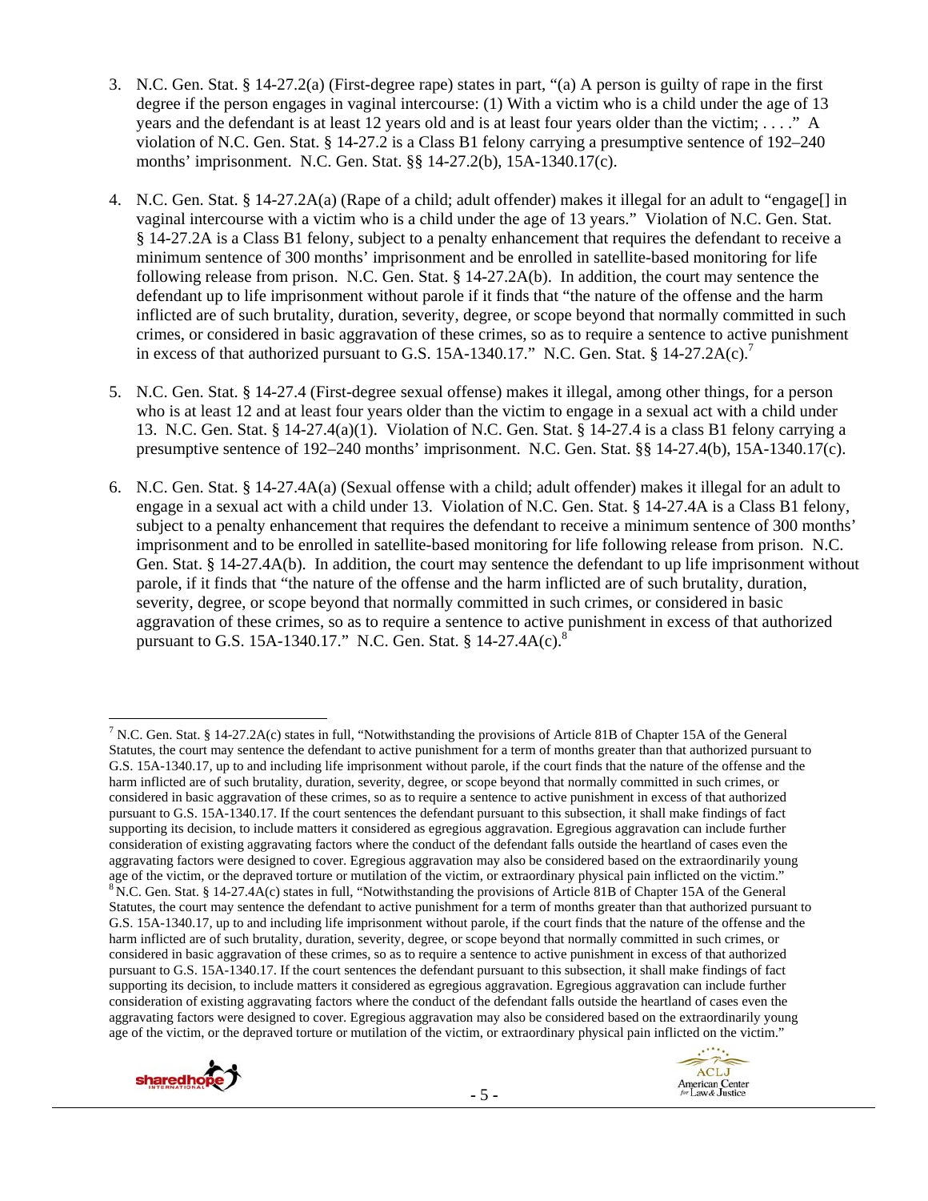3. N.C. Gen. Stat. § 14-27.2(a) (First-degree rape) states in part, "(a) A person is guilty of rape in the first degree if the person engages in vaginal intercourse: (1) With a victim who is a child under the age of 13 years and the defendant is at least 12 years old and is at least four years older than the victim; . . . ." A violation of N.C. Gen. Stat. § 14-27.2 is a Class B1 felony carrying a presumptive sentence of 192–240 months' imprisonment. N.C. Gen. Stat. §§ 14-27.2(b), 15A-1340.17(c).

4. N.C. Gen. Stat. § 14-27.2A(a) (Rape of a child; adult offender) makes it illegal for an adult to "engage[] in vaginal intercourse with a victim who is a child under the age of 13 years." Violation of N.C. Gen. Stat. § 14-27.2A is a Class B1 felony, subject to a penalty enhancement that requires the defendant to receive a minimum sentence of 300 months' imprisonment and be enrolled in satellite-based monitoring for life following release from prison. N.C. Gen. Stat. § 14-27.2A(b). In addition, the court may sentence the defendant up to life imprisonment without parole if it finds that "the nature of the offense and the harm inflicted are of such brutality, duration, severity, degree, or scope beyond that normally committed in such crimes, or considered in basic aggravation of these crimes, so as to require a sentence to active punishment in excess of that authorized pursuant to G.S. 15A-1340.17." N.C. Gen. Stat. § 14-27.2A(c).[7]

5. N.C. Gen. Stat. § 14-27.4 (First-degree sexual offense) makes it illegal, among other things, for a person who is at least 12 and at least four years older than the victim to engage in a sexual act with a child under 13. N.C. Gen. Stat. § 14-27.4(a)(1). Violation of N.C. Gen. Stat. § 14-27.4 is a class B1 felony carrying a presumptive sentence of 192–240 months' imprisonment. N.C. Gen. Stat. §§ 14-27.4(b), 15A-1340.17(c).

6. N.C. Gen. Stat. § 14-27.4A(a) (Sexual offense with a child; adult offender) makes it illegal for an adult to engage in a sexual act with a child under 13. Violation of N.C. Gen. Stat. § 14-27.4A is a Class B1 felony, subject to a penalty enhancement that requires the defendant to receive a minimum sentence of 300 months' imprisonment and to be enrolled in satellite-based monitoring for life following release from prison. N.C. Gen. Stat. § 14-27.4A(b). In addition, the court may sentence the defendant to up life imprisonment without parole, if it finds that "the nature of the offense and the harm inflicted are of such brutality, duration, severity, degree, or scope beyond that normally committed in such crimes, or considered in basic aggravation of these crimes, so as to require a sentence to active punishment in excess of that authorized pursuant to G.S. 15A-1340.17." N.C. Gen. Stat. § 14-27.4A(c).[8]

---

[7] N.C. Gen. Stat. § 14-27.2A(c) states in full, "Notwithstanding the provisions of Article 81B of Chapter 15A of the General Statutes, the court may sentence the defendant to active punishment for a term of months greater than that authorized pursuant to G.S. 15A-1340.17, up to and including life imprisonment without parole, if the court finds that the nature of the offense and the harm inflicted are of such brutality, duration, severity, degree, or scope beyond that normally committed in such crimes, or considered in basic aggravation of these crimes, so as to require a sentence to active punishment in excess of that authorized pursuant to G.S. 15A-1340.17. If the court sentences the defendant pursuant to this subsection, it shall make findings of fact supporting its decision, to include matters it considered as egregious aggravation. Egregious aggravation can include further consideration of existing aggravating factors where the conduct of the defendant falls outside the heartland of cases even the aggravating factors were designed to cover. Egregious aggravation may also be considered based on the extraordinarily young age of the victim, or the depraved torture or mutilation of the victim, or extraordinary physical pain inflicted on the victim."

[8] N.C. Gen. Stat. § 14-27.4A(c) states in full, "Notwithstanding the provisions of Article 81B of Chapter 15A of the General Statutes, the court may sentence the defendant to active punishment for a term of months greater than that authorized pursuant to G.S. 15A-1340.17, up to and including life imprisonment without parole, if the court finds that the nature of the offense and the harm inflicted are of such brutality, duration, severity, degree, or scope beyond that normally committed in such crimes, or considered in basic aggravation of these crimes, so as to require a sentence to active punishment in excess of that authorized pursuant to G.S. 15A-1340.17. If the court sentences the defendant pursuant to this subsection, it shall make findings of fact supporting its decision, to include matters it considered as egregious aggravation. Egregious aggravation can include further consideration of existing aggravating factors where the conduct of the defendant falls outside the heartland of cases even the aggravating factors were designed to cover. Egregious aggravation may also be considered based on the extraordinarily young age of the victim, or the depraved torture or mutilation of the victim, or extraordinary physical pain inflicted on the victim."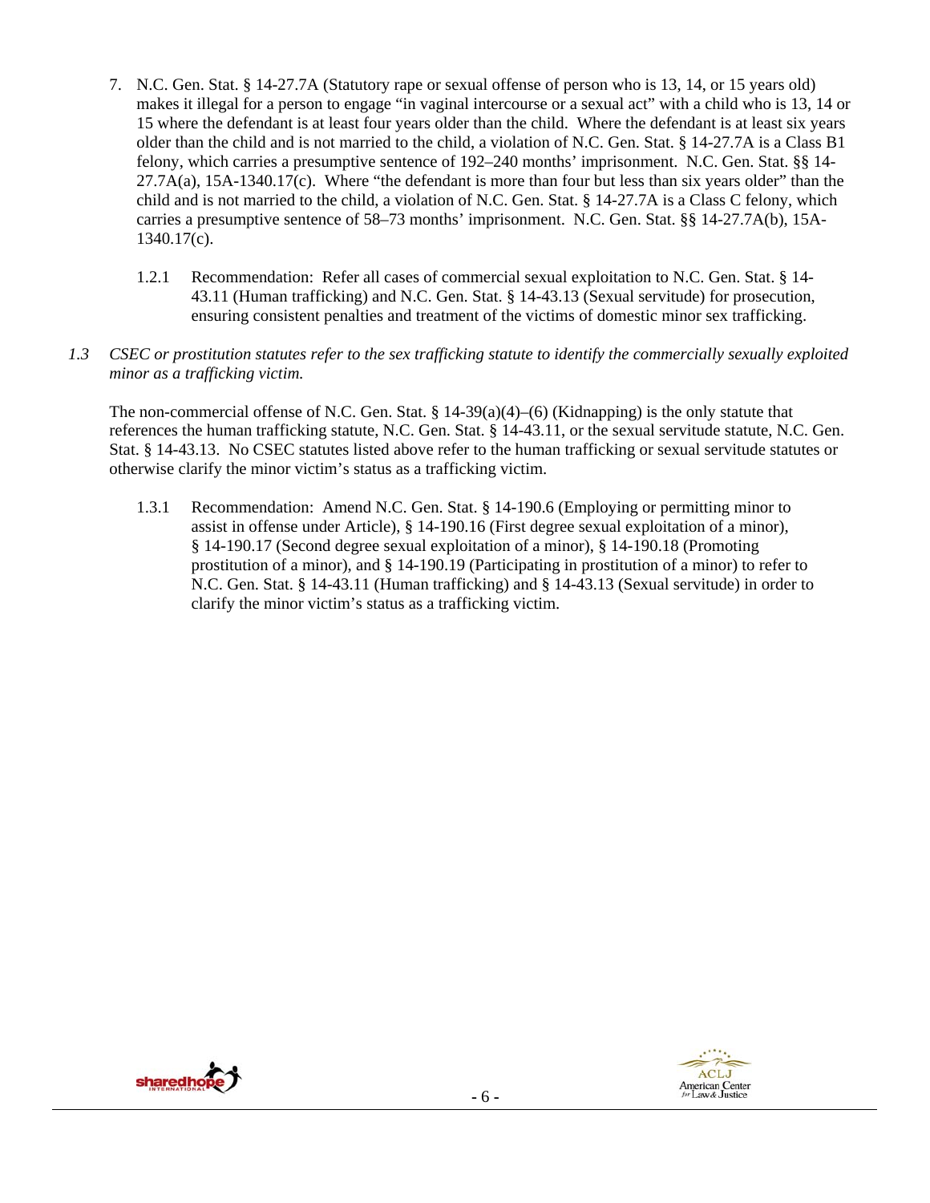7. N.C. Gen. Stat. § 14-27.7A (Statutory rape or sexual offense of person who is 13, 14, or 15 years old) makes it illegal for a person to engage "in vaginal intercourse or a sexual act" with a child who is 13, 14 or 15 where the defendant is at least four years older than the child. Where the defendant is at least six years older than the child and is not married to the child, a violation of N.C. Gen. Stat. § 14-27.7A is a Class B1 felony, which carries a presumptive sentence of 192–240 months' imprisonment. N.C. Gen. Stat. §§ 14-27.7A(a), 15A-1340.17(c). Where "the defendant is more than four but less than six years older" than the child and is not married to the child, a violation of N.C. Gen. Stat. § 14-27.7A is a Class C felony, which carries a presumptive sentence of 58–73 months' imprisonment. N.C. Gen. Stat. §§ 14-27.7A(b), 15A-1340.17(c).

   1.2.1 Recommendation: Refer all cases of commercial sexual exploitation to N.C. Gen. Stat. § 14-43.11 (Human trafficking) and N.C. Gen. Stat. § 14-43.13 (Sexual servitude) for prosecution, ensuring consistent penalties and treatment of the victims of domestic minor sex trafficking.

*1.3 CSEC or prostitution statutes refer to the sex trafficking statute to identify the commercially sexually exploited minor as a trafficking victim.*

The non-commercial offense of N.C. Gen. Stat. § 14-39(a)(4)–(6) (Kidnapping) is the only statute that references the human trafficking statute, N.C. Gen. Stat. § 14-43.11, or the sexual servitude statute, N.C. Gen. Stat. § 14-43.13. No CSEC statutes listed above refer to the human trafficking or sexual servitude statutes or otherwise clarify the minor victim's status as a trafficking victim.

   1.3.1 Recommendation: Amend N.C. Gen. Stat. § 14-190.6 (Employing or permitting minor to assist in offense under Article), § 14-190.16 (First degree sexual exploitation of a minor), § 14-190.17 (Second degree sexual exploitation of a minor), § 14-190.18 (Promoting prostitution of a minor), and § 14-190.19 (Participating in prostitution of a minor) to refer to N.C. Gen. Stat. § 14-43.11 (Human trafficking) and § 14-43.13 (Sexual servitude) in order to clarify the minor victim's status as a trafficking victim.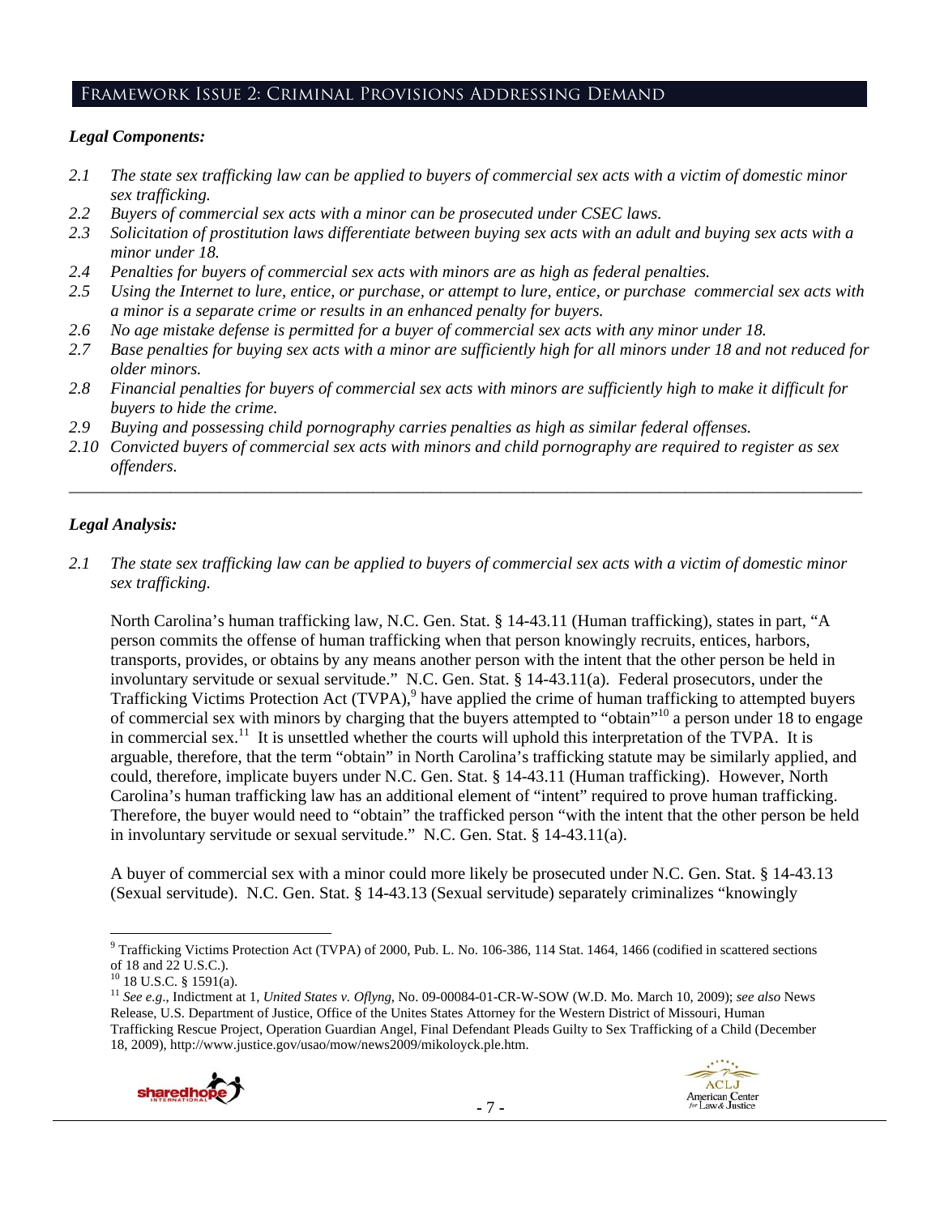## Framework Issue 2: Criminal Provisions Addressing Demand

### *Legal Components:*

*2.1 The state sex trafficking law can be applied to buyers of commercial sex acts with a victim of domestic minor sex trafficking.*

*2.2 Buyers of commercial sex acts with a minor can be prosecuted under CSEC laws.*

*2.3 Solicitation of prostitution laws differentiate between buying sex acts with an adult and buying sex acts with a minor under 18.*

*2.4 Penalties for buyers of commercial sex acts with minors are as high as federal penalties.*

*2.5 Using the Internet to lure, entice, or purchase, or attempt to lure, entice, or purchase commercial sex acts with a minor is a separate crime or results in an enhanced penalty for buyers.*

*2.6 No age mistake defense is permitted for a buyer of commercial sex acts with any minor under 18.*

*2.7 Base penalties for buying sex acts with a minor are sufficiently high for all minors under 18 and not reduced for older minors.*

*2.8 Financial penalties for buyers of commercial sex acts with minors are sufficiently high to make it difficult for buyers to hide the crime.*

*2.9 Buying and possessing child pornography carries penalties as high as similar federal offenses.*

*2.10 Convicted buyers of commercial sex acts with minors and child pornography are required to register as sex offenders.*

---

### *Legal Analysis:*

*2.1 The state sex trafficking law can be applied to buyers of commercial sex acts with a victim of domestic minor sex trafficking.*

North Carolina's human trafficking law, N.C. Gen. Stat. § 14-43.11 (Human trafficking), states in part, "A person commits the offense of human trafficking when that person knowingly recruits, entices, harbors, transports, provides, or obtains by any means another person with the intent that the other person be held in involuntary servitude or sexual servitude." N.C. Gen. Stat. § 14-43.11(a). Federal prosecutors, under the Trafficking Victims Protection Act (TVPA),[9] have applied the crime of human trafficking to attempted buyers of commercial sex with minors by charging that the buyers attempted to "obtain"[10] a person under 18 to engage in commercial sex.[11] It is unsettled whether the courts will uphold this interpretation of the TVPA. It is arguable, therefore, that the term "obtain" in North Carolina's trafficking statute may be similarly applied, and could, therefore, implicate buyers under N.C. Gen. Stat. § 14-43.11 (Human trafficking). However, North Carolina's human trafficking law has an additional element of "intent" required to prove human trafficking. Therefore, the buyer would need to "obtain" the trafficked person "with the intent that the other person be held in involuntary servitude or sexual servitude." N.C. Gen. Stat. § 14-43.11(a).

A buyer of commercial sex with a minor could more likely be prosecuted under N.C. Gen. Stat. § 14-43.13 (Sexual servitude). N.C. Gen. Stat. § 14-43.13 (Sexual servitude) separately criminalizes "knowingly

---

[9] Trafficking Victims Protection Act (TVPA) of 2000, Pub. L. No. 106-386, 114 Stat. 1464, 1466 (codified in scattered sections of 18 and 22 U.S.C.).

[10] 18 U.S.C. § 1591(a).

[11] *See e.g.*, Indictment at 1, *United States v. Oflyng*, No. 09-00084-01-CR-W-SOW (W.D. Mo. March 10, 2009); *see also* News Release, U.S. Department of Justice, Office of the Unites States Attorney for the Western District of Missouri, Human Trafficking Rescue Project, Operation Guardian Angel, Final Defendant Pleads Guilty to Sex Trafficking of a Child (December 18, 2009), http://www.justice.gov/usao/mow/news2009/mikoloyck.ple.htm.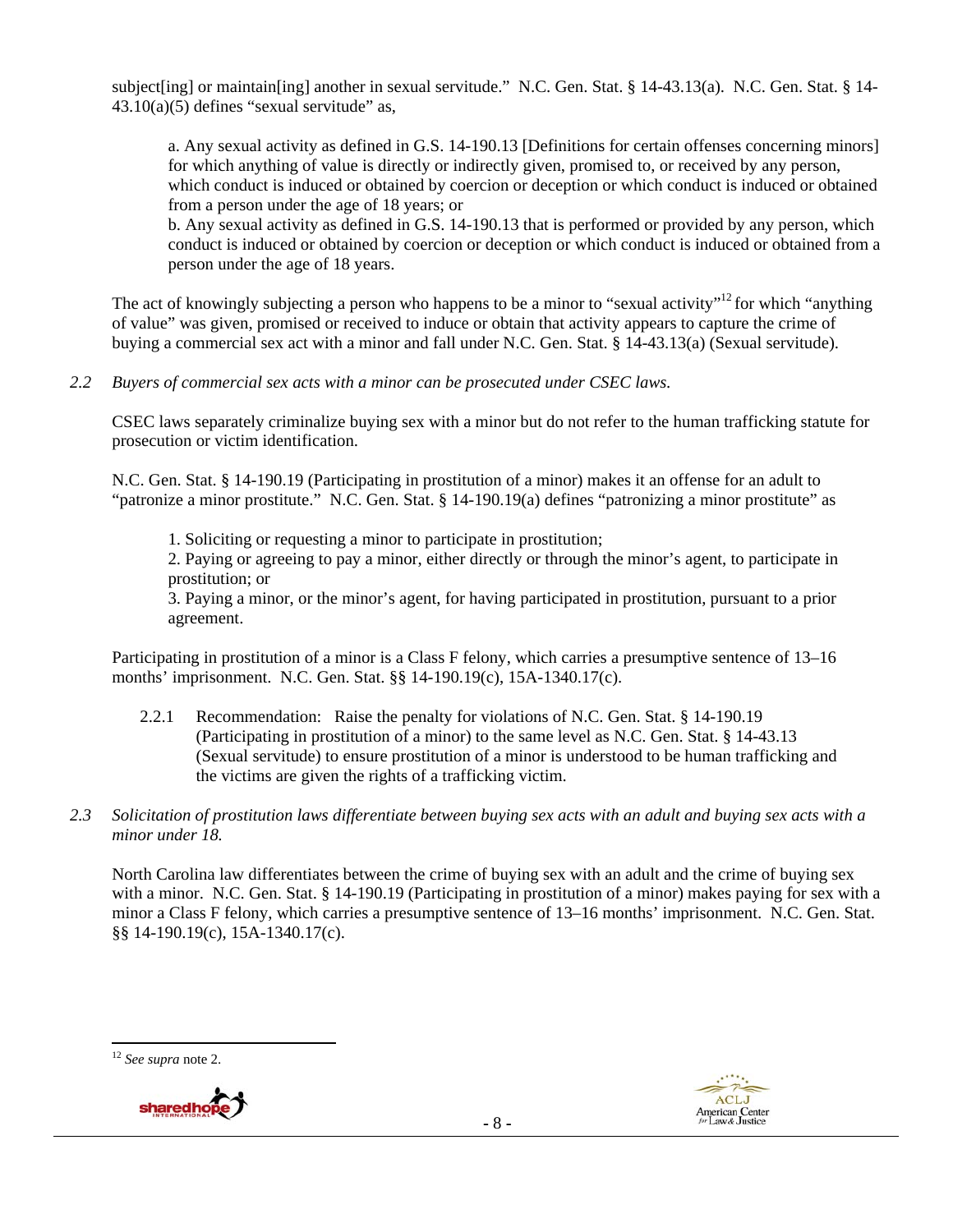subject[ing] or maintain[ing] another in sexual servitude." N.C. Gen. Stat. § 14-43.13(a). N.C. Gen. Stat. § 14-43.10(a)(5) defines "sexual servitude" as,

> a. Any sexual activity as defined in G.S. 14-190.13 [Definitions for certain offenses concerning minors] for which anything of value is directly or indirectly given, promised to, or received by any person, which conduct is induced or obtained by coercion or deception or which conduct is induced or obtained from a person under the age of 18 years; or
>
> b. Any sexual activity as defined in G.S. 14-190.13 that is performed or provided by any person, which conduct is induced or obtained by coercion or deception or which conduct is induced or obtained from a person under the age of 18 years.

The act of knowingly subjecting a person who happens to be a minor to "sexual activity"[12] for which "anything of value" was given, promised or received to induce or obtain that activity appears to capture the crime of buying a commercial sex act with a minor and fall under N.C. Gen. Stat. § 14-43.13(a) (Sexual servitude).

*2.2 Buyers of commercial sex acts with a minor can be prosecuted under CSEC laws.*

CSEC laws separately criminalize buying sex with a minor but do not refer to the human trafficking statute for prosecution or victim identification.

N.C. Gen. Stat. § 14-190.19 (Participating in prostitution of a minor) makes it an offense for an adult to "patronize a minor prostitute." N.C. Gen. Stat. § 14-190.19(a) defines "patronizing a minor prostitute" as

> 1. Soliciting or requesting a minor to participate in prostitution;
>
> 2. Paying or agreeing to pay a minor, either directly or through the minor's agent, to participate in prostitution; or
>
> 3. Paying a minor, or the minor's agent, for having participated in prostitution, pursuant to a prior agreement.

Participating in prostitution of a minor is a Class F felony, which carries a presumptive sentence of 13–16 months' imprisonment. N.C. Gen. Stat. §§ 14-190.19(c), 15A-1340.17(c).

> 2.2.1 Recommendation: Raise the penalty for violations of N.C. Gen. Stat. § 14-190.19 (Participating in prostitution of a minor) to the same level as N.C. Gen. Stat. § 14-43.13 (Sexual servitude) to ensure prostitution of a minor is understood to be human trafficking and the victims are given the rights of a trafficking victim.

*2.3 Solicitation of prostitution laws differentiate between buying sex acts with an adult and buying sex acts with a minor under 18.*

North Carolina law differentiates between the crime of buying sex with an adult and the crime of buying sex with a minor. N.C. Gen. Stat. § 14-190.19 (Participating in prostitution of a minor) makes paying for sex with a minor a Class F felony, which carries a presumptive sentence of 13–16 months' imprisonment. N.C. Gen. Stat. §§ 14-190.19(c), 15A-1340.17(c).

---

[12] *See supra* note 2.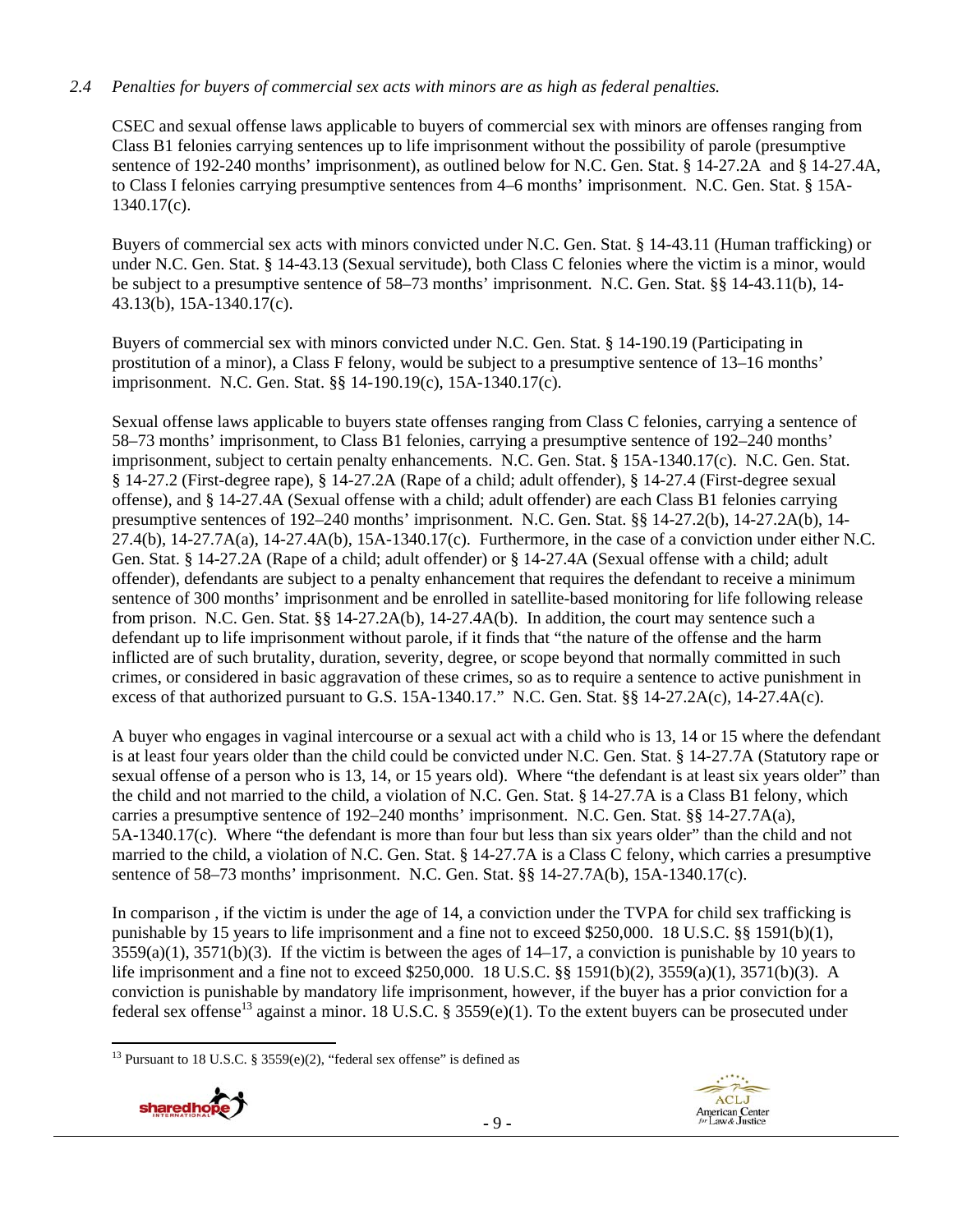*2.4 Penalties for buyers of commercial sex acts with minors are as high as federal penalties.*

CSEC and sexual offense laws applicable to buyers of commercial sex with minors are offenses ranging from Class B1 felonies carrying sentences up to life imprisonment without the possibility of parole (presumptive sentence of 192-240 months' imprisonment), as outlined below for N.C. Gen. Stat. § 14-27.2A and § 14-27.4A, to Class I felonies carrying presumptive sentences from 4–6 months' imprisonment. N.C. Gen. Stat. § 15A-1340.17(c).

Buyers of commercial sex acts with minors convicted under N.C. Gen. Stat. § 14-43.11 (Human trafficking) or under N.C. Gen. Stat. § 14-43.13 (Sexual servitude), both Class C felonies where the victim is a minor, would be subject to a presumptive sentence of 58–73 months' imprisonment. N.C. Gen. Stat. §§ 14-43.11(b), 14-43.13(b), 15A-1340.17(c).

Buyers of commercial sex with minors convicted under N.C. Gen. Stat. § 14-190.19 (Participating in prostitution of a minor), a Class F felony, would be subject to a presumptive sentence of 13–16 months' imprisonment. N.C. Gen. Stat. §§ 14-190.19(c), 15A-1340.17(c).

Sexual offense laws applicable to buyers state offenses ranging from Class C felonies, carrying a sentence of 58–73 months' imprisonment, to Class B1 felonies, carrying a presumptive sentence of 192–240 months' imprisonment, subject to certain penalty enhancements. N.C. Gen. Stat. § 15A-1340.17(c). N.C. Gen. Stat. § 14-27.2 (First-degree rape), § 14-27.2A (Rape of a child; adult offender), § 14-27.4 (First-degree sexual offense), and § 14-27.4A (Sexual offense with a child; adult offender) are each Class B1 felonies carrying presumptive sentences of 192–240 months' imprisonment. N.C. Gen. Stat. §§ 14-27.2(b), 14-27.2A(b), 14-27.4(b), 14-27.7A(a), 14-27.4A(b), 15A-1340.17(c). Furthermore, in the case of a conviction under either N.C. Gen. Stat. § 14-27.2A (Rape of a child; adult offender) or § 14-27.4A (Sexual offense with a child; adult offender), defendants are subject to a penalty enhancement that requires the defendant to receive a minimum sentence of 300 months' imprisonment and be enrolled in satellite-based monitoring for life following release from prison. N.C. Gen. Stat. §§ 14-27.2A(b), 14-27.4A(b). In addition, the court may sentence such a defendant up to life imprisonment without parole, if it finds that "the nature of the offense and the harm inflicted are of such brutality, duration, severity, degree, or scope beyond that normally committed in such crimes, or considered in basic aggravation of these crimes, so as to require a sentence to active punishment in excess of that authorized pursuant to G.S. 15A-1340.17." N.C. Gen. Stat. §§ 14-27.2A(c), 14-27.4A(c).

A buyer who engages in vaginal intercourse or a sexual act with a child who is 13, 14 or 15 where the defendant is at least four years older than the child could be convicted under N.C. Gen. Stat. § 14-27.7A (Statutory rape or sexual offense of a person who is 13, 14, or 15 years old). Where "the defendant is at least six years older" than the child and not married to the child, a violation of N.C. Gen. Stat. § 14-27.7A is a Class B1 felony, which carries a presumptive sentence of 192–240 months' imprisonment. N.C. Gen. Stat. §§ 14-27.7A(a), 5A-1340.17(c). Where "the defendant is more than four but less than six years older" than the child and not married to the child, a violation of N.C. Gen. Stat. § 14-27.7A is a Class C felony, which carries a presumptive sentence of 58–73 months' imprisonment. N.C. Gen. Stat. §§ 14-27.7A(b), 15A-1340.17(c).

In comparison , if the victim is under the age of 14, a conviction under the TVPA for child sex trafficking is punishable by 15 years to life imprisonment and a fine not to exceed $250,000. 18 U.S.C. §§ 1591(b)(1), 3559(a)(1), 3571(b)(3). If the victim is between the ages of 14–17, a conviction is punishable by 10 years to life imprisonment and a fine not to exceed $250,000. 18 U.S.C. §§ 1591(b)(2), 3559(a)(1), 3571(b)(3). A conviction is punishable by mandatory life imprisonment, however, if the buyer has a prior conviction for a federal sex offense[13] against a minor. 18 U.S.C. § 3559(e)(1). To the extent buyers can be prosecuted under

[13] Pursuant to 18 U.S.C. § 3559(e)(2), "federal sex offense" is defined as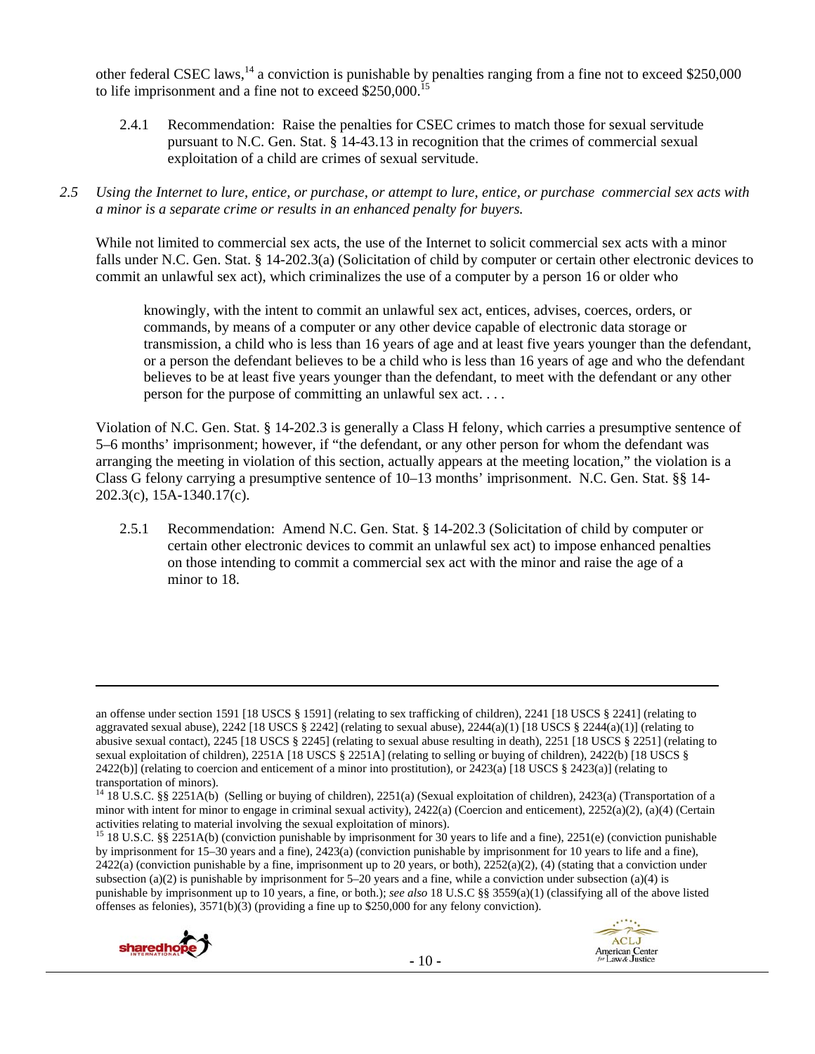other federal CSEC laws,[14] a conviction is punishable by penalties ranging from a fine not to exceed $250,000 to life imprisonment and a fine not to exceed $250,000.[15]

2.4.1 Recommendation: Raise the penalties for CSEC crimes to match those for sexual servitude pursuant to N.C. Gen. Stat. § 14-43.13 in recognition that the crimes of commercial sexual exploitation of a child are crimes of sexual servitude.

*2.5 Using the Internet to lure, entice, or purchase, or attempt to lure, entice, or purchase commercial sex acts with a minor is a separate crime or results in an enhanced penalty for buyers.*

While not limited to commercial sex acts, the use of the Internet to solicit commercial sex acts with a minor falls under N.C. Gen. Stat. § 14-202.3(a) (Solicitation of child by computer or certain other electronic devices to commit an unlawful sex act), which criminalizes the use of a computer by a person 16 or older who

> knowingly, with the intent to commit an unlawful sex act, entices, advises, coerces, orders, or commands, by means of a computer or any other device capable of electronic data storage or transmission, a child who is less than 16 years of age and at least five years younger than the defendant, or a person the defendant believes to be a child who is less than 16 years of age and who the defendant believes to be at least five years younger than the defendant, to meet with the defendant or any other person for the purpose of committing an unlawful sex act. . . .

Violation of N.C. Gen. Stat. § 14-202.3 is generally a Class H felony, which carries a presumptive sentence of 5–6 months' imprisonment; however, if "the defendant, or any other person for whom the defendant was arranging the meeting in violation of this section, actually appears at the meeting location," the violation is a Class G felony carrying a presumptive sentence of 10–13 months' imprisonment. N.C. Gen. Stat. §§ 14-202.3(c), 15A-1340.17(c).

2.5.1 Recommendation: Amend N.C. Gen. Stat. § 14-202.3 (Solicitation of child by computer or certain other electronic devices to commit an unlawful sex act) to impose enhanced penalties on those intending to commit a commercial sex act with the minor and raise the age of a minor to 18.

---

an offense under section 1591 [18 USCS § 1591] (relating to sex trafficking of children), 2241 [18 USCS § 2241] (relating to aggravated sexual abuse), 2242 [18 USCS § 2242] (relating to sexual abuse), 2244(a)(1) [18 USCS § 2244(a)(1)] (relating to abusive sexual contact), 2245 [18 USCS § 2245] (relating to sexual abuse resulting in death), 2251 [18 USCS § 2251] (relating to sexual exploitation of children), 2251A [18 USCS § 2251A] (relating to selling or buying of children), 2422(b) [18 USCS § 2422(b)] (relating to coercion and enticement of a minor into prostitution), or 2423(a) [18 USCS § 2423(a)] (relating to transportation of minors).

[14] 18 U.S.C. §§ 2251A(b) (Selling or buying of children), 2251(a) (Sexual exploitation of children), 2423(a) (Transportation of a minor with intent for minor to engage in criminal sexual activity), 2422(a) (Coercion and enticement), 2252(a)(2), (a)(4) (Certain activities relating to material involving the sexual exploitation of minors).

[15] 18 U.S.C. §§ 2251A(b) (conviction punishable by imprisonment for 30 years to life and a fine), 2251(e) (conviction punishable by imprisonment for 15–30 years and a fine), 2423(a) (conviction punishable by imprisonment for 10 years to life and a fine), 2422(a) (conviction punishable by a fine, imprisonment up to 20 years, or both), 2252(a)(2), (4) (stating that a conviction under subsection (a)(2) is punishable by imprisonment for 5–20 years and a fine, while a conviction under subsection (a)(4) is punishable by imprisonment up to 10 years, a fine, or both.); *see also* 18 U.S.C §§ 3559(a)(1) (classifying all of the above listed offenses as felonies), 3571(b)(3) (providing a fine up to $250,000 for any felony conviction).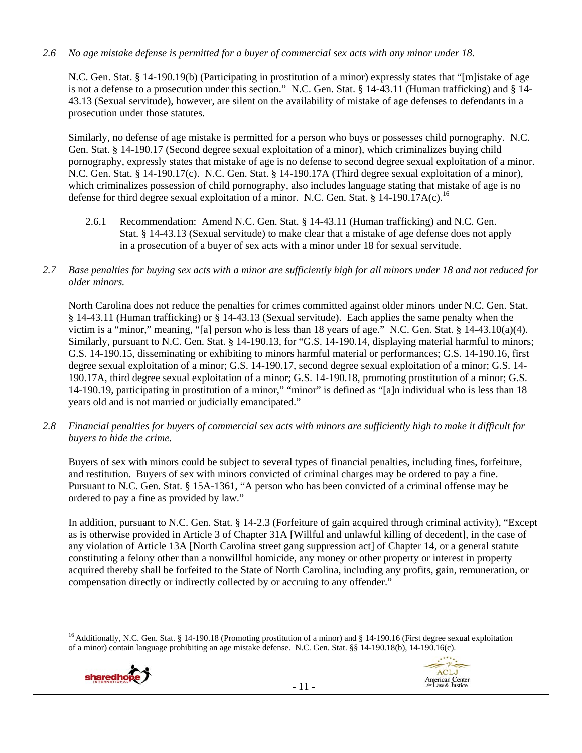*2.6 No age mistake defense is permitted for a buyer of commercial sex acts with any minor under 18.*

N.C. Gen. Stat. § 14-190.19(b) (Participating in prostitution of a minor) expressly states that "[m]istake of age is not a defense to a prosecution under this section." N.C. Gen. Stat. § 14-43.11 (Human trafficking) and § 14-43.13 (Sexual servitude), however, are silent on the availability of mistake of age defenses to defendants in a prosecution under those statutes.

Similarly, no defense of age mistake is permitted for a person who buys or possesses child pornography. N.C. Gen. Stat. § 14-190.17 (Second degree sexual exploitation of a minor), which criminalizes buying child pornography, expressly states that mistake of age is no defense to second degree sexual exploitation of a minor. N.C. Gen. Stat. § 14-190.17(c). N.C. Gen. Stat. § 14-190.17A (Third degree sexual exploitation of a minor), which criminalizes possession of child pornography, also includes language stating that mistake of age is no defense for third degree sexual exploitation of a minor. N.C. Gen. Stat. § 14-190.17A(c).[16]

2.6.1 Recommendation: Amend N.C. Gen. Stat. § 14-43.11 (Human trafficking) and N.C. Gen. Stat. § 14-43.13 (Sexual servitude) to make clear that a mistake of age defense does not apply in a prosecution of a buyer of sex acts with a minor under 18 for sexual servitude.

*2.7 Base penalties for buying sex acts with a minor are sufficiently high for all minors under 18 and not reduced for older minors.*

North Carolina does not reduce the penalties for crimes committed against older minors under N.C. Gen. Stat. § 14-43.11 (Human trafficking) or § 14-43.13 (Sexual servitude). Each applies the same penalty when the victim is a "minor," meaning, "[a] person who is less than 18 years of age." N.C. Gen. Stat. § 14-43.10(a)(4). Similarly, pursuant to N.C. Gen. Stat. § 14-190.13, for "G.S. 14-190.14, displaying material harmful to minors; G.S. 14-190.15, disseminating or exhibiting to minors harmful material or performances; G.S. 14-190.16, first degree sexual exploitation of a minor; G.S. 14-190.17, second degree sexual exploitation of a minor; G.S. 14-190.17A, third degree sexual exploitation of a minor; G.S. 14-190.18, promoting prostitution of a minor; G.S. 14-190.19, participating in prostitution of a minor," "minor" is defined as "[a]n individual who is less than 18 years old and is not married or judicially emancipated."

*2.8 Financial penalties for buyers of commercial sex acts with minors are sufficiently high to make it difficult for buyers to hide the crime.*

Buyers of sex with minors could be subject to several types of financial penalties, including fines, forfeiture, and restitution. Buyers of sex with minors convicted of criminal charges may be ordered to pay a fine. Pursuant to N.C. Gen. Stat. § 15A-1361, "A person who has been convicted of a criminal offense may be ordered to pay a fine as provided by law."

In addition, pursuant to N.C. Gen. Stat. § 14-2.3 (Forfeiture of gain acquired through criminal activity), "Except as is otherwise provided in Article 3 of Chapter 31A [Willful and unlawful killing of decedent], in the case of any violation of Article 13A [North Carolina street gang suppression act] of Chapter 14, or a general statute constituting a felony other than a nonwillful homicide, any money or other property or interest in property acquired thereby shall be forfeited to the State of North Carolina, including any profits, gain, remuneration, or compensation directly or indirectly collected by or accruing to any offender."

---

[16] Additionally, N.C. Gen. Stat. § 14-190.18 (Promoting prostitution of a minor) and § 14-190.16 (First degree sexual exploitation of a minor) contain language prohibiting an age mistake defense. N.C. Gen. Stat. §§ 14-190.18(b), 14-190.16(c).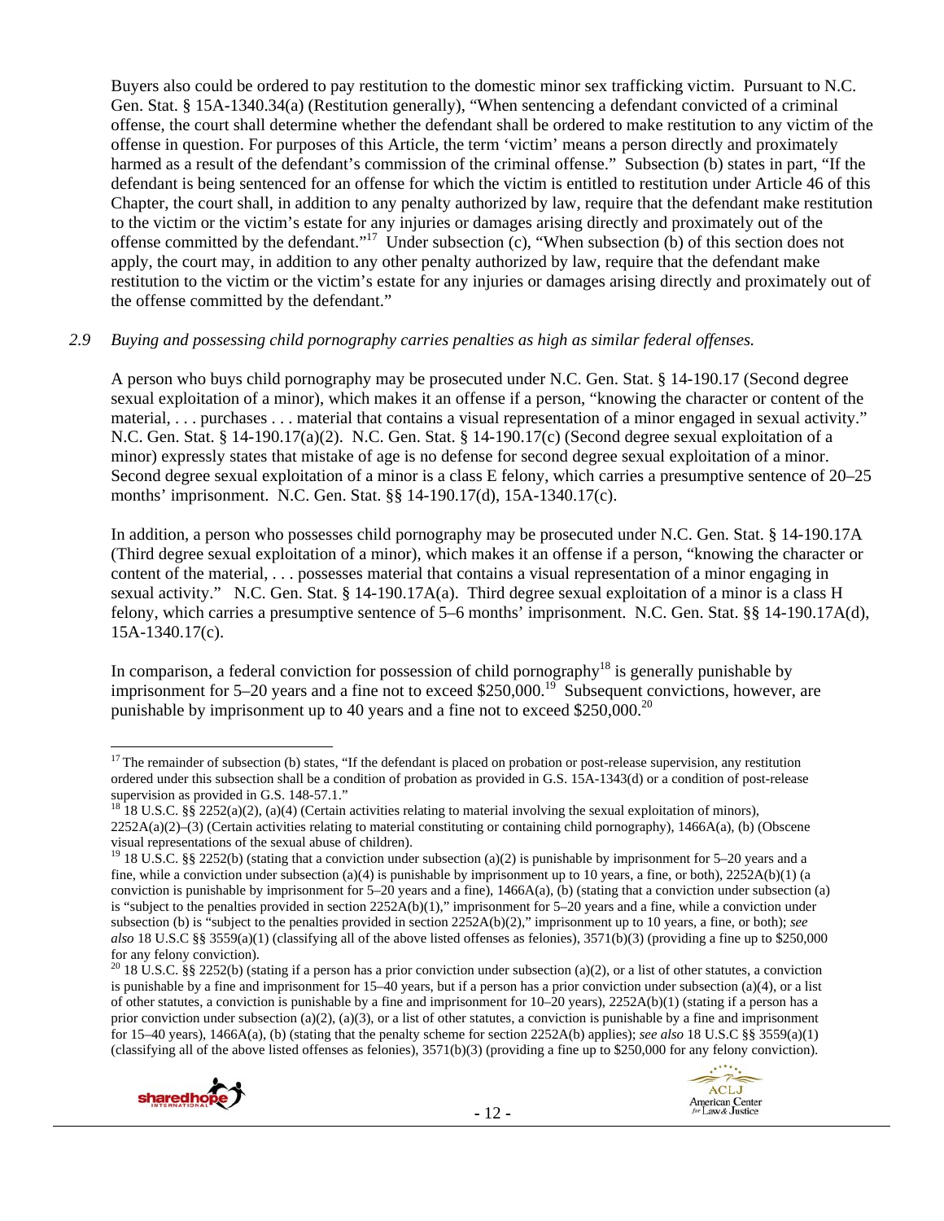Buyers also could be ordered to pay restitution to the domestic minor sex trafficking victim. Pursuant to N.C. Gen. Stat. § 15A-1340.34(a) (Restitution generally), "When sentencing a defendant convicted of a criminal offense, the court shall determine whether the defendant shall be ordered to make restitution to any victim of the offense in question. For purposes of this Article, the term 'victim' means a person directly and proximately harmed as a result of the defendant's commission of the criminal offense." Subsection (b) states in part, "If the defendant is being sentenced for an offense for which the victim is entitled to restitution under Article 46 of this Chapter, the court shall, in addition to any penalty authorized by law, require that the defendant make restitution to the victim or the victim's estate for any injuries or damages arising directly and proximately out of the offense committed by the defendant."[17] Under subsection (c), "When subsection (b) of this section does not apply, the court may, in addition to any other penalty authorized by law, require that the defendant make restitution to the victim or the victim's estate for any injuries or damages arising directly and proximately out of the offense committed by the defendant."

*2.9 Buying and possessing child pornography carries penalties as high as similar federal offenses.*

A person who buys child pornography may be prosecuted under N.C. Gen. Stat. § 14-190.17 (Second degree sexual exploitation of a minor), which makes it an offense if a person, "knowing the character or content of the material, . . . purchases . . . material that contains a visual representation of a minor engaged in sexual activity." N.C. Gen. Stat. § 14-190.17(a)(2). N.C. Gen. Stat. § 14-190.17(c) (Second degree sexual exploitation of a minor) expressly states that mistake of age is no defense for second degree sexual exploitation of a minor. Second degree sexual exploitation of a minor is a class E felony, which carries a presumptive sentence of 20–25 months' imprisonment. N.C. Gen. Stat. §§ 14-190.17(d), 15A-1340.17(c).

In addition, a person who possesses child pornography may be prosecuted under N.C. Gen. Stat. § 14-190.17A (Third degree sexual exploitation of a minor), which makes it an offense if a person, "knowing the character or content of the material, . . . possesses material that contains a visual representation of a minor engaging in sexual activity." N.C. Gen. Stat. § 14-190.17A(a). Third degree sexual exploitation of a minor is a class H felony, which carries a presumptive sentence of 5–6 months' imprisonment. N.C. Gen. Stat. §§ 14-190.17A(d), 15A-1340.17(c).

In comparison, a federal conviction for possession of child pornography[18] is generally punishable by imprisonment for 5–20 years and a fine not to exceed $250,000.[19] Subsequent convictions, however, are punishable by imprisonment up to 40 years and a fine not to exceed $250,000.[20]

---

[17] The remainder of subsection (b) states, "If the defendant is placed on probation or post-release supervision, any restitution ordered under this subsection shall be a condition of probation as provided in G.S. 15A-1343(d) or a condition of post-release supervision as provided in G.S. 148-57.1."

[18] 18 U.S.C. §§ 2252(a)(2), (a)(4) (Certain activities relating to material involving the sexual exploitation of minors), 2252A(a)(2)–(3) (Certain activities relating to material constituting or containing child pornography), 1466A(a), (b) (Obscene visual representations of the sexual abuse of children).

[19] 18 U.S.C. §§ 2252(b) (stating that a conviction under subsection (a)(2) is punishable by imprisonment for 5–20 years and a fine, while a conviction under subsection (a)(4) is punishable by imprisonment up to 10 years, a fine, or both), 2252A(b)(1) (a conviction is punishable by imprisonment for 5–20 years and a fine), 1466A(a), (b) (stating that a conviction under subsection (a) is "subject to the penalties provided in section 2252A(b)(1)," imprisonment for 5–20 years and a fine, while a conviction under subsection (b) is "subject to the penalties provided in section 2252A(b)(2)," imprisonment up to 10 years, a fine, or both); *see also* 18 U.S.C §§ 3559(a)(1) (classifying all of the above listed offenses as felonies), 3571(b)(3) (providing a fine up to $250,000 for any felony conviction).

[20] 18 U.S.C. §§ 2252(b) (stating if a person has a prior conviction under subsection (a)(2), or a list of other statutes, a conviction is punishable by a fine and imprisonment for 15–40 years, but if a person has a prior conviction under subsection (a)(4), or a list of other statutes, a conviction is punishable by a fine and imprisonment for 10–20 years), 2252A(b)(1) (stating if a person has a prior conviction under subsection (a)(2), (a)(3), or a list of other statutes, a conviction is punishable by a fine and imprisonment for 15–40 years), 1466A(a), (b) (stating that the penalty scheme for section 2252A(b) applies); *see also* 18 U.S.C §§ 3559(a)(1) (classifying all of the above listed offenses as felonies), 3571(b)(3) (providing a fine up to $250,000 for any felony conviction).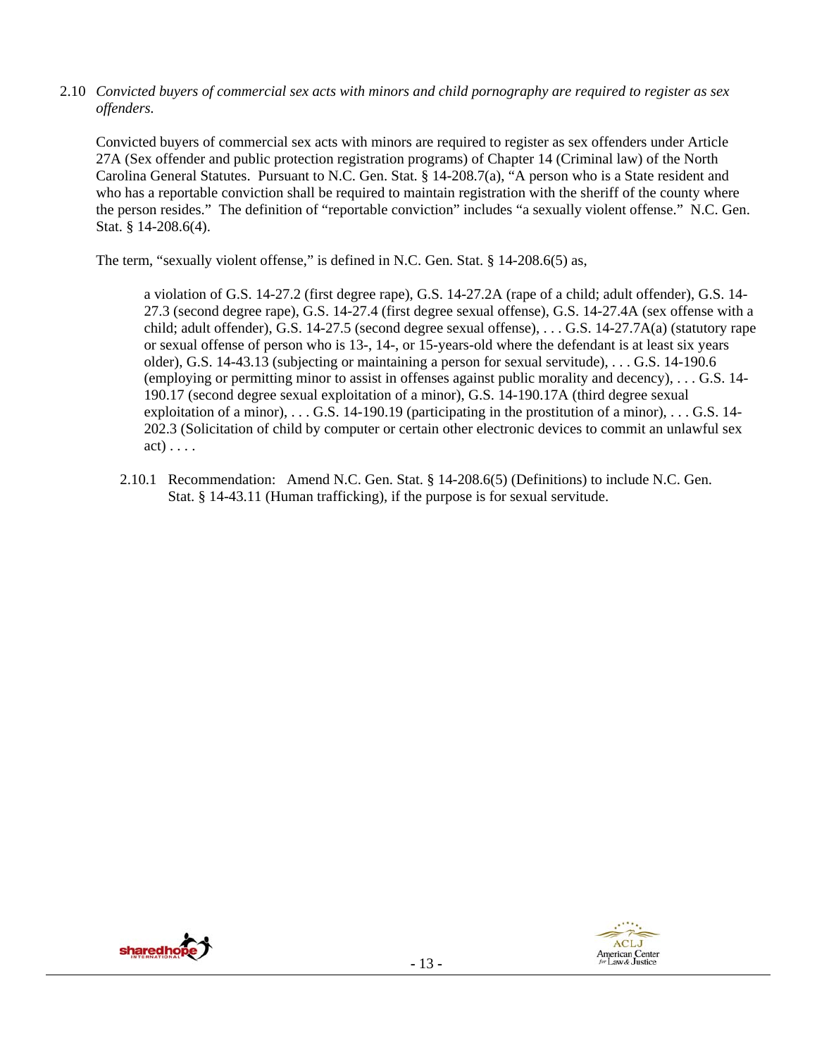2.10 *Convicted buyers of commercial sex acts with minors and child pornography are required to register as sex offenders.*

Convicted buyers of commercial sex acts with minors are required to register as sex offenders under Article 27A (Sex offender and public protection registration programs) of Chapter 14 (Criminal law) of the North Carolina General Statutes. Pursuant to N.C. Gen. Stat. § 14-208.7(a), "A person who is a State resident and who has a reportable conviction shall be required to maintain registration with the sheriff of the county where the person resides." The definition of "reportable conviction" includes "a sexually violent offense." N.C. Gen. Stat. § 14-208.6(4).

The term, "sexually violent offense," is defined in N.C. Gen. Stat. § 14-208.6(5) as,

> a violation of G.S. 14-27.2 (first degree rape), G.S. 14-27.2A (rape of a child; adult offender), G.S. 14-27.3 (second degree rape), G.S. 14-27.4 (first degree sexual offense), G.S. 14-27.4A (sex offense with a child; adult offender), G.S. 14-27.5 (second degree sexual offense), . . . G.S. 14-27.7A(a) (statutory rape or sexual offense of person who is 13-, 14-, or 15-years-old where the defendant is at least six years older), G.S. 14-43.13 (subjecting or maintaining a person for sexual servitude), . . . G.S. 14-190.6 (employing or permitting minor to assist in offenses against public morality and decency), . . . G.S. 14-190.17 (second degree sexual exploitation of a minor), G.S. 14-190.17A (third degree sexual exploitation of a minor), . . . G.S. 14-190.19 (participating in the prostitution of a minor), . . . G.S. 14-202.3 (Solicitation of child by computer or certain other electronic devices to commit an unlawful sex act) . . . .

2.10.1 Recommendation: Amend N.C. Gen. Stat. § 14-208.6(5) (Definitions) to include N.C. Gen. Stat. § 14-43.11 (Human trafficking), if the purpose is for sexual servitude.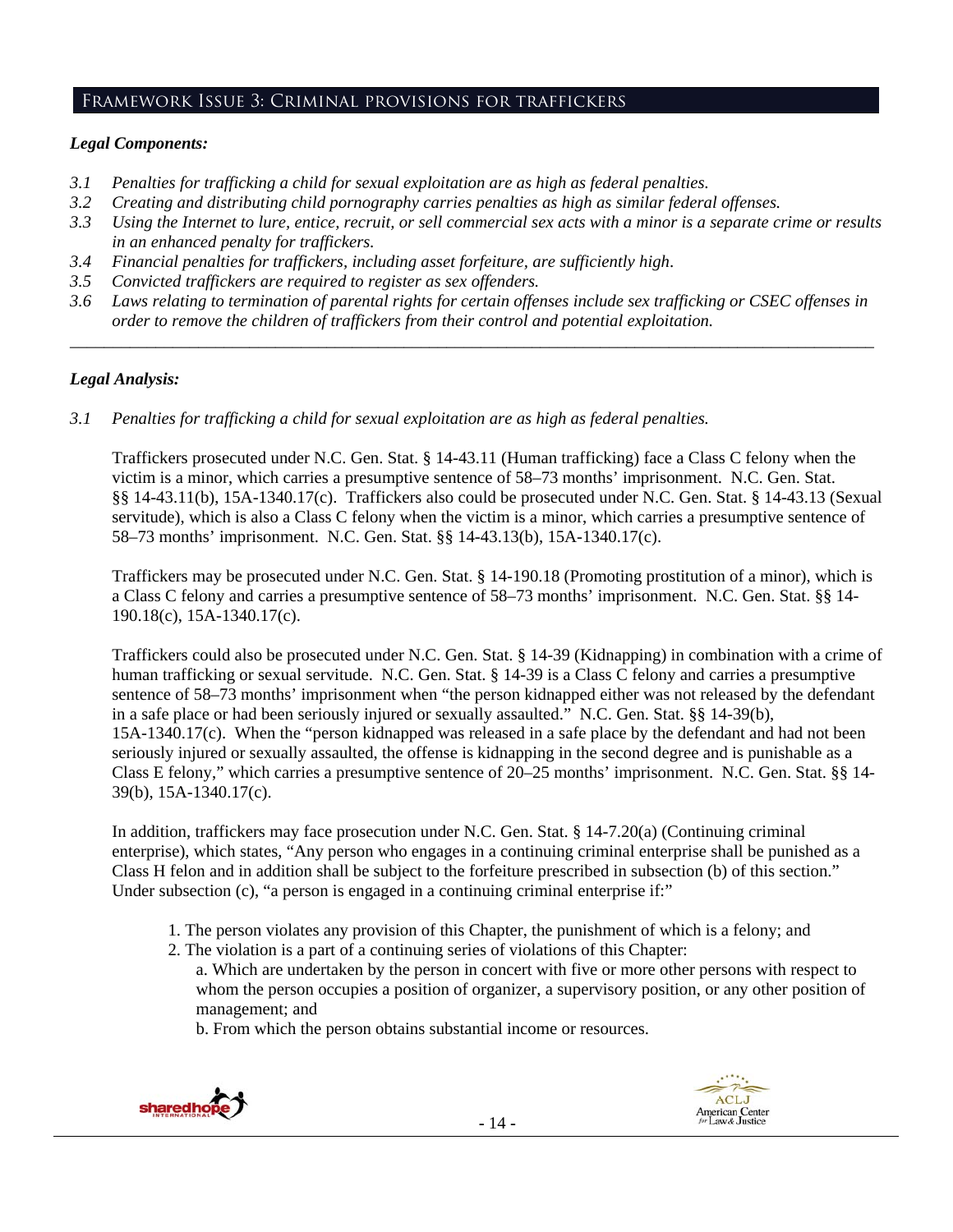## Framework Issue 3: Criminal provisions for traffickers

### *Legal Components:*

*3.1 Penalties for trafficking a child for sexual exploitation are as high as federal penalties.*
*3.2 Creating and distributing child pornography carries penalties as high as similar federal offenses.*
*3.3 Using the Internet to lure, entice, recruit, or sell commercial sex acts with a minor is a separate crime or results in an enhanced penalty for traffickers.*
*3.4 Financial penalties for traffickers, including asset forfeiture, are sufficiently high.*
*3.5 Convicted traffickers are required to register as sex offenders.*
*3.6 Laws relating to termination of parental rights for certain offenses include sex trafficking or CSEC offenses in order to remove the children of traffickers from their control and potential exploitation.*

---

### *Legal Analysis:*

*3.1 Penalties for trafficking a child for sexual exploitation are as high as federal penalties.*

Traffickers prosecuted under N.C. Gen. Stat. § 14-43.11 (Human trafficking) face a Class C felony when the victim is a minor, which carries a presumptive sentence of 58–73 months' imprisonment. N.C. Gen. Stat. §§ 14-43.11(b), 15A-1340.17(c). Traffickers also could be prosecuted under N.C. Gen. Stat. § 14-43.13 (Sexual servitude), which is also a Class C felony when the victim is a minor, which carries a presumptive sentence of 58–73 months' imprisonment. N.C. Gen. Stat. §§ 14-43.13(b), 15A-1340.17(c).

Traffickers may be prosecuted under N.C. Gen. Stat. § 14-190.18 (Promoting prostitution of a minor), which is a Class C felony and carries a presumptive sentence of 58–73 months' imprisonment. N.C. Gen. Stat. §§ 14-190.18(c), 15A-1340.17(c).

Traffickers could also be prosecuted under N.C. Gen. Stat. § 14-39 (Kidnapping) in combination with a crime of human trafficking or sexual servitude. N.C. Gen. Stat. § 14-39 is a Class C felony and carries a presumptive sentence of 58–73 months' imprisonment when "the person kidnapped either was not released by the defendant in a safe place or had been seriously injured or sexually assaulted." N.C. Gen. Stat. §§ 14-39(b), 15A-1340.17(c). When the "person kidnapped was released in a safe place by the defendant and had not been seriously injured or sexually assaulted, the offense is kidnapping in the second degree and is punishable as a Class E felony," which carries a presumptive sentence of 20–25 months' imprisonment. N.C. Gen. Stat. §§ 14-39(b), 15A-1340.17(c).

In addition, traffickers may face prosecution under N.C. Gen. Stat. § 14-7.20(a) (Continuing criminal enterprise), which states, "Any person who engages in a continuing criminal enterprise shall be punished as a Class H felon and in addition shall be subject to the forfeiture prescribed in subsection (b) of this section." Under subsection (c), "a person is engaged in a continuing criminal enterprise if:"

1. The person violates any provision of this Chapter, the punishment of which is a felony; and
2. The violation is a part of a continuing series of violations of this Chapter:
   a. Which are undertaken by the person in concert with five or more other persons with respect to whom the person occupies a position of organizer, a supervisory position, or any other position of management; and
   b. From which the person obtains substantial income or resources.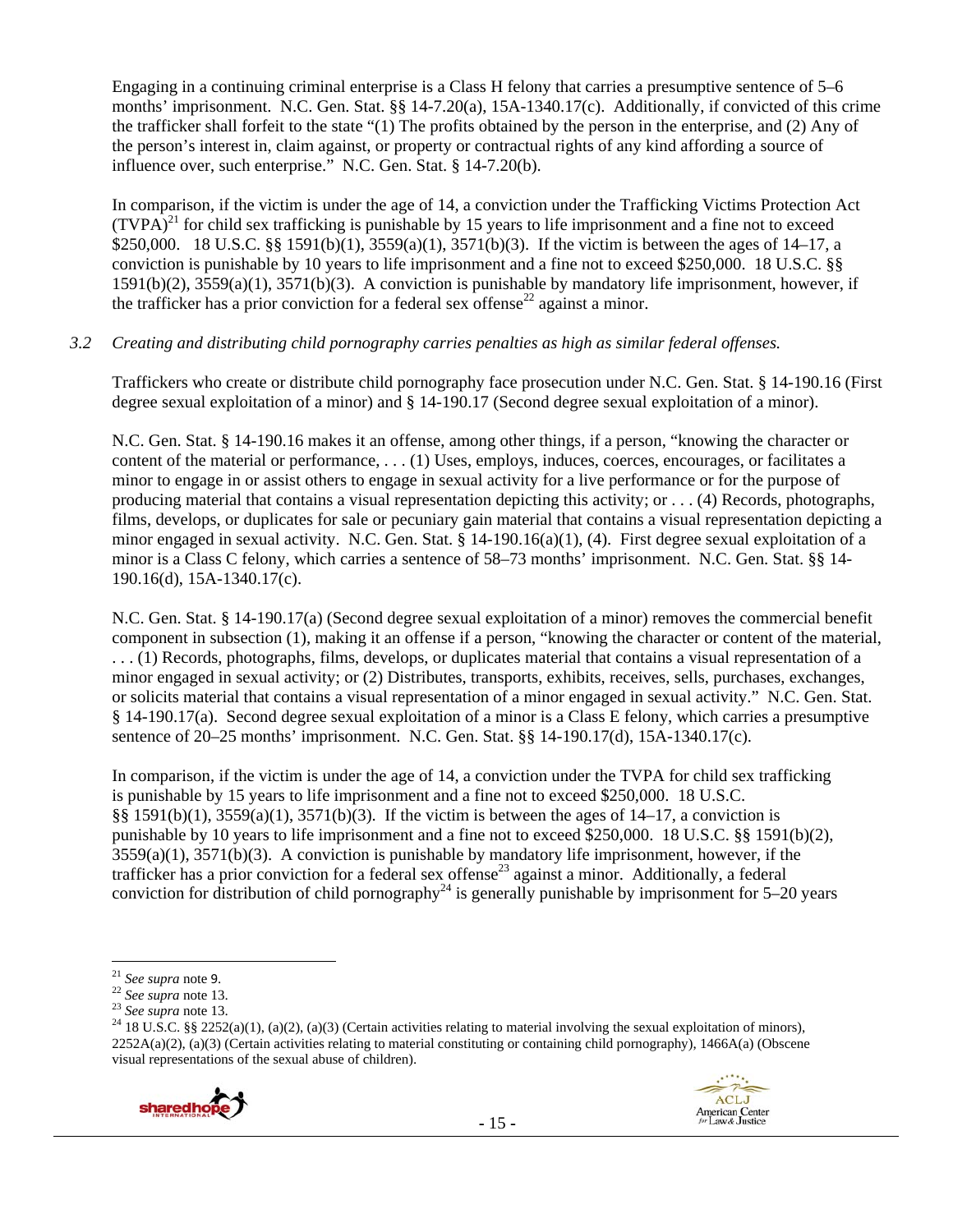Engaging in a continuing criminal enterprise is a Class H felony that carries a presumptive sentence of 5–6 months' imprisonment. N.C. Gen. Stat. §§ 14-7.20(a), 15A-1340.17(c). Additionally, if convicted of this crime the trafficker shall forfeit to the state "(1) The profits obtained by the person in the enterprise, and (2) Any of the person's interest in, claim against, or property or contractual rights of any kind affording a source of influence over, such enterprise." N.C. Gen. Stat. § 14-7.20(b).

In comparison, if the victim is under the age of 14, a conviction under the Trafficking Victims Protection Act (TVPA)[21] for child sex trafficking is punishable by 15 years to life imprisonment and a fine not to exceed $250,000. 18 U.S.C. §§ 1591(b)(1), 3559(a)(1), 3571(b)(3). If the victim is between the ages of 14–17, a conviction is punishable by 10 years to life imprisonment and a fine not to exceed $250,000. 18 U.S.C. §§ 1591(b)(2), 3559(a)(1), 3571(b)(3). A conviction is punishable by mandatory life imprisonment, however, if the trafficker has a prior conviction for a federal sex offense[22] against a minor.

### *3.2 Creating and distributing child pornography carries penalties as high as similar federal offenses.*

Traffickers who create or distribute child pornography face prosecution under N.C. Gen. Stat. § 14-190.16 (First degree sexual exploitation of a minor) and § 14-190.17 (Second degree sexual exploitation of a minor).

N.C. Gen. Stat. § 14-190.16 makes it an offense, among other things, if a person, "knowing the character or content of the material or performance, . . . (1) Uses, employs, induces, coerces, encourages, or facilitates a minor to engage in or assist others to engage in sexual activity for a live performance or for the purpose of producing material that contains a visual representation depicting this activity; or . . . (4) Records, photographs, films, develops, or duplicates for sale or pecuniary gain material that contains a visual representation depicting a minor engaged in sexual activity. N.C. Gen. Stat. § 14-190.16(a)(1), (4). First degree sexual exploitation of a minor is a Class C felony, which carries a sentence of 58–73 months' imprisonment. N.C. Gen. Stat. §§ 14-190.16(d), 15A-1340.17(c).

N.C. Gen. Stat. § 14-190.17(a) (Second degree sexual exploitation of a minor) removes the commercial benefit component in subsection (1), making it an offense if a person, "knowing the character or content of the material, . . . (1) Records, photographs, films, develops, or duplicates material that contains a visual representation of a minor engaged in sexual activity; or (2) Distributes, transports, exhibits, receives, sells, purchases, exchanges, or solicits material that contains a visual representation of a minor engaged in sexual activity." N.C. Gen. Stat. § 14-190.17(a). Second degree sexual exploitation of a minor is a Class E felony, which carries a presumptive sentence of 20–25 months' imprisonment. N.C. Gen. Stat. §§ 14-190.17(d), 15A-1340.17(c).

In comparison, if the victim is under the age of 14, a conviction under the TVPA for child sex trafficking is punishable by 15 years to life imprisonment and a fine not to exceed $250,000. 18 U.S.C. §§ 1591(b)(1), 3559(a)(1), 3571(b)(3). If the victim is between the ages of 14–17, a conviction is punishable by 10 years to life imprisonment and a fine not to exceed $250,000. 18 U.S.C. §§ 1591(b)(2), 3559(a)(1), 3571(b)(3). A conviction is punishable by mandatory life imprisonment, however, if the trafficker has a prior conviction for a federal sex offense[23] against a minor. Additionally, a federal conviction for distribution of child pornography[24] is generally punishable by imprisonment for 5–20 years

---

[21] *See supra* note 9.

[22] *See supra* note 13.

[23] *See supra* note 13.

[24] 18 U.S.C. §§ 2252(a)(1), (a)(2), (a)(3) (Certain activities relating to material involving the sexual exploitation of minors), 2252A(a)(2), (a)(3) (Certain activities relating to material constituting or containing child pornography), 1466A(a) (Obscene visual representations of the sexual abuse of children).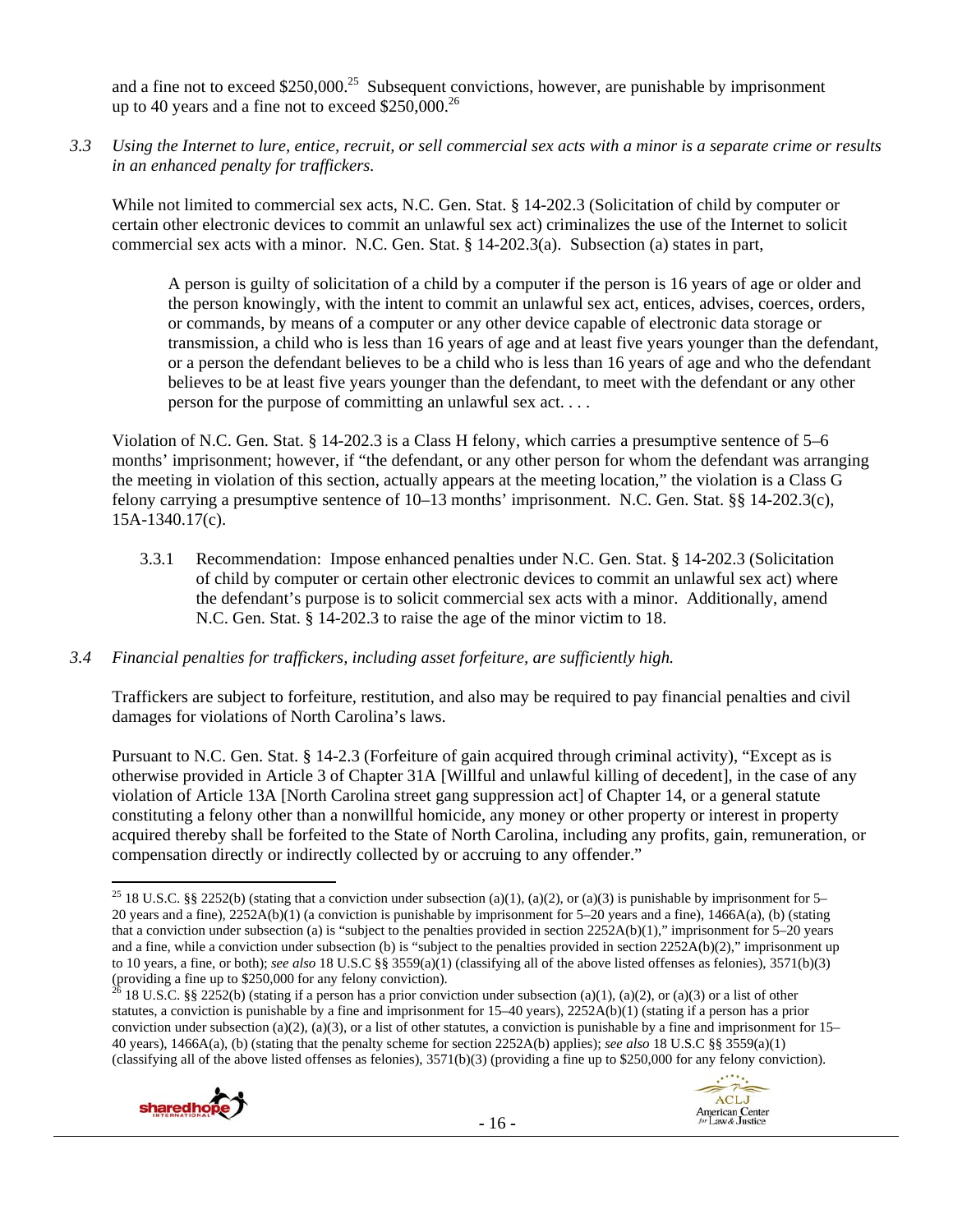and a fine not to exceed $250,000.[25] Subsequent convictions, however, are punishable by imprisonment up to 40 years and a fine not to exceed $250,000.[26]

*3.3 Using the Internet to lure, entice, recruit, or sell commercial sex acts with a minor is a separate crime or results in an enhanced penalty for traffickers.*

While not limited to commercial sex acts, N.C. Gen. Stat. § 14-202.3 (Solicitation of child by computer or certain other electronic devices to commit an unlawful sex act) criminalizes the use of the Internet to solicit commercial sex acts with a minor. N.C. Gen. Stat. § 14-202.3(a). Subsection (a) states in part,

> A person is guilty of solicitation of a child by a computer if the person is 16 years of age or older and the person knowingly, with the intent to commit an unlawful sex act, entices, advises, coerces, orders, or commands, by means of a computer or any other device capable of electronic data storage or transmission, a child who is less than 16 years of age and at least five years younger than the defendant, or a person the defendant believes to be a child who is less than 16 years of age and who the defendant believes to be at least five years younger than the defendant, to meet with the defendant or any other person for the purpose of committing an unlawful sex act. . . .

Violation of N.C. Gen. Stat. § 14-202.3 is a Class H felony, which carries a presumptive sentence of 5–6 months' imprisonment; however, if "the defendant, or any other person for whom the defendant was arranging the meeting in violation of this section, actually appears at the meeting location," the violation is a Class G felony carrying a presumptive sentence of 10–13 months' imprisonment. N.C. Gen. Stat. §§ 14-202.3(c), 15A-1340.17(c).

3.3.1 Recommendation: Impose enhanced penalties under N.C. Gen. Stat. § 14-202.3 (Solicitation of child by computer or certain other electronic devices to commit an unlawful sex act) where the defendant's purpose is to solicit commercial sex acts with a minor. Additionally, amend N.C. Gen. Stat. § 14-202.3 to raise the age of the minor victim to 18.

*3.4 Financial penalties for traffickers, including asset forfeiture, are sufficiently high.*

Traffickers are subject to forfeiture, restitution, and also may be required to pay financial penalties and civil damages for violations of North Carolina's laws.

Pursuant to N.C. Gen. Stat. § 14-2.3 (Forfeiture of gain acquired through criminal activity), "Except as is otherwise provided in Article 3 of Chapter 31A [Willful and unlawful killing of decedent], in the case of any violation of Article 13A [North Carolina street gang suppression act] of Chapter 14, or a general statute constituting a felony other than a nonwillful homicide, any money or other property or interest in property acquired thereby shall be forfeited to the State of North Carolina, including any profits, gain, remuneration, or compensation directly or indirectly collected by or accruing to any offender."

---

[25] 18 U.S.C. §§ 2252(b) (stating that a conviction under subsection (a)(1), (a)(2), or (a)(3) is punishable by imprisonment for 5–20 years and a fine), 2252A(b)(1) (a conviction is punishable by imprisonment for 5–20 years and a fine), 1466A(a), (b) (stating that a conviction under subsection (a) is "subject to the penalties provided in section 2252A(b)(1)," imprisonment for 5–20 years and a fine, while a conviction under subsection (b) is "subject to the penalties provided in section 2252A(b)(2)," imprisonment up to 10 years, a fine, or both); *see also* 18 U.S.C §§ 3559(a)(1) (classifying all of the above listed offenses as felonies), 3571(b)(3) (providing a fine up to $250,000 for any felony conviction).

[26] 18 U.S.C. §§ 2252(b) (stating if a person has a prior conviction under subsection (a)(1), (a)(2), or (a)(3) or a list of other statutes, a conviction is punishable by a fine and imprisonment for 15–40 years), 2252A(b)(1) (stating if a person has a prior conviction under subsection (a)(2), (a)(3), or a list of other statutes, a conviction is punishable by a fine and imprisonment for 15–40 years), 1466A(a), (b) (stating that the penalty scheme for section 2252A(b) applies); *see also* 18 U.S.C §§ 3559(a)(1) (classifying all of the above listed offenses as felonies), 3571(b)(3) (providing a fine up to $250,000 for any felony conviction).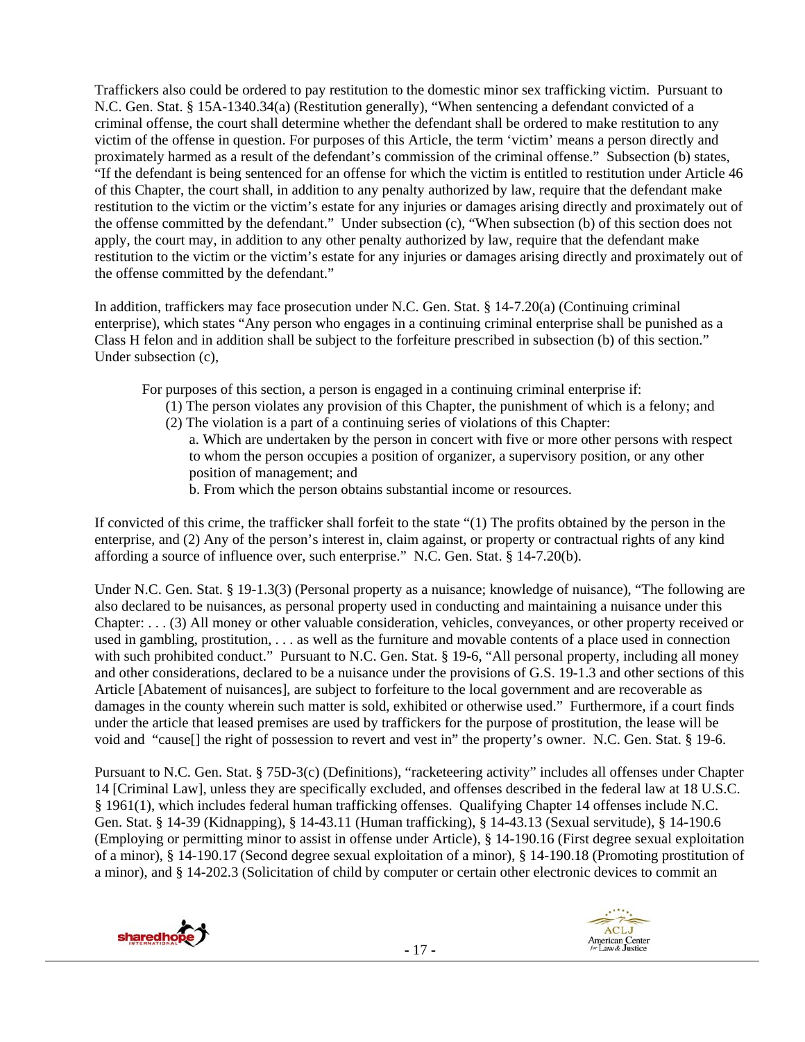Traffickers also could be ordered to pay restitution to the domestic minor sex trafficking victim. Pursuant to N.C. Gen. Stat. § 15A-1340.34(a) (Restitution generally), "When sentencing a defendant convicted of a criminal offense, the court shall determine whether the defendant shall be ordered to make restitution to any victim of the offense in question. For purposes of this Article, the term 'victim' means a person directly and proximately harmed as a result of the defendant's commission of the criminal offense." Subsection (b) states, "If the defendant is being sentenced for an offense for which the victim is entitled to restitution under Article 46 of this Chapter, the court shall, in addition to any penalty authorized by law, require that the defendant make restitution to the victim or the victim's estate for any injuries or damages arising directly and proximately out of the offense committed by the defendant." Under subsection (c), "When subsection (b) of this section does not apply, the court may, in addition to any other penalty authorized by law, require that the defendant make restitution to the victim or the victim's estate for any injuries or damages arising directly and proximately out of the offense committed by the defendant."

In addition, traffickers may face prosecution under N.C. Gen. Stat. § 14-7.20(a) (Continuing criminal enterprise), which states "Any person who engages in a continuing criminal enterprise shall be punished as a Class H felon and in addition shall be subject to the forfeiture prescribed in subsection (b) of this section." Under subsection (c),

> For purposes of this section, a person is engaged in a continuing criminal enterprise if:
> (1) The person violates any provision of this Chapter, the punishment of which is a felony; and
> (2) The violation is a part of a continuing series of violations of this Chapter:
> a. Which are undertaken by the person in concert with five or more other persons with respect to whom the person occupies a position of organizer, a supervisory position, or any other position of management; and
> b. From which the person obtains substantial income or resources.

If convicted of this crime, the trafficker shall forfeit to the state "(1) The profits obtained by the person in the enterprise, and (2) Any of the person's interest in, claim against, or property or contractual rights of any kind affording a source of influence over, such enterprise." N.C. Gen. Stat. § 14-7.20(b).

Under N.C. Gen. Stat. § 19-1.3(3) (Personal property as a nuisance; knowledge of nuisance), "The following are also declared to be nuisances, as personal property used in conducting and maintaining a nuisance under this Chapter: . . . (3) All money or other valuable consideration, vehicles, conveyances, or other property received or used in gambling, prostitution, . . . as well as the furniture and movable contents of a place used in connection with such prohibited conduct." Pursuant to N.C. Gen. Stat. § 19-6, "All personal property, including all money and other considerations, declared to be a nuisance under the provisions of G.S. 19-1.3 and other sections of this Article [Abatement of nuisances], are subject to forfeiture to the local government and are recoverable as damages in the county wherein such matter is sold, exhibited or otherwise used." Furthermore, if a court finds under the article that leased premises are used by traffickers for the purpose of prostitution, the lease will be void and "cause[] the right of possession to revert and vest in" the property's owner. N.C. Gen. Stat. § 19-6.

Pursuant to N.C. Gen. Stat. § 75D-3(c) (Definitions), "racketeering activity" includes all offenses under Chapter 14 [Criminal Law], unless they are specifically excluded, and offenses described in the federal law at 18 U.S.C. § 1961(1), which includes federal human trafficking offenses. Qualifying Chapter 14 offenses include N.C. Gen. Stat. § 14-39 (Kidnapping), § 14-43.11 (Human trafficking), § 14-43.13 (Sexual servitude), § 14-190.6 (Employing or permitting minor to assist in offense under Article), § 14-190.16 (First degree sexual exploitation of a minor), § 14-190.17 (Second degree sexual exploitation of a minor), § 14-190.18 (Promoting prostitution of a minor), and § 14-202.3 (Solicitation of child by computer or certain other electronic devices to commit an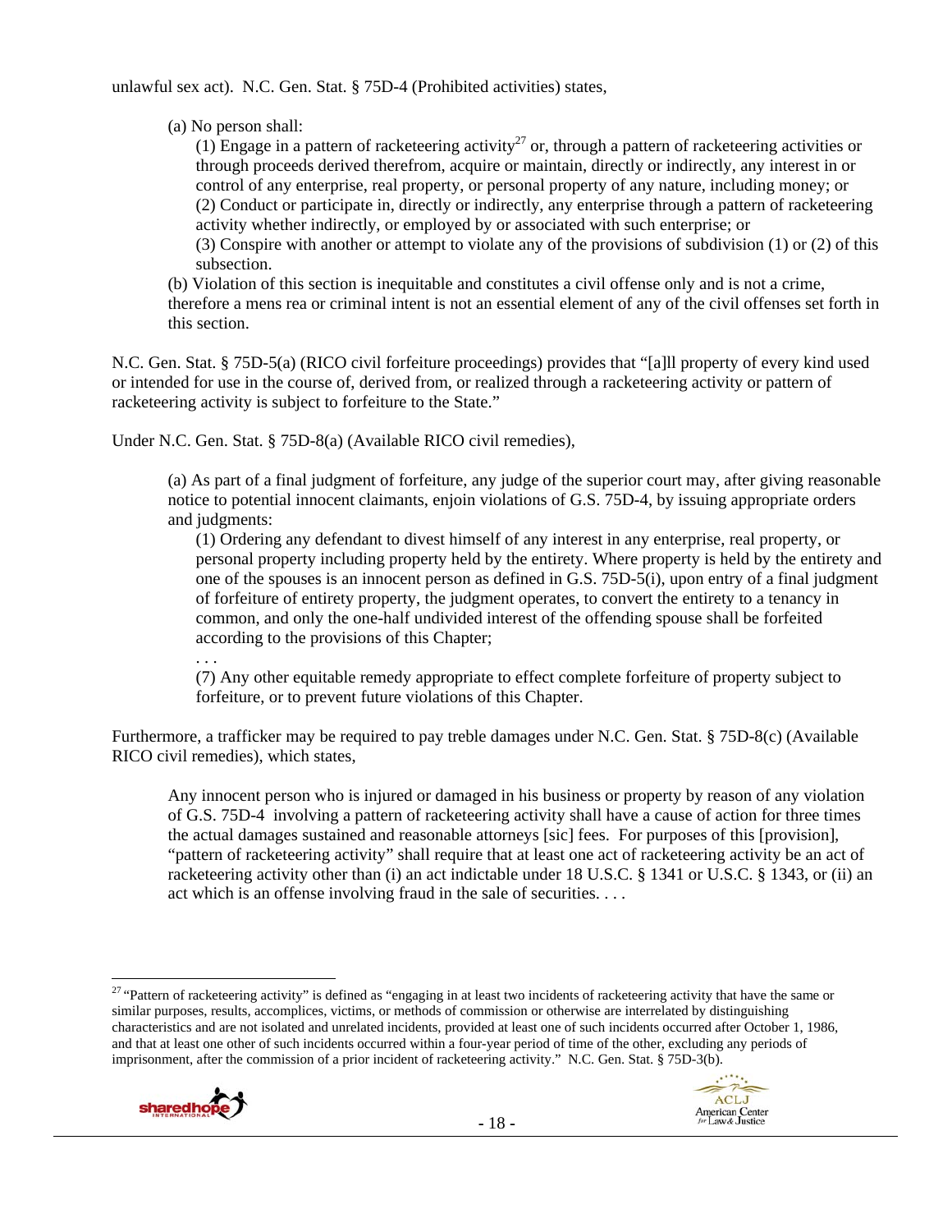unlawful sex act). N.C. Gen. Stat. § 75D-4 (Prohibited activities) states,

> (a) No person shall:
>
> (1) Engage in a pattern of racketeering activity[27] or, through a pattern of racketeering activities or through proceeds derived therefrom, acquire or maintain, directly or indirectly, any interest in or control of any enterprise, real property, or personal property of any nature, including money; or
> (2) Conduct or participate in, directly or indirectly, any enterprise through a pattern of racketeering activity whether indirectly, or employed by or associated with such enterprise; or
> (3) Conspire with another or attempt to violate any of the provisions of subdivision (1) or (2) of this subsection.
>
> (b) Violation of this section is inequitable and constitutes a civil offense only and is not a crime, therefore a mens rea or criminal intent is not an essential element of any of the civil offenses set forth in this section.

N.C. Gen. Stat. § 75D-5(a) (RICO civil forfeiture proceedings) provides that "[a]ll property of every kind used or intended for use in the course of, derived from, or realized through a racketeering activity or pattern of racketeering activity is subject to forfeiture to the State."

Under N.C. Gen. Stat. § 75D-8(a) (Available RICO civil remedies),

> (a) As part of a final judgment of forfeiture, any judge of the superior court may, after giving reasonable notice to potential innocent claimants, enjoin violations of G.S. 75D-4, by issuing appropriate orders and judgments:
>
> (1) Ordering any defendant to divest himself of any interest in any enterprise, real property, or personal property including property held by the entirety. Where property is held by the entirety and one of the spouses is an innocent person as defined in G.S. 75D-5(i), upon entry of a final judgment of forfeiture of entirety property, the judgment operates, to convert the entirety to a tenancy in common, and only the one-half undivided interest of the offending spouse shall be forfeited according to the provisions of this Chapter;
>
> . . .
>
> (7) Any other equitable remedy appropriate to effect complete forfeiture of property subject to forfeiture, or to prevent future violations of this Chapter.

Furthermore, a trafficker may be required to pay treble damages under N.C. Gen. Stat. § 75D-8(c) (Available RICO civil remedies), which states,

> Any innocent person who is injured or damaged in his business or property by reason of any violation of G.S. 75D-4 involving a pattern of racketeering activity shall have a cause of action for three times the actual damages sustained and reasonable attorneys [sic] fees. For purposes of this [provision], "pattern of racketeering activity" shall require that at least one act of racketeering activity be an act of racketeering activity other than (i) an act indictable under 18 U.S.C. § 1341 or U.S.C. § 1343, or (ii) an act which is an offense involving fraud in the sale of securities. . . .

[27] "Pattern of racketeering activity" is defined as "engaging in at least two incidents of racketeering activity that have the same or similar purposes, results, accomplices, victims, or methods of commission or otherwise are interrelated by distinguishing characteristics and are not isolated and unrelated incidents, provided at least one of such incidents occurred after October 1, 1986, and that at least one other of such incidents occurred within a four-year period of time of the other, excluding any periods of imprisonment, after the commission of a prior incident of racketeering activity." N.C. Gen. Stat. § 75D-3(b).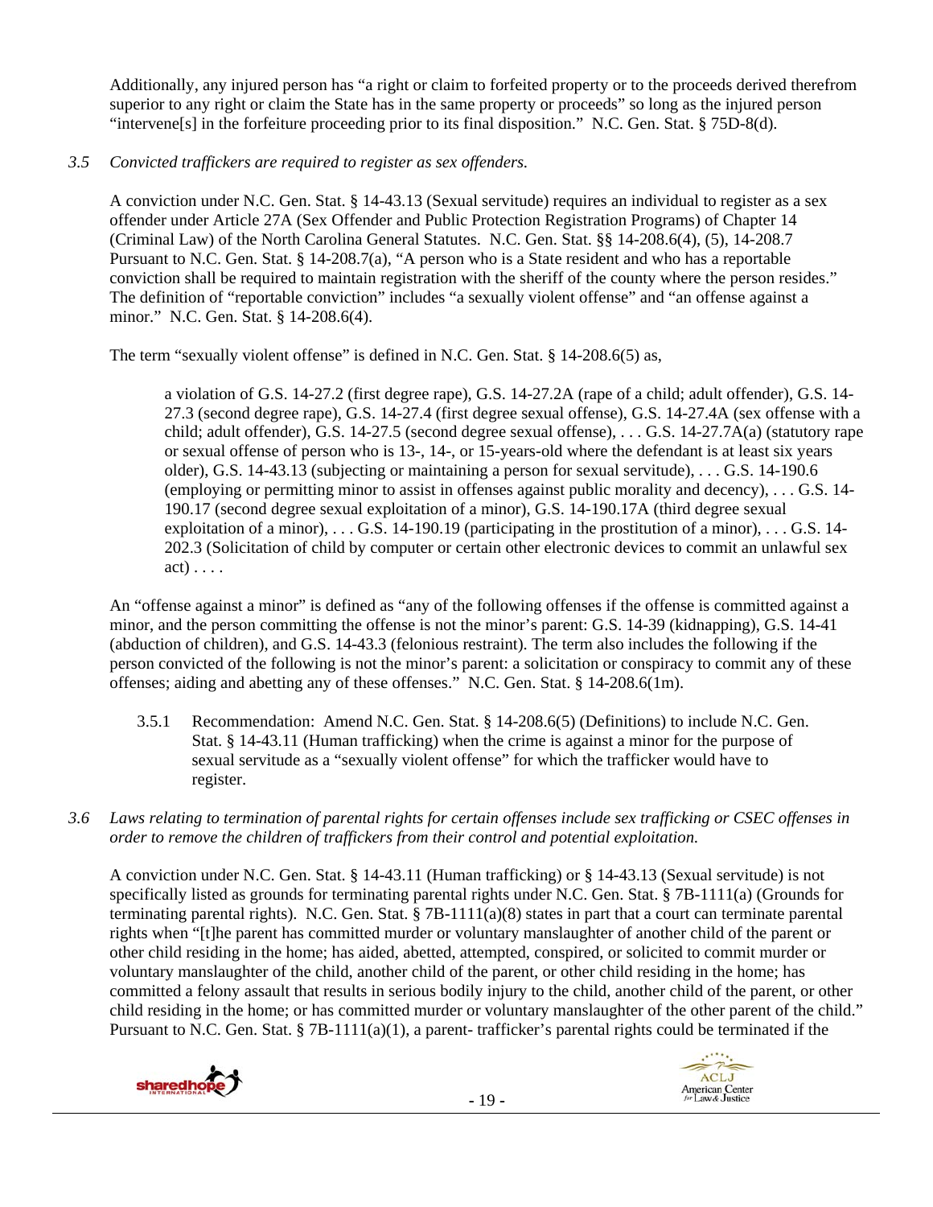Additionally, any injured person has "a right or claim to forfeited property or to the proceeds derived therefrom superior to any right or claim the State has in the same property or proceeds" so long as the injured person "intervene[s] in the forfeiture proceeding prior to its final disposition." N.C. Gen. Stat. § 75D-8(d).

*3.5 Convicted traffickers are required to register as sex offenders.*

A conviction under N.C. Gen. Stat. § 14-43.13 (Sexual servitude) requires an individual to register as a sex offender under Article 27A (Sex Offender and Public Protection Registration Programs) of Chapter 14 (Criminal Law) of the North Carolina General Statutes. N.C. Gen. Stat. §§ 14-208.6(4), (5), 14-208.7 Pursuant to N.C. Gen. Stat. § 14-208.7(a), "A person who is a State resident and who has a reportable conviction shall be required to maintain registration with the sheriff of the county where the person resides." The definition of "reportable conviction" includes "a sexually violent offense" and "an offense against a minor." N.C. Gen. Stat. § 14-208.6(4).

The term "sexually violent offense" is defined in N.C. Gen. Stat. § 14-208.6(5) as,

> a violation of G.S. 14-27.2 (first degree rape), G.S. 14-27.2A (rape of a child; adult offender), G.S. 14-27.3 (second degree rape), G.S. 14-27.4 (first degree sexual offense), G.S. 14-27.4A (sex offense with a child; adult offender), G.S. 14-27.5 (second degree sexual offense), . . . G.S. 14-27.7A(a) (statutory rape or sexual offense of person who is 13-, 14-, or 15-years-old where the defendant is at least six years older), G.S. 14-43.13 (subjecting or maintaining a person for sexual servitude), . . . G.S. 14-190.6 (employing or permitting minor to assist in offenses against public morality and decency), . . . G.S. 14-190.17 (second degree sexual exploitation of a minor), G.S. 14-190.17A (third degree sexual exploitation of a minor), . . . G.S. 14-190.19 (participating in the prostitution of a minor), . . . G.S. 14-202.3 (Solicitation of child by computer or certain other electronic devices to commit an unlawful sex act) . . . .

An "offense against a minor" is defined as "any of the following offenses if the offense is committed against a minor, and the person committing the offense is not the minor's parent: G.S. 14-39 (kidnapping), G.S. 14-41 (abduction of children), and G.S. 14-43.3 (felonious restraint). The term also includes the following if the person convicted of the following is not the minor's parent: a solicitation or conspiracy to commit any of these offenses; aiding and abetting any of these offenses." N.C. Gen. Stat. § 14-208.6(1m).

3.5.1 Recommendation: Amend N.C. Gen. Stat. § 14-208.6(5) (Definitions) to include N.C. Gen. Stat. § 14-43.11 (Human trafficking) when the crime is against a minor for the purpose of sexual servitude as a "sexually violent offense" for which the trafficker would have to register.

*3.6 Laws relating to termination of parental rights for certain offenses include sex trafficking or CSEC offenses in order to remove the children of traffickers from their control and potential exploitation.*

A conviction under N.C. Gen. Stat. § 14-43.11 (Human trafficking) or § 14-43.13 (Sexual servitude) is not specifically listed as grounds for terminating parental rights under N.C. Gen. Stat. § 7B-1111(a) (Grounds for terminating parental rights). N.C. Gen. Stat. § 7B-1111(a)(8) states in part that a court can terminate parental rights when "[t]he parent has committed murder or voluntary manslaughter of another child of the parent or other child residing in the home; has aided, abetted, attempted, conspired, or solicited to commit murder or voluntary manslaughter of the child, another child of the parent, or other child residing in the home; has committed a felony assault that results in serious bodily injury to the child, another child of the parent, or other child residing in the home; or has committed murder or voluntary manslaughter of the other parent of the child." Pursuant to N.C. Gen. Stat. § 7B-1111(a)(1), a parent- trafficker's parental rights could be terminated if the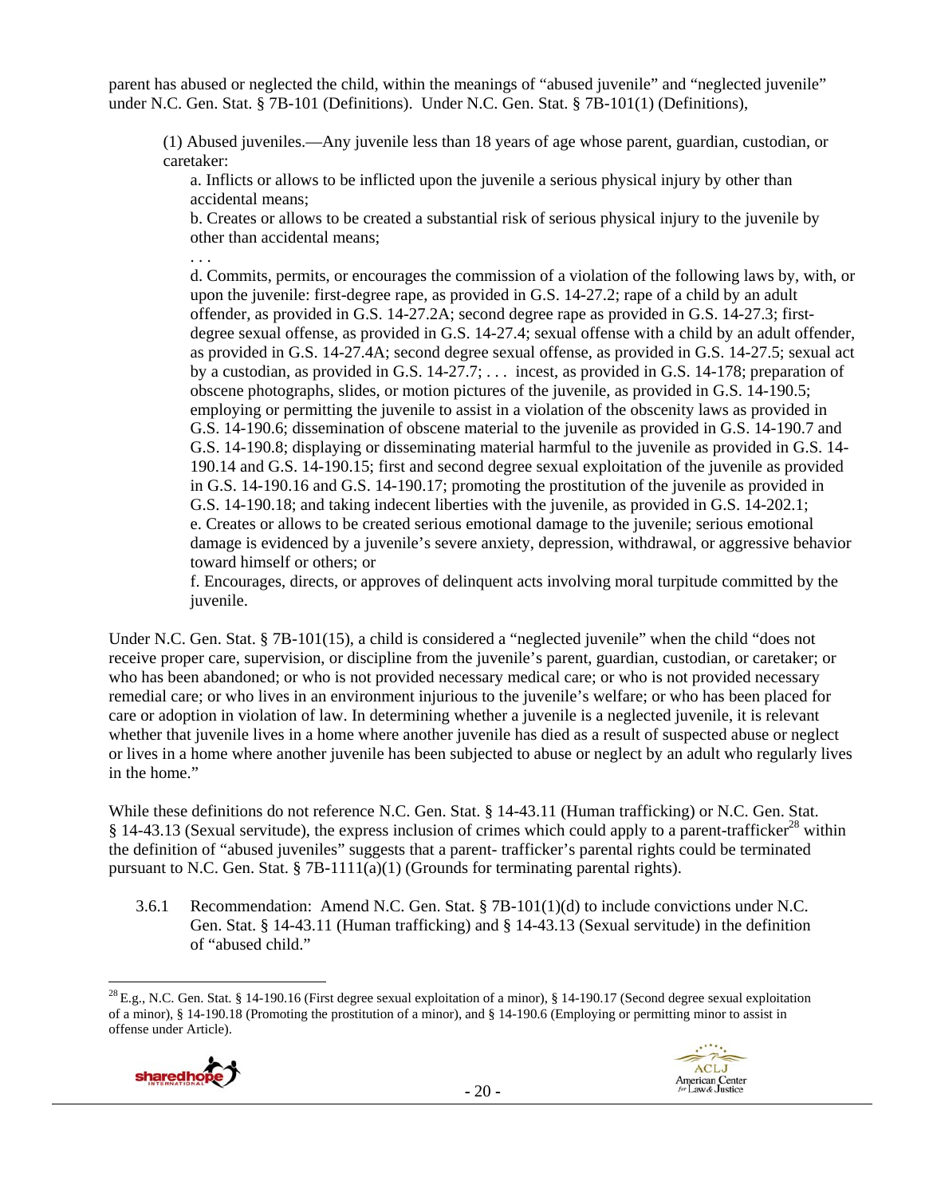parent has abused or neglected the child, within the meanings of "abused juvenile" and "neglected juvenile" under N.C. Gen. Stat. § 7B-101 (Definitions). Under N.C. Gen. Stat. § 7B-101(1) (Definitions),

> (1) Abused juveniles.—Any juvenile less than 18 years of age whose parent, guardian, custodian, or caretaker:
>
> a. Inflicts or allows to be inflicted upon the juvenile a serious physical injury by other than accidental means;
>
> b. Creates or allows to be created a substantial risk of serious physical injury to the juvenile by other than accidental means;
>
> . . .
>
> d. Commits, permits, or encourages the commission of a violation of the following laws by, with, or upon the juvenile: first-degree rape, as provided in G.S. 14-27.2; rape of a child by an adult offender, as provided in G.S. 14-27.2A; second degree rape as provided in G.S. 14-27.3; first-degree sexual offense, as provided in G.S. 14-27.4; sexual offense with a child by an adult offender, as provided in G.S. 14-27.4A; second degree sexual offense, as provided in G.S. 14-27.5; sexual act by a custodian, as provided in G.S. 14-27.7; . . . incest, as provided in G.S. 14-178; preparation of obscene photographs, slides, or motion pictures of the juvenile, as provided in G.S. 14-190.5; employing or permitting the juvenile to assist in a violation of the obscenity laws as provided in G.S. 14-190.6; dissemination of obscene material to the juvenile as provided in G.S. 14-190.7 and G.S. 14-190.8; displaying or disseminating material harmful to the juvenile as provided in G.S. 14-190.14 and G.S. 14-190.15; first and second degree sexual exploitation of the juvenile as provided in G.S. 14-190.16 and G.S. 14-190.17; promoting the prostitution of the juvenile as provided in G.S. 14-190.18; and taking indecent liberties with the juvenile, as provided in G.S. 14-202.1;
>
> e. Creates or allows to be created serious emotional damage to the juvenile; serious emotional damage is evidenced by a juvenile's severe anxiety, depression, withdrawal, or aggressive behavior toward himself or others; or
>
> f. Encourages, directs, or approves of delinquent acts involving moral turpitude committed by the juvenile.

Under N.C. Gen. Stat. § 7B-101(15), a child is considered a "neglected juvenile" when the child "does not receive proper care, supervision, or discipline from the juvenile's parent, guardian, custodian, or caretaker; or who has been abandoned; or who is not provided necessary medical care; or who is not provided necessary remedial care; or who lives in an environment injurious to the juvenile's welfare; or who has been placed for care or adoption in violation of law. In determining whether a juvenile is a neglected juvenile, it is relevant whether that juvenile lives in a home where another juvenile has died as a result of suspected abuse or neglect or lives in a home where another juvenile has been subjected to abuse or neglect by an adult who regularly lives in the home."

While these definitions do not reference N.C. Gen. Stat. § 14-43.11 (Human trafficking) or N.C. Gen. Stat. § 14-43.13 (Sexual servitude), the express inclusion of crimes which could apply to a parent-trafficker[28] within the definition of "abused juveniles" suggests that a parent- trafficker's parental rights could be terminated pursuant to N.C. Gen. Stat. § 7B-1111(a)(1) (Grounds for terminating parental rights).

3.6.1 Recommendation: Amend N.C. Gen. Stat. § 7B-101(1)(d) to include convictions under N.C. Gen. Stat. § 14-43.11 (Human trafficking) and § 14-43.13 (Sexual servitude) in the definition of "abused child."

---

[28] E.g., N.C. Gen. Stat. § 14-190.16 (First degree sexual exploitation of a minor), § 14-190.17 (Second degree sexual exploitation of a minor), § 14-190.18 (Promoting the prostitution of a minor), and § 14-190.6 (Employing or permitting minor to assist in offense under Article).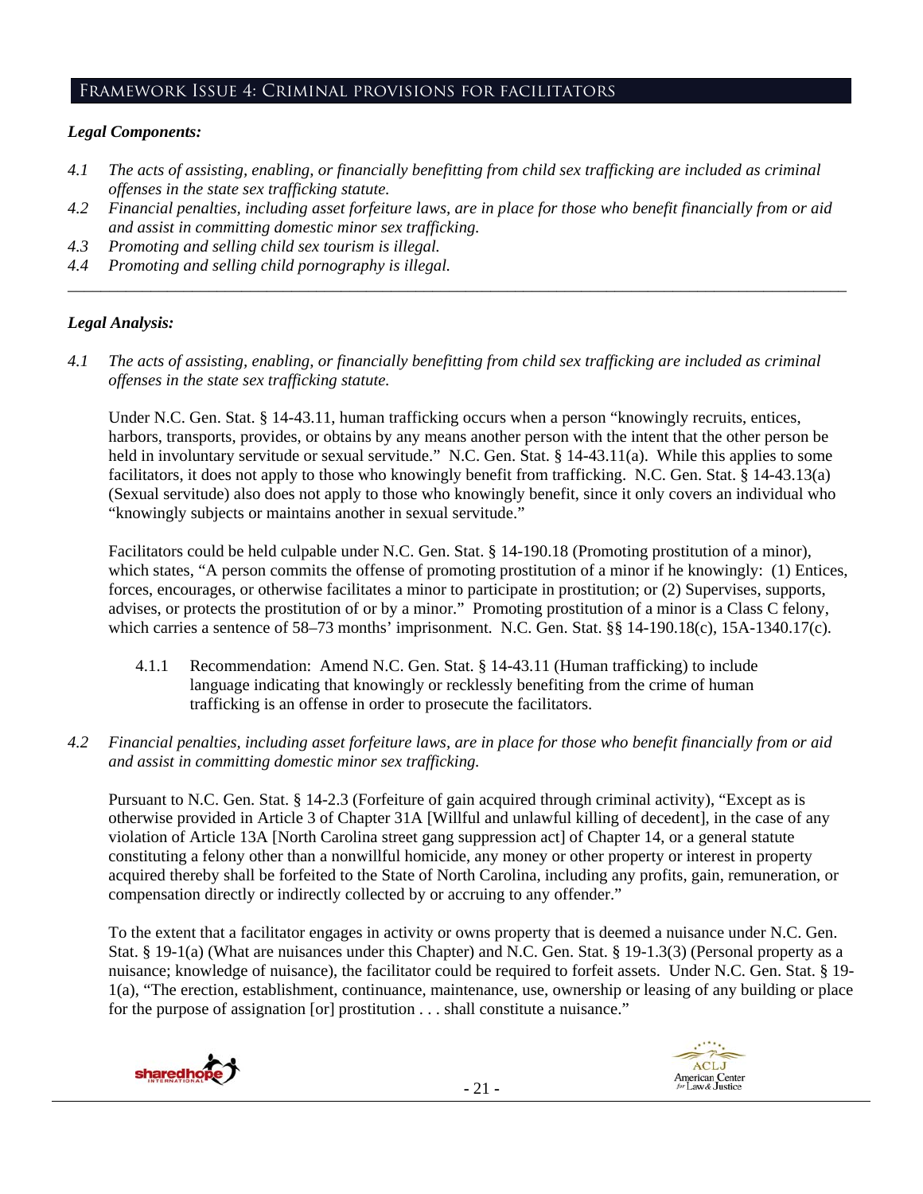## Framework Issue 4: Criminal provisions for facilitators

### *Legal Components:*

*4.1 The acts of assisting, enabling, or financially benefitting from child sex trafficking are included as criminal offenses in the state sex trafficking statute.*

*4.2 Financial penalties, including asset forfeiture laws, are in place for those who benefit financially from or aid and assist in committing domestic minor sex trafficking.*

*4.3 Promoting and selling child sex tourism is illegal.*

*4.4 Promoting and selling child pornography is illegal.*

---

### *Legal Analysis:*

*4.1 The acts of assisting, enabling, or financially benefitting from child sex trafficking are included as criminal offenses in the state sex trafficking statute.*

Under N.C. Gen. Stat. § 14-43.11, human trafficking occurs when a person "knowingly recruits, entices, harbors, transports, provides, or obtains by any means another person with the intent that the other person be held in involuntary servitude or sexual servitude." N.C. Gen. Stat. § 14-43.11(a). While this applies to some facilitators, it does not apply to those who knowingly benefit from trafficking. N.C. Gen. Stat. § 14-43.13(a) (Sexual servitude) also does not apply to those who knowingly benefit, since it only covers an individual who "knowingly subjects or maintains another in sexual servitude."

Facilitators could be held culpable under N.C. Gen. Stat. § 14-190.18 (Promoting prostitution of a minor), which states, "A person commits the offense of promoting prostitution of a minor if he knowingly: (1) Entices, forces, encourages, or otherwise facilitates a minor to participate in prostitution; or (2) Supervises, supports, advises, or protects the prostitution of or by a minor." Promoting prostitution of a minor is a Class C felony, which carries a sentence of 58–73 months' imprisonment. N.C. Gen. Stat. §§ 14-190.18(c), 15A-1340.17(c).

4.1.1 Recommendation: Amend N.C. Gen. Stat. § 14-43.11 (Human trafficking) to include language indicating that knowingly or recklessly benefiting from the crime of human trafficking is an offense in order to prosecute the facilitators.

*4.2 Financial penalties, including asset forfeiture laws, are in place for those who benefit financially from or aid and assist in committing domestic minor sex trafficking.*

Pursuant to N.C. Gen. Stat. § 14-2.3 (Forfeiture of gain acquired through criminal activity), "Except as is otherwise provided in Article 3 of Chapter 31A [Willful and unlawful killing of decedent], in the case of any violation of Article 13A [North Carolina street gang suppression act] of Chapter 14, or a general statute constituting a felony other than a nonwillful homicide, any money or other property or interest in property acquired thereby shall be forfeited to the State of North Carolina, including any profits, gain, remuneration, or compensation directly or indirectly collected by or accruing to any offender."

To the extent that a facilitator engages in activity or owns property that is deemed a nuisance under N.C. Gen. Stat. § 19-1(a) (What are nuisances under this Chapter) and N.C. Gen. Stat. § 19-1.3(3) (Personal property as a nuisance; knowledge of nuisance), the facilitator could be required to forfeit assets. Under N.C. Gen. Stat. § 19-1(a), "The erection, establishment, continuance, maintenance, use, ownership or leasing of any building or place for the purpose of assignation [or] prostitution . . . shall constitute a nuisance."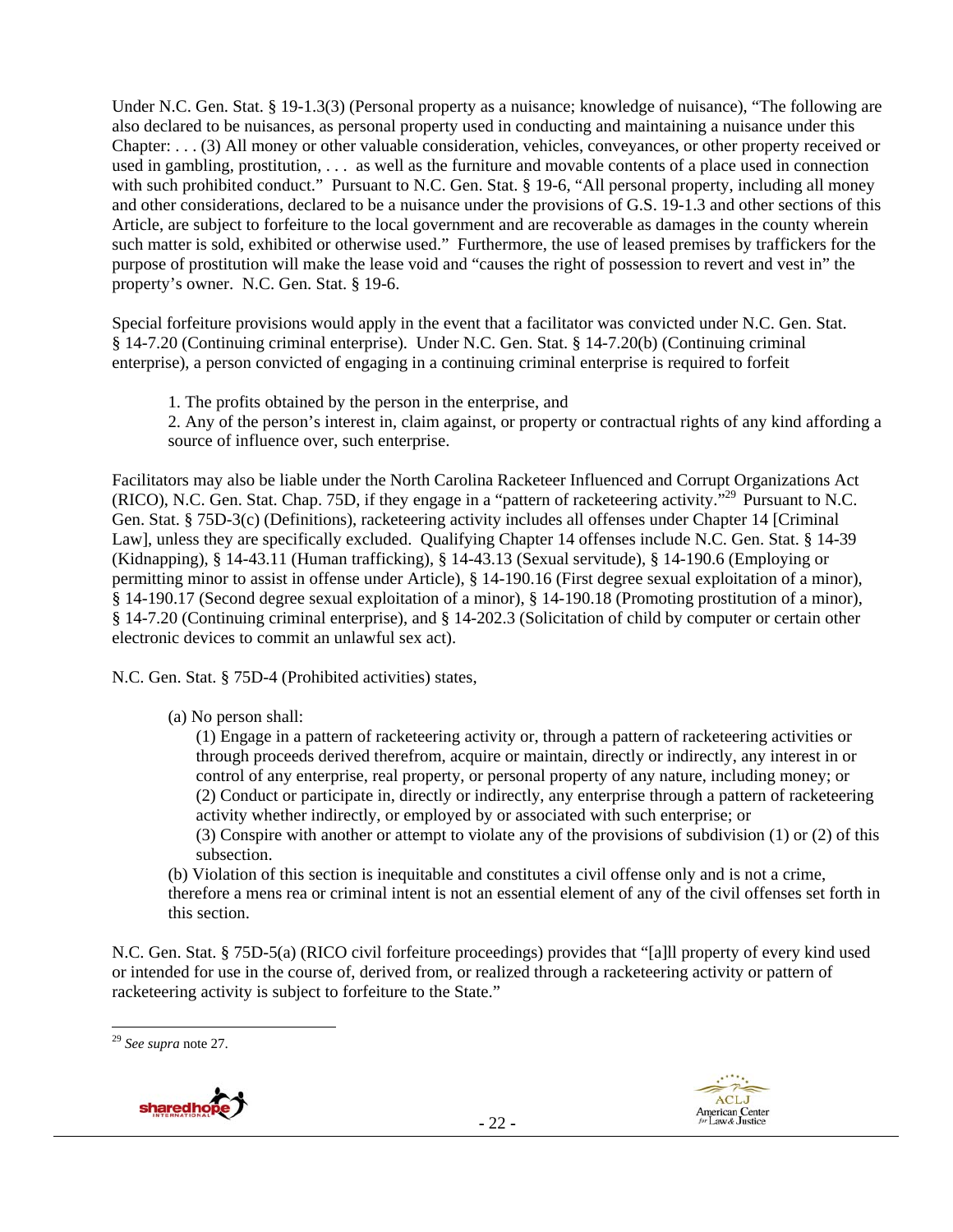Under N.C. Gen. Stat. § 19-1.3(3) (Personal property as a nuisance; knowledge of nuisance), "The following are also declared to be nuisances, as personal property used in conducting and maintaining a nuisance under this Chapter: . . . (3) All money or other valuable consideration, vehicles, conveyances, or other property received or used in gambling, prostitution, . . . as well as the furniture and movable contents of a place used in connection with such prohibited conduct." Pursuant to N.C. Gen. Stat. § 19-6, "All personal property, including all money and other considerations, declared to be a nuisance under the provisions of G.S. 19-1.3 and other sections of this Article, are subject to forfeiture to the local government and are recoverable as damages in the county wherein such matter is sold, exhibited or otherwise used." Furthermore, the use of leased premises by traffickers for the purpose of prostitution will make the lease void and "causes the right of possession to revert and vest in" the property's owner. N.C. Gen. Stat. § 19-6.

Special forfeiture provisions would apply in the event that a facilitator was convicted under N.C. Gen. Stat. § 14-7.20 (Continuing criminal enterprise). Under N.C. Gen. Stat. § 14-7.20(b) (Continuing criminal enterprise), a person convicted of engaging in a continuing criminal enterprise is required to forfeit

> 1. The profits obtained by the person in the enterprise, and
> 2. Any of the person's interest in, claim against, or property or contractual rights of any kind affording a source of influence over, such enterprise.

Facilitators may also be liable under the North Carolina Racketeer Influenced and Corrupt Organizations Act (RICO), N.C. Gen. Stat. Chap. 75D, if they engage in a "pattern of racketeering activity."[29] Pursuant to N.C. Gen. Stat. § 75D-3(c) (Definitions), racketeering activity includes all offenses under Chapter 14 [Criminal Law], unless they are specifically excluded. Qualifying Chapter 14 offenses include N.C. Gen. Stat. § 14-39 (Kidnapping), § 14-43.11 (Human trafficking), § 14-43.13 (Sexual servitude), § 14-190.6 (Employing or permitting minor to assist in offense under Article), § 14-190.16 (First degree sexual exploitation of a minor), § 14-190.17 (Second degree sexual exploitation of a minor), § 14-190.18 (Promoting prostitution of a minor), § 14-7.20 (Continuing criminal enterprise), and § 14-202.3 (Solicitation of child by computer or certain other electronic devices to commit an unlawful sex act).

N.C. Gen. Stat. § 75D-4 (Prohibited activities) states,

> (a) No person shall:
>
> (1) Engage in a pattern of racketeering activity or, through a pattern of racketeering activities or through proceeds derived therefrom, acquire or maintain, directly or indirectly, any interest in or control of any enterprise, real property, or personal property of any nature, including money; or
> (2) Conduct or participate in, directly or indirectly, any enterprise through a pattern of racketeering activity whether indirectly, or employed by or associated with such enterprise; or
> (3) Conspire with another or attempt to violate any of the provisions of subdivision (1) or (2) of this subsection.
>
> (b) Violation of this section is inequitable and constitutes a civil offense only and is not a crime, therefore a mens rea or criminal intent is not an essential element of any of the civil offenses set forth in this section.

N.C. Gen. Stat. § 75D-5(a) (RICO civil forfeiture proceedings) provides that "[a]ll property of every kind used or intended for use in the course of, derived from, or realized through a racketeering activity or pattern of racketeering activity is subject to forfeiture to the State."

---

[29] *See supra* note 27.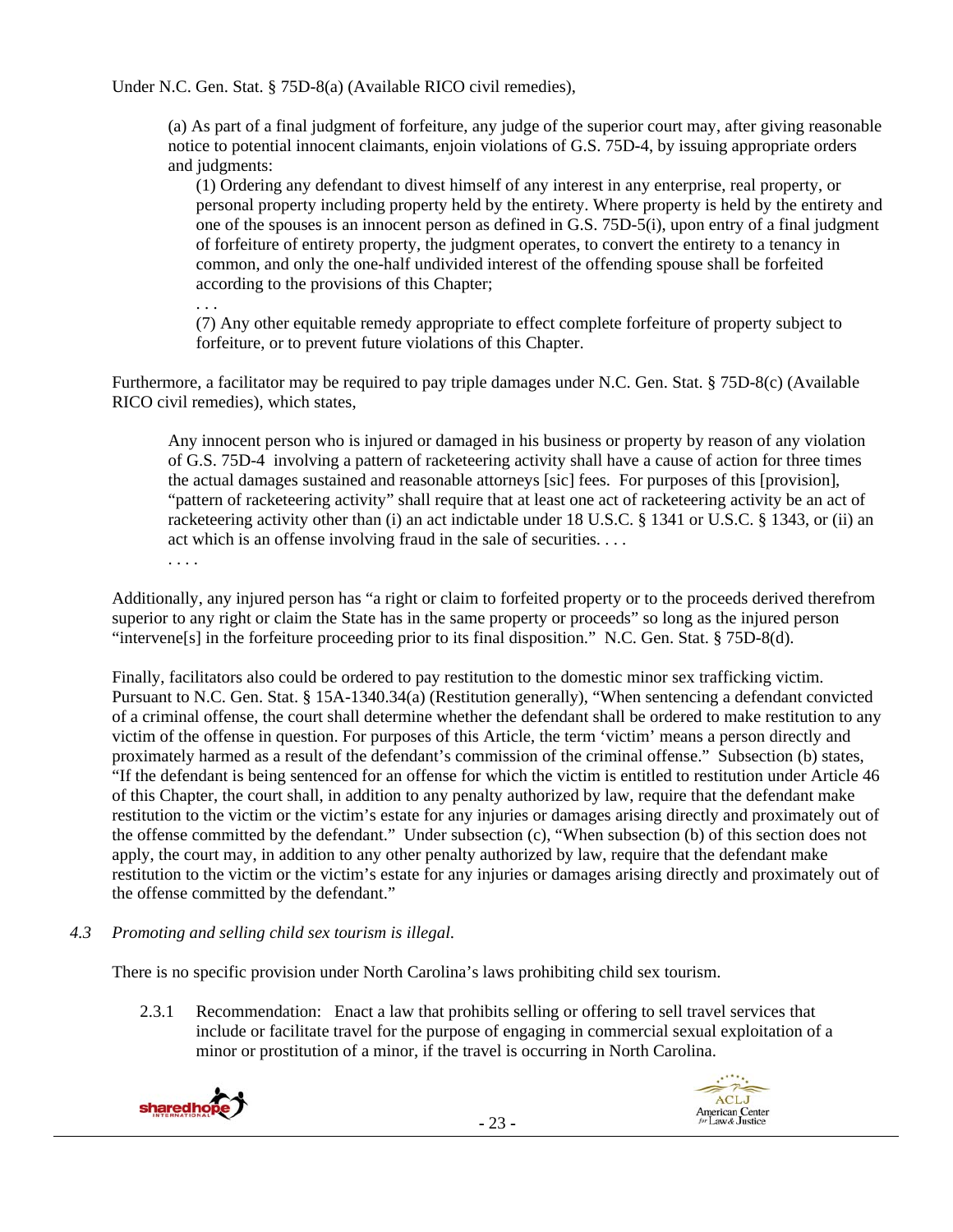Under N.C. Gen. Stat. § 75D-8(a) (Available RICO civil remedies),

> (a) As part of a final judgment of forfeiture, any judge of the superior court may, after giving reasonable notice to potential innocent claimants, enjoin violations of G.S. 75D-4, by issuing appropriate orders and judgments:
>
> > (1) Ordering any defendant to divest himself of any interest in any enterprise, real property, or personal property including property held by the entirety. Where property is held by the entirety and one of the spouses is an innocent person as defined in G.S. 75D-5(i), upon entry of a final judgment of forfeiture of entirety property, the judgment operates, to convert the entirety to a tenancy in common, and only the one-half undivided interest of the offending spouse shall be forfeited according to the provisions of this Chapter;
> >
> > . . .
> >
> > (7) Any other equitable remedy appropriate to effect complete forfeiture of property subject to forfeiture, or to prevent future violations of this Chapter.

Furthermore, a facilitator may be required to pay triple damages under N.C. Gen. Stat. § 75D-8(c) (Available RICO civil remedies), which states,

> Any innocent person who is injured or damaged in his business or property by reason of any violation of G.S. 75D-4 involving a pattern of racketeering activity shall have a cause of action for three times the actual damages sustained and reasonable attorneys [sic] fees. For purposes of this [provision], "pattern of racketeering activity" shall require that at least one act of racketeering activity be an act of racketeering activity other than (i) an act indictable under 18 U.S.C. § 1341 or U.S.C. § 1343, or (ii) an act which is an offense involving fraud in the sale of securities. . . .
>
> . . . .

Additionally, any injured person has "a right or claim to forfeited property or to the proceeds derived therefrom superior to any right or claim the State has in the same property or proceeds" so long as the injured person "intervene[s] in the forfeiture proceeding prior to its final disposition." N.C. Gen. Stat. § 75D-8(d).

Finally, facilitators also could be ordered to pay restitution to the domestic minor sex trafficking victim. Pursuant to N.C. Gen. Stat. § 15A-1340.34(a) (Restitution generally), "When sentencing a defendant convicted of a criminal offense, the court shall determine whether the defendant shall be ordered to make restitution to any victim of the offense in question. For purposes of this Article, the term 'victim' means a person directly and proximately harmed as a result of the defendant's commission of the criminal offense." Subsection (b) states, "If the defendant is being sentenced for an offense for which the victim is entitled to restitution under Article 46 of this Chapter, the court shall, in addition to any penalty authorized by law, require that the defendant make restitution to the victim or the victim's estate for any injuries or damages arising directly and proximately out of the offense committed by the defendant." Under subsection (c), "When subsection (b) of this section does not apply, the court may, in addition to any other penalty authorized by law, require that the defendant make restitution to the victim or the victim's estate for any injuries or damages arising directly and proximately out of the offense committed by the defendant."

### 4.3 *Promoting and selling child sex tourism is illegal.*

There is no specific provision under North Carolina's laws prohibiting child sex tourism.

2.3.1 Recommendation: Enact a law that prohibits selling or offering to sell travel services that include or facilitate travel for the purpose of engaging in commercial sexual exploitation of a minor or prostitution of a minor, if the travel is occurring in North Carolina.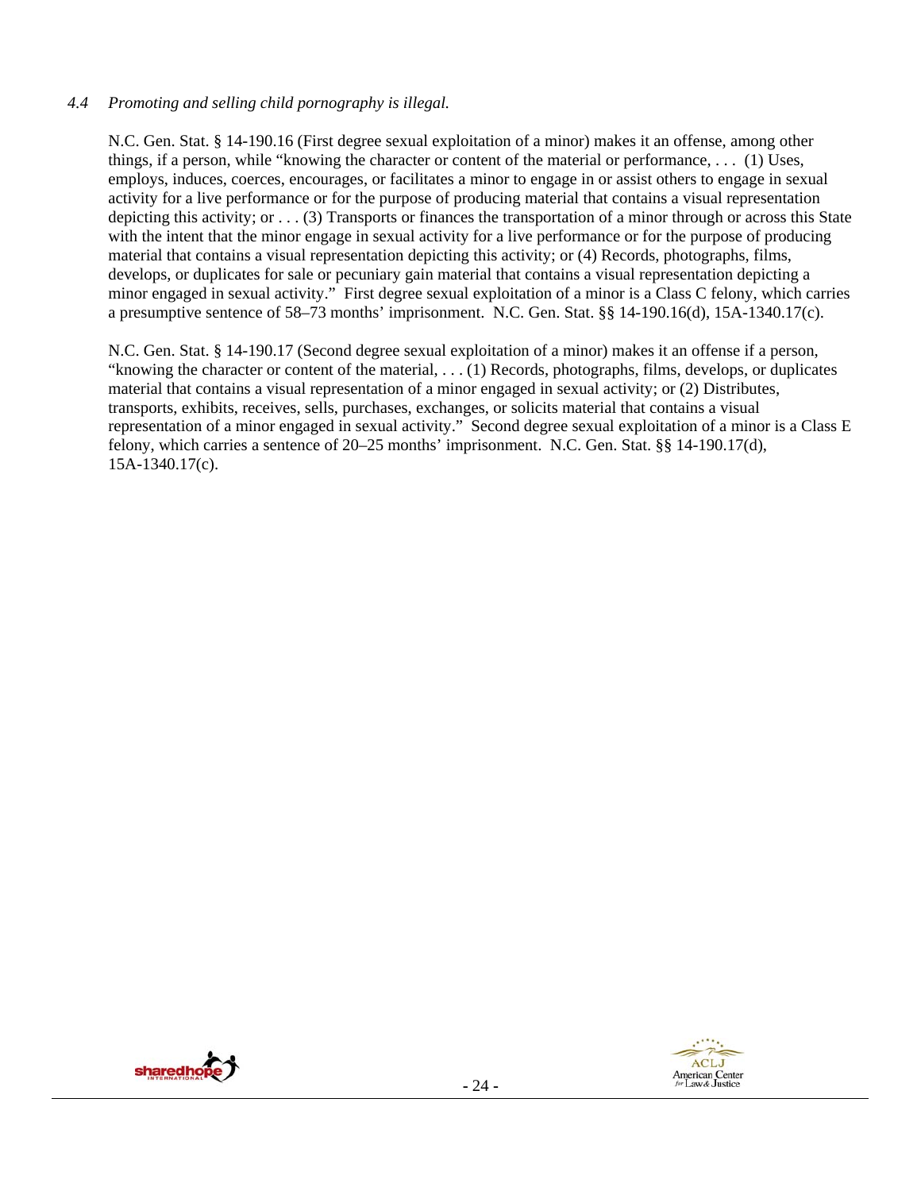*4.4 Promoting and selling child pornography is illegal.*

N.C. Gen. Stat. § 14-190.16 (First degree sexual exploitation of a minor) makes it an offense, among other things, if a person, while "knowing the character or content of the material or performance, . . . (1) Uses, employs, induces, coerces, encourages, or facilitates a minor to engage in or assist others to engage in sexual activity for a live performance or for the purpose of producing material that contains a visual representation depicting this activity; or . . . (3) Transports or finances the transportation of a minor through or across this State with the intent that the minor engage in sexual activity for a live performance or for the purpose of producing material that contains a visual representation depicting this activity; or (4) Records, photographs, films, develops, or duplicates for sale or pecuniary gain material that contains a visual representation depicting a minor engaged in sexual activity." First degree sexual exploitation of a minor is a Class C felony, which carries a presumptive sentence of 58–73 months' imprisonment. N.C. Gen. Stat. §§ 14-190.16(d), 15A-1340.17(c).

N.C. Gen. Stat. § 14-190.17 (Second degree sexual exploitation of a minor) makes it an offense if a person, "knowing the character or content of the material, . . . (1) Records, photographs, films, develops, or duplicates material that contains a visual representation of a minor engaged in sexual activity; or (2) Distributes, transports, exhibits, receives, sells, purchases, exchanges, or solicits material that contains a visual representation of a minor engaged in sexual activity." Second degree sexual exploitation of a minor is a Class E felony, which carries a sentence of 20–25 months' imprisonment. N.C. Gen. Stat. §§ 14-190.17(d), 15A-1340.17(c).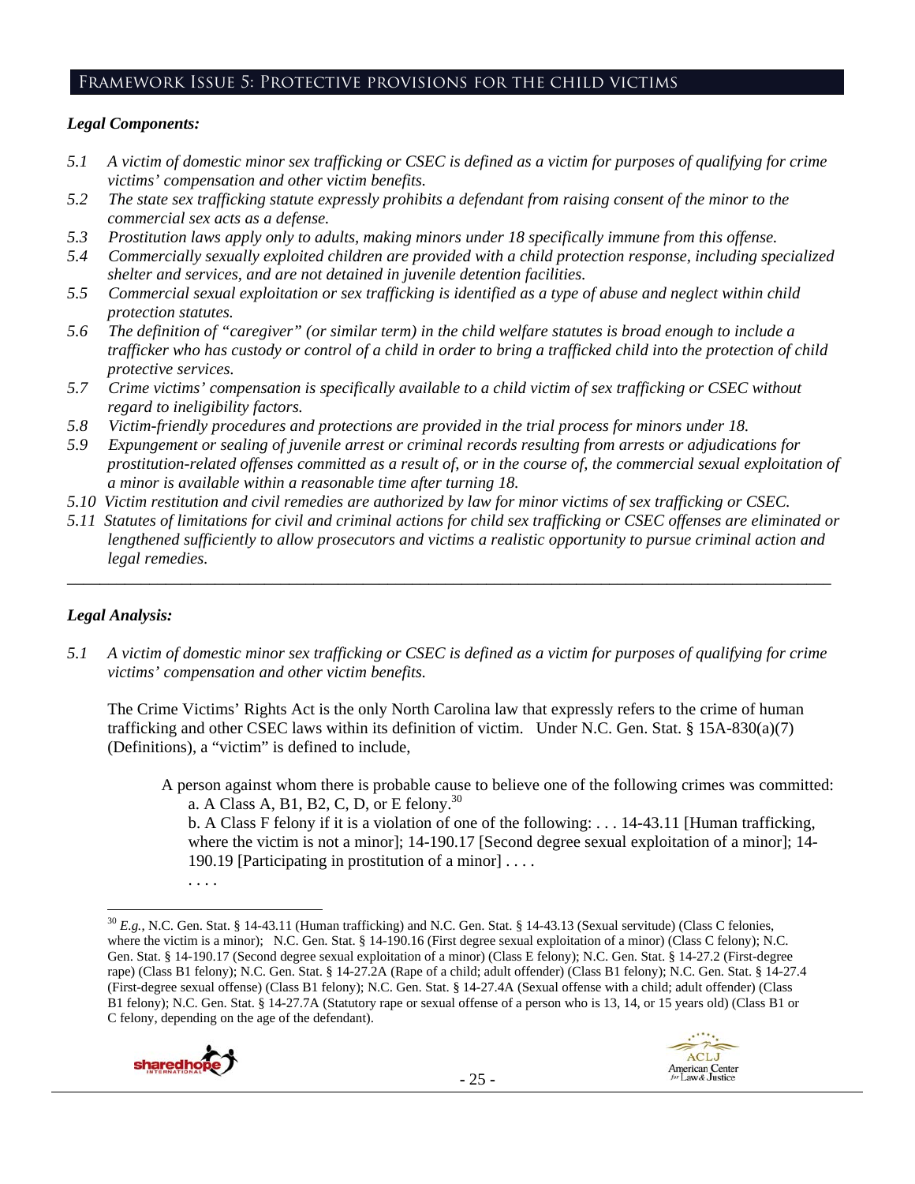## Framework Issue 5: Protective provisions for the child victims

***Legal Components:***

*5.1 A victim of domestic minor sex trafficking or CSEC is defined as a victim for purposes of qualifying for crime victims' compensation and other victim benefits.*
*5.2 The state sex trafficking statute expressly prohibits a defendant from raising consent of the minor to the commercial sex acts as a defense.*
*5.3 Prostitution laws apply only to adults, making minors under 18 specifically immune from this offense.*
*5.4 Commercially sexually exploited children are provided with a child protection response, including specialized shelter and services, and are not detained in juvenile detention facilities.*
*5.5 Commercial sexual exploitation or sex trafficking is identified as a type of abuse and neglect within child protection statutes.*
*5.6 The definition of "caregiver" (or similar term) in the child welfare statutes is broad enough to include a trafficker who has custody or control of a child in order to bring a trafficked child into the protection of child protective services.*
*5.7 Crime victims' compensation is specifically available to a child victim of sex trafficking or CSEC without regard to ineligibility factors.*
*5.8 Victim-friendly procedures and protections are provided in the trial process for minors under 18.*
*5.9 Expungement or sealing of juvenile arrest or criminal records resulting from arrests or adjudications for prostitution-related offenses committed as a result of, or in the course of, the commercial sexual exploitation of a minor is available within a reasonable time after turning 18.*
*5.10 Victim restitution and civil remedies are authorized by law for minor victims of sex trafficking or CSEC.*
*5.11 Statutes of limitations for civil and criminal actions for child sex trafficking or CSEC offenses are eliminated or lengthened sufficiently to allow prosecutors and victims a realistic opportunity to pursue criminal action and legal remedies.*

---

***Legal Analysis:***

*5.1 A victim of domestic minor sex trafficking or CSEC is defined as a victim for purposes of qualifying for crime victims' compensation and other victim benefits.*

The Crime Victims' Rights Act is the only North Carolina law that expressly refers to the crime of human trafficking and other CSEC laws within its definition of victim. Under N.C. Gen. Stat. § 15A-830(a)(7) (Definitions), a "victim" is defined to include,

> A person against whom there is probable cause to believe one of the following crimes was committed:
> a. A Class A, B1, B2, C, D, or E felony.[30]
> b. A Class F felony if it is a violation of one of the following: . . . 14-43.11 [Human trafficking, where the victim is not a minor]; 14-190.17 [Second degree sexual exploitation of a minor]; 14-190.19 [Participating in prostitution of a minor] . . . .
> . . . .

[30] *E.g.*, N.C. Gen. Stat. § 14-43.11 (Human trafficking) and N.C. Gen. Stat. § 14-43.13 (Sexual servitude) (Class C felonies, where the victim is a minor); N.C. Gen. Stat. § 14-190.16 (First degree sexual exploitation of a minor) (Class C felony); N.C. Gen. Stat. § 14-190.17 (Second degree sexual exploitation of a minor) (Class E felony); N.C. Gen. Stat. § 14-27.2 (First-degree rape) (Class B1 felony); N.C. Gen. Stat. § 14-27.2A (Rape of a child; adult offender) (Class B1 felony); N.C. Gen. Stat. § 14-27.4 (First-degree sexual offense) (Class B1 felony); N.C. Gen. Stat. § 14-27.4A (Sexual offense with a child; adult offender) (Class B1 felony); N.C. Gen. Stat. § 14-27.7A (Statutory rape or sexual offense of a person who is 13, 14, or 15 years old) (Class B1 or C felony, depending on the age of the defendant).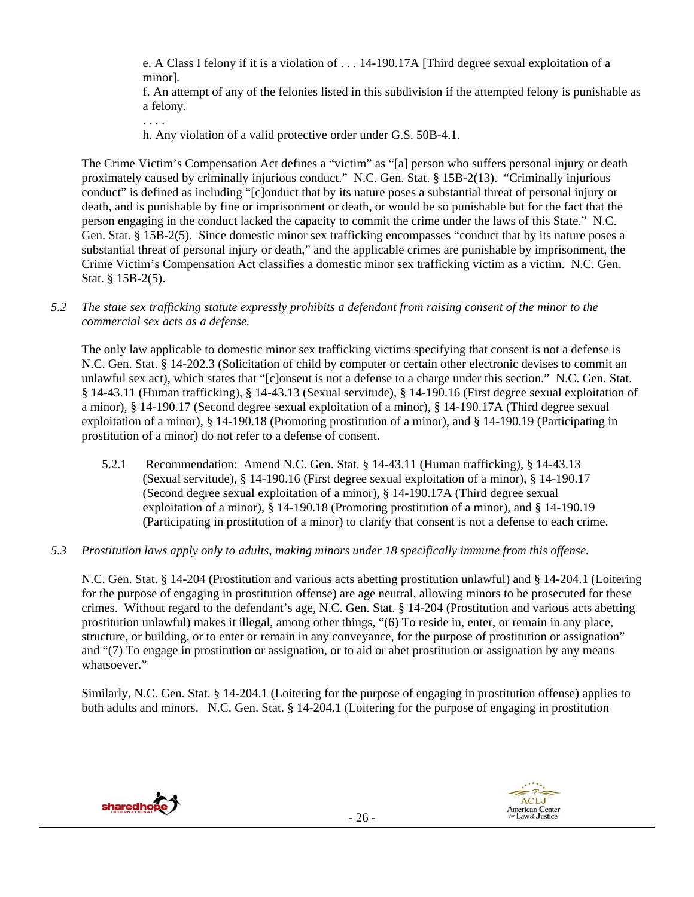e. A Class I felony if it is a violation of . . . 14-190.17A [Third degree sexual exploitation of a minor].

f. An attempt of any of the felonies listed in this subdivision if the attempted felony is punishable as a felony.

. . . .

h. Any violation of a valid protective order under G.S. 50B-4.1.

The Crime Victim's Compensation Act defines a "victim" as "[a] person who suffers personal injury or death proximately caused by criminally injurious conduct." N.C. Gen. Stat. § 15B-2(13). "Criminally injurious conduct" is defined as including "[c]onduct that by its nature poses a substantial threat of personal injury or death, and is punishable by fine or imprisonment or death, or would be so punishable but for the fact that the person engaging in the conduct lacked the capacity to commit the crime under the laws of this State." N.C. Gen. Stat. § 15B-2(5). Since domestic minor sex trafficking encompasses "conduct that by its nature poses a substantial threat of personal injury or death," and the applicable crimes are punishable by imprisonment, the Crime Victim's Compensation Act classifies a domestic minor sex trafficking victim as a victim. N.C. Gen. Stat. § 15B-2(5).

*5.2 The state sex trafficking statute expressly prohibits a defendant from raising consent of the minor to the commercial sex acts as a defense.*

The only law applicable to domestic minor sex trafficking victims specifying that consent is not a defense is N.C. Gen. Stat. § 14-202.3 (Solicitation of child by computer or certain other electronic devises to commit an unlawful sex act), which states that "[c]onsent is not a defense to a charge under this section." N.C. Gen. Stat. § 14-43.11 (Human trafficking), § 14-43.13 (Sexual servitude), § 14-190.16 (First degree sexual exploitation of a minor), § 14-190.17 (Second degree sexual exploitation of a minor), § 14-190.17A (Third degree sexual exploitation of a minor), § 14-190.18 (Promoting prostitution of a minor), and § 14-190.19 (Participating in prostitution of a minor) do not refer to a defense of consent.

5.2.1 Recommendation: Amend N.C. Gen. Stat. § 14-43.11 (Human trafficking), § 14-43.13 (Sexual servitude), § 14-190.16 (First degree sexual exploitation of a minor), § 14-190.17 (Second degree sexual exploitation of a minor), § 14-190.17A (Third degree sexual exploitation of a minor), § 14-190.18 (Promoting prostitution of a minor), and § 14-190.19 (Participating in prostitution of a minor) to clarify that consent is not a defense to each crime.

*5.3 Prostitution laws apply only to adults, making minors under 18 specifically immune from this offense.*

N.C. Gen. Stat. § 14-204 (Prostitution and various acts abetting prostitution unlawful) and § 14-204.1 (Loitering for the purpose of engaging in prostitution offense) are age neutral, allowing minors to be prosecuted for these crimes. Without regard to the defendant's age, N.C. Gen. Stat. § 14-204 (Prostitution and various acts abetting prostitution unlawful) makes it illegal, among other things, "(6) To reside in, enter, or remain in any place, structure, or building, or to enter or remain in any conveyance, for the purpose of prostitution or assignation" and "(7) To engage in prostitution or assignation, or to aid or abet prostitution or assignation by any means whatsoever."

Similarly, N.C. Gen. Stat. § 14-204.1 (Loitering for the purpose of engaging in prostitution offense) applies to both adults and minors. N.C. Gen. Stat. § 14-204.1 (Loitering for the purpose of engaging in prostitution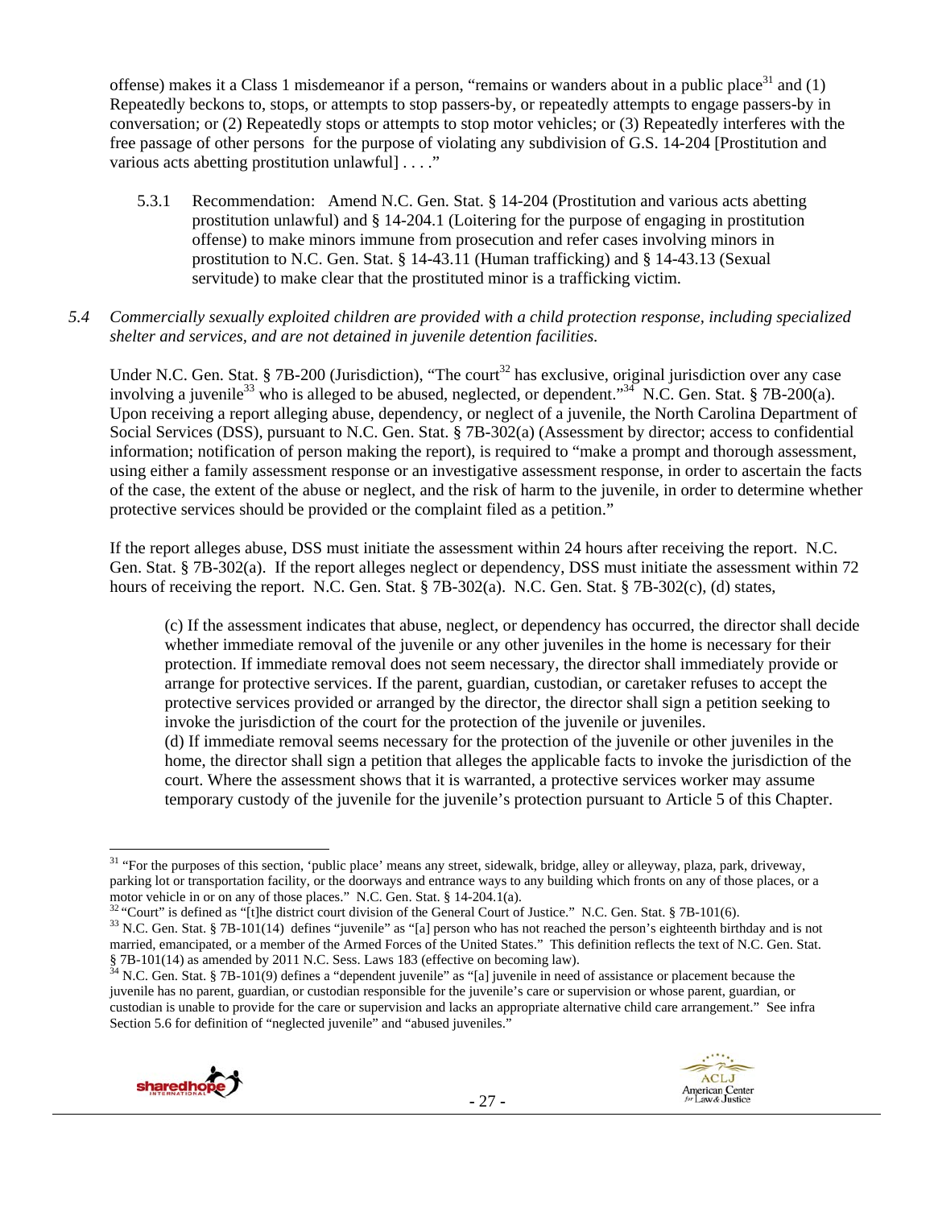offense) makes it a Class 1 misdemeanor if a person, "remains or wanders about in a public place[31] and (1) Repeatedly beckons to, stops, or attempts to stop passers-by, or repeatedly attempts to engage passers-by in conversation; or (2) Repeatedly stops or attempts to stop motor vehicles; or (3) Repeatedly interferes with the free passage of other persons for the purpose of violating any subdivision of G.S. 14-204 [Prostitution and various acts abetting prostitution unlawful] . . . ."

5.3.1 Recommendation: Amend N.C. Gen. Stat. § 14-204 (Prostitution and various acts abetting prostitution unlawful) and § 14-204.1 (Loitering for the purpose of engaging in prostitution offense) to make minors immune from prosecution and refer cases involving minors in prostitution to N.C. Gen. Stat. § 14-43.11 (Human trafficking) and § 14-43.13 (Sexual servitude) to make clear that the prostituted minor is a trafficking victim.

*5.4 Commercially sexually exploited children are provided with a child protection response, including specialized shelter and services, and are not detained in juvenile detention facilities.*

Under N.C. Gen. Stat. § 7B-200 (Jurisdiction), "The court[32] has exclusive, original jurisdiction over any case involving a juvenile[33] who is alleged to be abused, neglected, or dependent."[34] N.C. Gen. Stat. § 7B-200(a). Upon receiving a report alleging abuse, dependency, or neglect of a juvenile, the North Carolina Department of Social Services (DSS), pursuant to N.C. Gen. Stat. § 7B-302(a) (Assessment by director; access to confidential information; notification of person making the report), is required to "make a prompt and thorough assessment, using either a family assessment response or an investigative assessment response, in order to ascertain the facts of the case, the extent of the abuse or neglect, and the risk of harm to the juvenile, in order to determine whether protective services should be provided or the complaint filed as a petition."

If the report alleges abuse, DSS must initiate the assessment within 24 hours after receiving the report. N.C. Gen. Stat. § 7B-302(a). If the report alleges neglect or dependency, DSS must initiate the assessment within 72 hours of receiving the report. N.C. Gen. Stat. § 7B-302(a). N.C. Gen. Stat. § 7B-302(c), (d) states,

> (c) If the assessment indicates that abuse, neglect, or dependency has occurred, the director shall decide whether immediate removal of the juvenile or any other juveniles in the home is necessary for their protection. If immediate removal does not seem necessary, the director shall immediately provide or arrange for protective services. If the parent, guardian, custodian, or caretaker refuses to accept the protective services provided or arranged by the director, the director shall sign a petition seeking to invoke the jurisdiction of the court for the protection of the juvenile or juveniles.
>
> (d) If immediate removal seems necessary for the protection of the juvenile or other juveniles in the home, the director shall sign a petition that alleges the applicable facts to invoke the jurisdiction of the court. Where the assessment shows that it is warranted, a protective services worker may assume temporary custody of the juvenile for the juvenile's protection pursuant to Article 5 of this Chapter.

---

[31] "For the purposes of this section, 'public place' means any street, sidewalk, bridge, alley or alleyway, plaza, park, driveway, parking lot or transportation facility, or the doorways and entrance ways to any building which fronts on any of those places, or a motor vehicle in or on any of those places." N.C. Gen. Stat. § 14-204.1(a).

[32] "Court" is defined as "[t]he district court division of the General Court of Justice." N.C. Gen. Stat. § 7B-101(6).

[33] N.C. Gen. Stat. § 7B-101(14) defines "juvenile" as "[a] person who has not reached the person's eighteenth birthday and is not married, emancipated, or a member of the Armed Forces of the United States." This definition reflects the text of N.C. Gen. Stat. § 7B-101(14) as amended by 2011 N.C. Sess. Laws 183 (effective on becoming law).

[34] N.C. Gen. Stat. § 7B-101(9) defines a "dependent juvenile" as "[a] juvenile in need of assistance or placement because the juvenile has no parent, guardian, or custodian responsible for the juvenile's care or supervision or whose parent, guardian, or custodian is unable to provide for the care or supervision and lacks an appropriate alternative child care arrangement." See infra Section 5.6 for definition of "neglected juvenile" and "abused juveniles."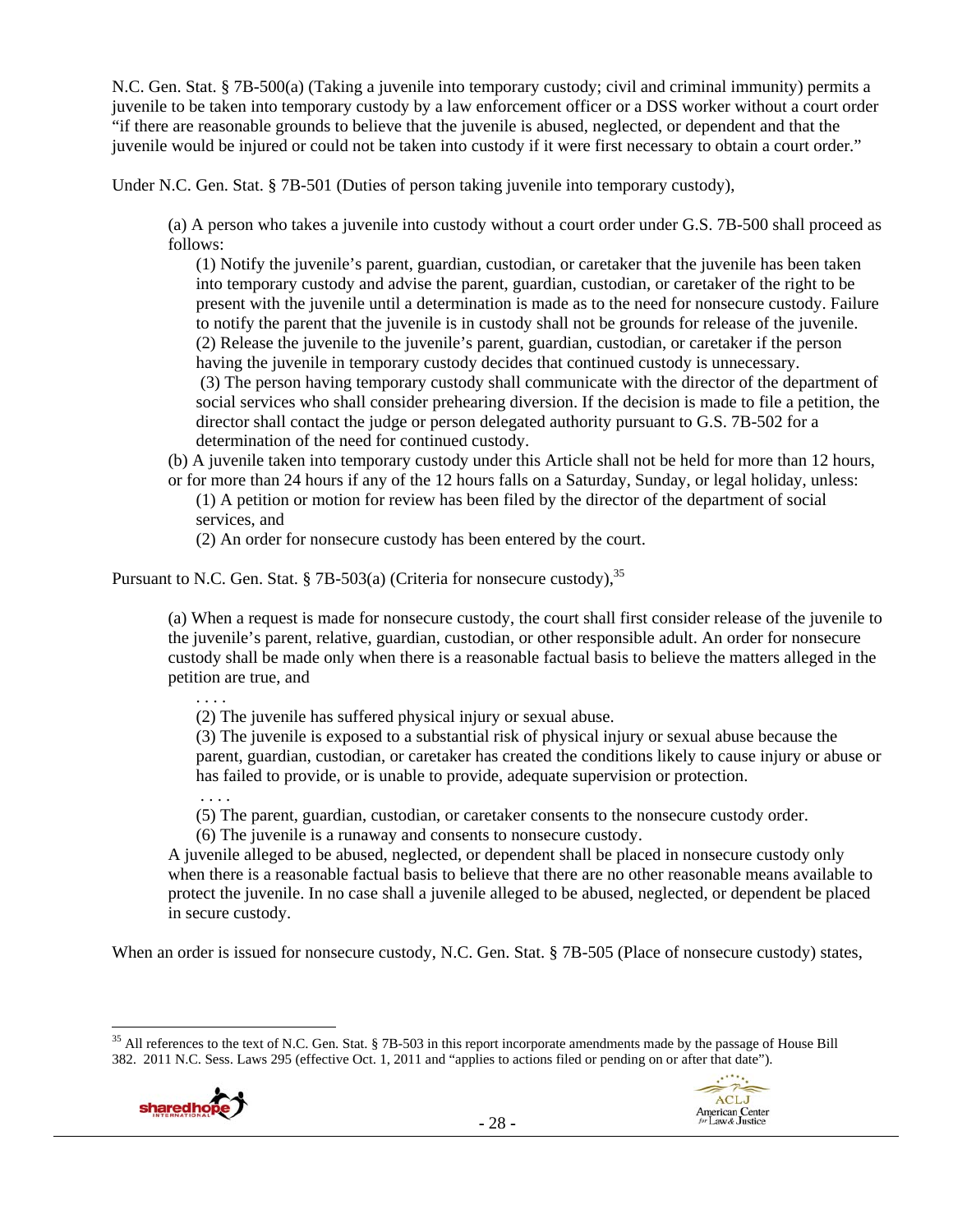N.C. Gen. Stat. § 7B-500(a) (Taking a juvenile into temporary custody; civil and criminal immunity) permits a juvenile to be taken into temporary custody by a law enforcement officer or a DSS worker without a court order "if there are reasonable grounds to believe that the juvenile is abused, neglected, or dependent and that the juvenile would be injured or could not be taken into custody if it were first necessary to obtain a court order."

Under N.C. Gen. Stat. § 7B-501 (Duties of person taking juvenile into temporary custody),

> (a) A person who takes a juvenile into custody without a court order under G.S. 7B-500 shall proceed as follows:
>
> > (1) Notify the juvenile's parent, guardian, custodian, or caretaker that the juvenile has been taken into temporary custody and advise the parent, guardian, custodian, or caretaker of the right to be present with the juvenile until a determination is made as to the need for nonsecure custody. Failure to notify the parent that the juvenile is in custody shall not be grounds for release of the juvenile.
> > (2) Release the juvenile to the juvenile's parent, guardian, custodian, or caretaker if the person having the juvenile in temporary custody decides that continued custody is unnecessary.
> > (3) The person having temporary custody shall communicate with the director of the department of social services who shall consider prehearing diversion. If the decision is made to file a petition, the director shall contact the judge or person delegated authority pursuant to G.S. 7B-502 for a determination of the need for continued custody.
>
> (b) A juvenile taken into temporary custody under this Article shall not be held for more than 12 hours, or for more than 24 hours if any of the 12 hours falls on a Saturday, Sunday, or legal holiday, unless:
>
> > (1) A petition or motion for review has been filed by the director of the department of social services, and
> > (2) An order for nonsecure custody has been entered by the court.

Pursuant to N.C. Gen. Stat. § 7B-503(a) (Criteria for nonsecure custody),[35]

> (a) When a request is made for nonsecure custody, the court shall first consider release of the juvenile to the juvenile's parent, relative, guardian, custodian, or other responsible adult. An order for nonsecure custody shall be made only when there is a reasonable factual basis to believe the matters alleged in the petition are true, and
>
> > . . . .
> > (2) The juvenile has suffered physical injury or sexual abuse.
> > (3) The juvenile is exposed to a substantial risk of physical injury or sexual abuse because the parent, guardian, custodian, or caretaker has created the conditions likely to cause injury or abuse or has failed to provide, or is unable to provide, adequate supervision or protection.
> > . . . .
> > (5) The parent, guardian, custodian, or caretaker consents to the nonsecure custody order.
> > (6) The juvenile is a runaway and consents to nonsecure custody.
>
> A juvenile alleged to be abused, neglected, or dependent shall be placed in nonsecure custody only when there is a reasonable factual basis to believe that there are no other reasonable means available to protect the juvenile. In no case shall a juvenile alleged to be abused, neglected, or dependent be placed in secure custody.

When an order is issued for nonsecure custody, N.C. Gen. Stat. § 7B-505 (Place of nonsecure custody) states,

---

[35] All references to the text of N.C. Gen. Stat. § 7B-503 in this report incorporate amendments made by the passage of House Bill 382. 2011 N.C. Sess. Laws 295 (effective Oct. 1, 2011 and "applies to actions filed or pending on or after that date").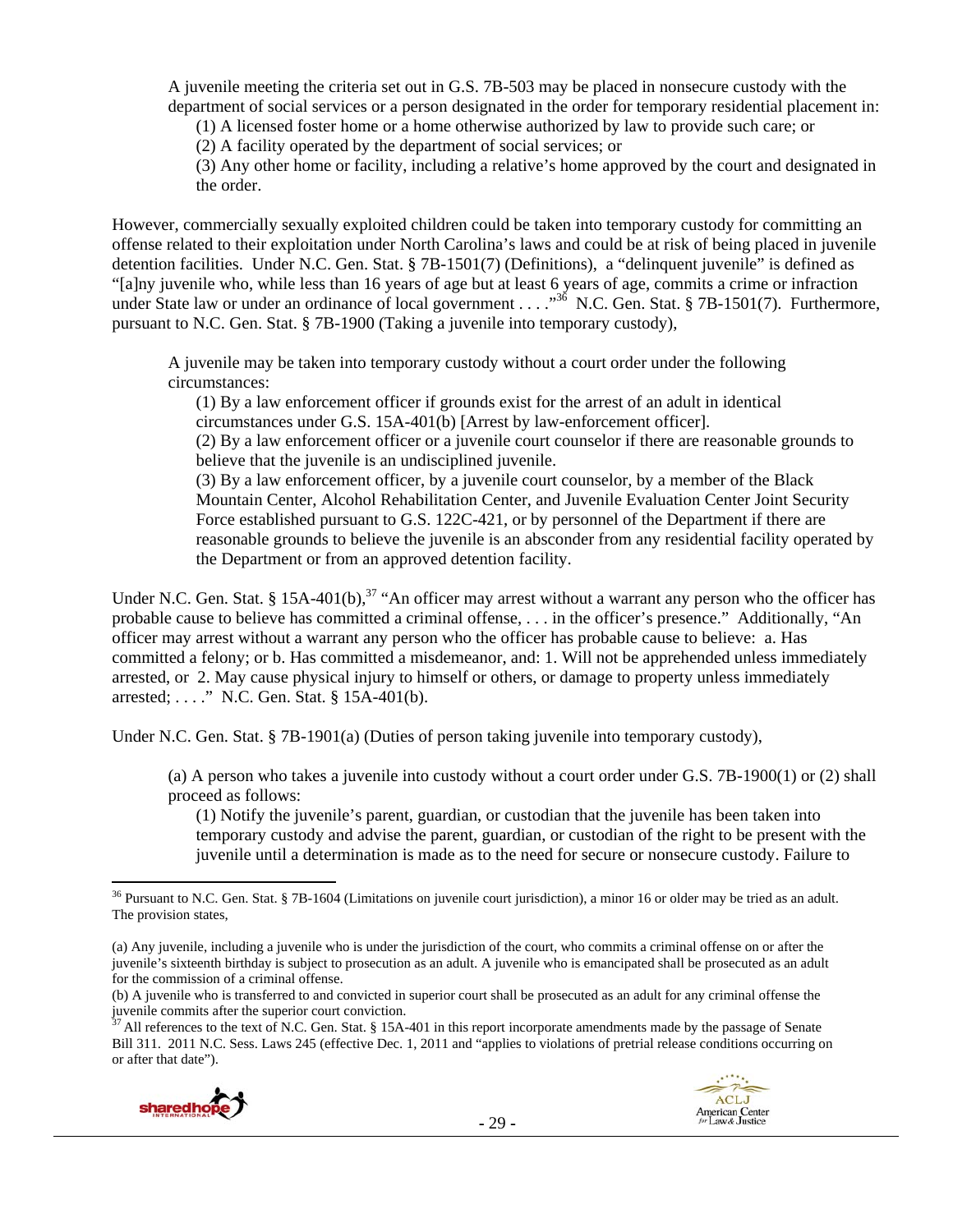A juvenile meeting the criteria set out in G.S. 7B-503 may be placed in nonsecure custody with the department of social services or a person designated in the order for temporary residential placement in:

(1) A licensed foster home or a home otherwise authorized by law to provide such care; or

(2) A facility operated by the department of social services; or

(3) Any other home or facility, including a relative's home approved by the court and designated in the order.

However, commercially sexually exploited children could be taken into temporary custody for committing an offense related to their exploitation under North Carolina's laws and could be at risk of being placed in juvenile detention facilities. Under N.C. Gen. Stat. § 7B-1501(7) (Definitions), a "delinquent juvenile" is defined as "[a]ny juvenile who, while less than 16 years of age but at least 6 years of age, commits a crime or infraction under State law or under an ordinance of local government . . . ."[36] N.C. Gen. Stat. § 7B-1501(7). Furthermore, pursuant to N.C. Gen. Stat. § 7B-1900 (Taking a juvenile into temporary custody),

> A juvenile may be taken into temporary custody without a court order under the following circumstances:
>
> (1) By a law enforcement officer if grounds exist for the arrest of an adult in identical circumstances under G.S. 15A-401(b) [Arrest by law-enforcement officer].
>
> (2) By a law enforcement officer or a juvenile court counselor if there are reasonable grounds to believe that the juvenile is an undisciplined juvenile.
>
> (3) By a law enforcement officer, by a juvenile court counselor, by a member of the Black Mountain Center, Alcohol Rehabilitation Center, and Juvenile Evaluation Center Joint Security Force established pursuant to G.S. 122C-421, or by personnel of the Department if there are reasonable grounds to believe the juvenile is an absconder from any residential facility operated by the Department or from an approved detention facility.

Under N.C. Gen. Stat. § 15A-401(b),[37] "An officer may arrest without a warrant any person who the officer has probable cause to believe has committed a criminal offense, . . . in the officer's presence." Additionally, "An officer may arrest without a warrant any person who the officer has probable cause to believe: a. Has committed a felony; or b. Has committed a misdemeanor, and: 1. Will not be apprehended unless immediately arrested, or 2. May cause physical injury to himself or others, or damage to property unless immediately arrested; . . . ." N.C. Gen. Stat. § 15A-401(b).

Under N.C. Gen. Stat. § 7B-1901(a) (Duties of person taking juvenile into temporary custody),

> (a) A person who takes a juvenile into custody without a court order under G.S. 7B-1900(1) or (2) shall proceed as follows:
>
> (1) Notify the juvenile's parent, guardian, or custodian that the juvenile has been taken into temporary custody and advise the parent, guardian, or custodian of the right to be present with the juvenile until a determination is made as to the need for secure or nonsecure custody. Failure to

---

[36] Pursuant to N.C. Gen. Stat. § 7B-1604 (Limitations on juvenile court jurisdiction), a minor 16 or older may be tried as an adult. The provision states,

(a) Any juvenile, including a juvenile who is under the jurisdiction of the court, who commits a criminal offense on or after the juvenile's sixteenth birthday is subject to prosecution as an adult. A juvenile who is emancipated shall be prosecuted as an adult for the commission of a criminal offense.

(b) A juvenile who is transferred to and convicted in superior court shall be prosecuted as an adult for any criminal offense the juvenile commits after the superior court conviction.

[37] All references to the text of N.C. Gen. Stat. § 15A-401 in this report incorporate amendments made by the passage of Senate Bill 311. 2011 N.C. Sess. Laws 245 (effective Dec. 1, 2011 and "applies to violations of pretrial release conditions occurring on or after that date").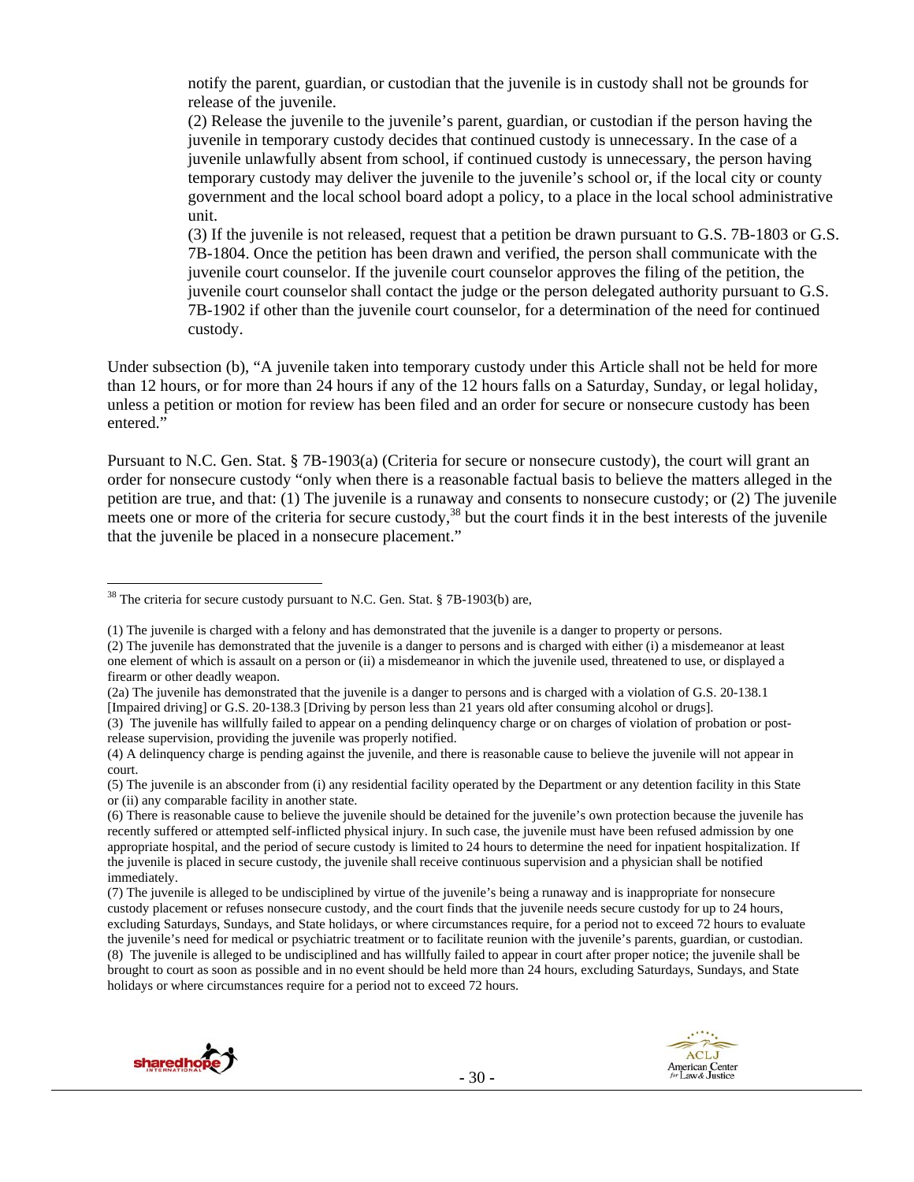notify the parent, guardian, or custodian that the juvenile is in custody shall not be grounds for release of the juvenile.

(2) Release the juvenile to the juvenile's parent, guardian, or custodian if the person having the juvenile in temporary custody decides that continued custody is unnecessary. In the case of a juvenile unlawfully absent from school, if continued custody is unnecessary, the person having temporary custody may deliver the juvenile to the juvenile's school or, if the local city or county government and the local school board adopt a policy, to a place in the local school administrative unit.

(3) If the juvenile is not released, request that a petition be drawn pursuant to G.S. 7B-1803 or G.S. 7B-1804. Once the petition has been drawn and verified, the person shall communicate with the juvenile court counselor. If the juvenile court counselor approves the filing of the petition, the juvenile court counselor shall contact the judge or the person delegated authority pursuant to G.S. 7B-1902 if other than the juvenile court counselor, for a determination of the need for continued custody.

Under subsection (b), "A juvenile taken into temporary custody under this Article shall not be held for more than 12 hours, or for more than 24 hours if any of the 12 hours falls on a Saturday, Sunday, or legal holiday, unless a petition or motion for review has been filed and an order for secure or nonsecure custody has been entered."

Pursuant to N.C. Gen. Stat. § 7B-1903(a) (Criteria for secure or nonsecure custody), the court will grant an order for nonsecure custody "only when there is a reasonable factual basis to believe the matters alleged in the petition are true, and that: (1) The juvenile is a runaway and consents to nonsecure custody; or (2) The juvenile meets one or more of the criteria for secure custody,[38] but the court finds it in the best interests of the juvenile that the juvenile be placed in a nonsecure placement."

---

[38] The criteria for secure custody pursuant to N.C. Gen. Stat. § 7B-1903(b) are,

(1) The juvenile is charged with a felony and has demonstrated that the juvenile is a danger to property or persons.
(2) The juvenile has demonstrated that the juvenile is a danger to persons and is charged with either (i) a misdemeanor at least one element of which is assault on a person or (ii) a misdemeanor in which the juvenile used, threatened to use, or displayed a firearm or other deadly weapon.
(2a) The juvenile has demonstrated that the juvenile is a danger to persons and is charged with a violation of G.S. 20-138.1 [Impaired driving] or G.S. 20-138.3 [Driving by person less than 21 years old after consuming alcohol or drugs].
(3) The juvenile has willfully failed to appear on a pending delinquency charge or on charges of violation of probation or post-release supervision, providing the juvenile was properly notified.
(4) A delinquency charge is pending against the juvenile, and there is reasonable cause to believe the juvenile will not appear in court.
(5) The juvenile is an absconder from (i) any residential facility operated by the Department or any detention facility in this State or (ii) any comparable facility in another state.
(6) There is reasonable cause to believe the juvenile should be detained for the juvenile's own protection because the juvenile has recently suffered or attempted self-inflicted physical injury. In such case, the juvenile must have been refused admission by one appropriate hospital, and the period of secure custody is limited to 24 hours to determine the need for inpatient hospitalization. If the juvenile is placed in secure custody, the juvenile shall receive continuous supervision and a physician shall be notified immediately.
(7) The juvenile is alleged to be undisciplined by virtue of the juvenile's being a runaway and is inappropriate for nonsecure custody placement or refuses nonsecure custody, and the court finds that the juvenile needs secure custody for up to 24 hours, excluding Saturdays, Sundays, and State holidays, or where circumstances require, for a period not to exceed 72 hours to evaluate the juvenile's need for medical or psychiatric treatment or to facilitate reunion with the juvenile's parents, guardian, or custodian.
(8) The juvenile is alleged to be undisciplined and has willfully failed to appear in court after proper notice; the juvenile shall be brought to court as soon as possible and in no event should be held more than 24 hours, excluding Saturdays, Sundays, and State holidays or where circumstances require for a period not to exceed 72 hours.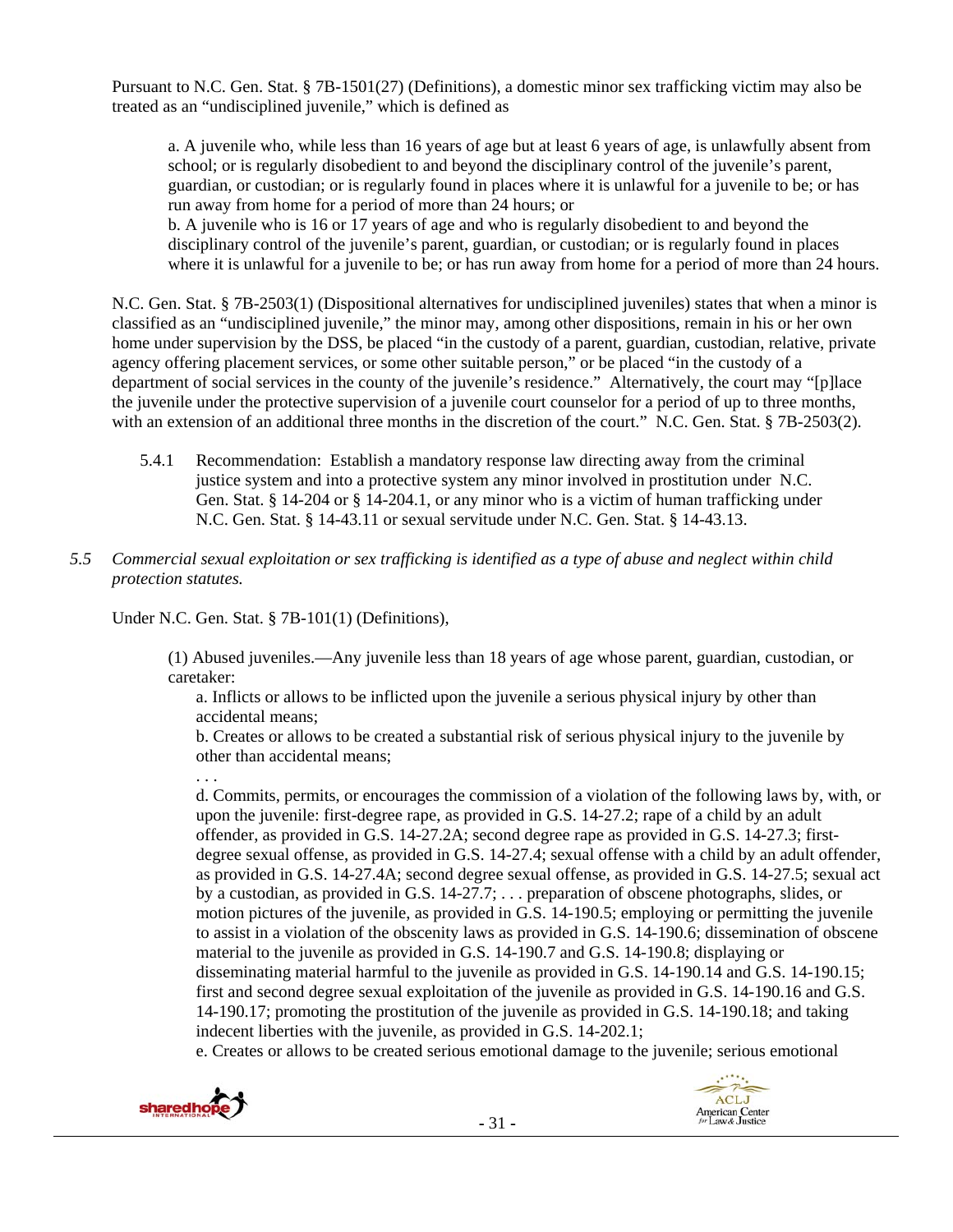Pursuant to N.C. Gen. Stat. § 7B-1501(27) (Definitions), a domestic minor sex trafficking victim may also be treated as an "undisciplined juvenile," which is defined as

> a. A juvenile who, while less than 16 years of age but at least 6 years of age, is unlawfully absent from school; or is regularly disobedient to and beyond the disciplinary control of the juvenile's parent, guardian, or custodian; or is regularly found in places where it is unlawful for a juvenile to be; or has run away from home for a period of more than 24 hours; or
>
> b. A juvenile who is 16 or 17 years of age and who is regularly disobedient to and beyond the disciplinary control of the juvenile's parent, guardian, or custodian; or is regularly found in places where it is unlawful for a juvenile to be; or has run away from home for a period of more than 24 hours.

N.C. Gen. Stat. § 7B-2503(1) (Dispositional alternatives for undisciplined juveniles) states that when a minor is classified as an "undisciplined juvenile," the minor may, among other dispositions, remain in his or her own home under supervision by the DSS, be placed "in the custody of a parent, guardian, custodian, relative, private agency offering placement services, or some other suitable person," or be placed "in the custody of a department of social services in the county of the juvenile's residence." Alternatively, the court may "[p]lace the juvenile under the protective supervision of a juvenile court counselor for a period of up to three months, with an extension of an additional three months in the discretion of the court." N.C. Gen. Stat. § 7B-2503(2).

5.4.1 Recommendation: Establish a mandatory response law directing away from the criminal justice system and into a protective system any minor involved in prostitution under N.C. Gen. Stat. § 14-204 or § 14-204.1, or any minor who is a victim of human trafficking under N.C. Gen. Stat. § 14-43.11 or sexual servitude under N.C. Gen. Stat. § 14-43.13.

*5.5 Commercial sexual exploitation or sex trafficking is identified as a type of abuse and neglect within child protection statutes.*

Under N.C. Gen. Stat. § 7B-101(1) (Definitions),

> (1) Abused juveniles.—Any juvenile less than 18 years of age whose parent, guardian, custodian, or caretaker:
>
> a. Inflicts or allows to be inflicted upon the juvenile a serious physical injury by other than accidental means;
>
> b. Creates or allows to be created a substantial risk of serious physical injury to the juvenile by other than accidental means;
>
> . . .
>
> d. Commits, permits, or encourages the commission of a violation of the following laws by, with, or upon the juvenile: first-degree rape, as provided in G.S. 14-27.2; rape of a child by an adult offender, as provided in G.S. 14-27.2A; second degree rape as provided in G.S. 14-27.3; first-degree sexual offense, as provided in G.S. 14-27.4; sexual offense with a child by an adult offender, as provided in G.S. 14-27.4A; second degree sexual offense, as provided in G.S. 14-27.5; sexual act by a custodian, as provided in G.S. 14-27.7; . . . preparation of obscene photographs, slides, or motion pictures of the juvenile, as provided in G.S. 14-190.5; employing or permitting the juvenile to assist in a violation of the obscenity laws as provided in G.S. 14-190.6; dissemination of obscene material to the juvenile as provided in G.S. 14-190.7 and G.S. 14-190.8; displaying or disseminating material harmful to the juvenile as provided in G.S. 14-190.14 and G.S. 14-190.15; first and second degree sexual exploitation of the juvenile as provided in G.S. 14-190.16 and G.S. 14-190.17; promoting the prostitution of the juvenile as provided in G.S. 14-190.18; and taking indecent liberties with the juvenile, as provided in G.S. 14-202.1;
>
> e. Creates or allows to be created serious emotional damage to the juvenile; serious emotional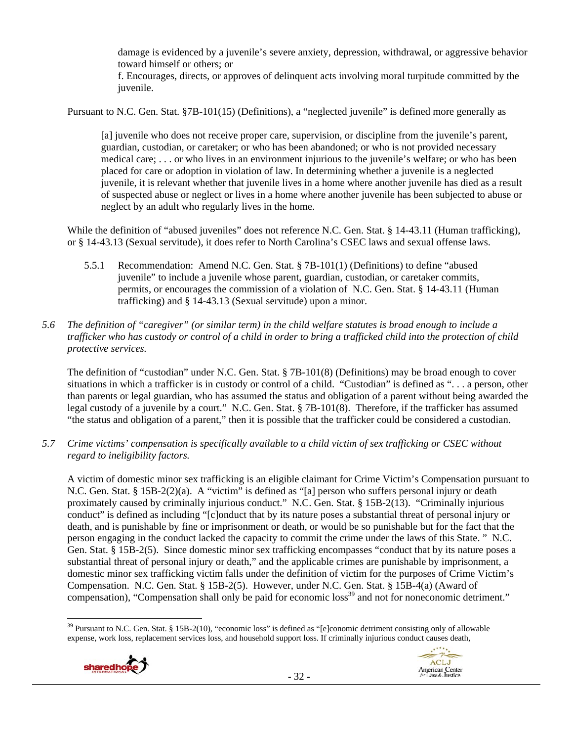> damage is evidenced by a juvenile's severe anxiety, depression, withdrawal, or aggressive behavior toward himself or others; or
> f. Encourages, directs, or approves of delinquent acts involving moral turpitude committed by the juvenile.

Pursuant to N.C. Gen. Stat. §7B-101(15) (Definitions), a "neglected juvenile" is defined more generally as

> [a] juvenile who does not receive proper care, supervision, or discipline from the juvenile's parent, guardian, custodian, or caretaker; or who has been abandoned; or who is not provided necessary medical care; . . . or who lives in an environment injurious to the juvenile's welfare; or who has been placed for care or adoption in violation of law. In determining whether a juvenile is a neglected juvenile, it is relevant whether that juvenile lives in a home where another juvenile has died as a result of suspected abuse or neglect or lives in a home where another juvenile has been subjected to abuse or neglect by an adult who regularly lives in the home.

While the definition of "abused juveniles" does not reference N.C. Gen. Stat. § 14-43.11 (Human trafficking), or § 14-43.13 (Sexual servitude), it does refer to North Carolina's CSEC laws and sexual offense laws.

> 5.5.1 Recommendation: Amend N.C. Gen. Stat. § 7B-101(1) (Definitions) to define "abused juvenile" to include a juvenile whose parent, guardian, custodian, or caretaker commits, permits, or encourages the commission of a violation of N.C. Gen. Stat. § 14-43.11 (Human trafficking) and § 14-43.13 (Sexual servitude) upon a minor.

*5.6 The definition of "caregiver" (or similar term) in the child welfare statutes is broad enough to include a trafficker who has custody or control of a child in order to bring a trafficked child into the protection of child protective services.*

The definition of "custodian" under N.C. Gen. Stat. § 7B-101(8) (Definitions) may be broad enough to cover situations in which a trafficker is in custody or control of a child. "Custodian" is defined as ". . . a person, other than parents or legal guardian, who has assumed the status and obligation of a parent without being awarded the legal custody of a juvenile by a court." N.C. Gen. Stat. § 7B-101(8). Therefore, if the trafficker has assumed "the status and obligation of a parent," then it is possible that the trafficker could be considered a custodian.

*5.7 Crime victims' compensation is specifically available to a child victim of sex trafficking or CSEC without regard to ineligibility factors.*

A victim of domestic minor sex trafficking is an eligible claimant for Crime Victim's Compensation pursuant to N.C. Gen. Stat. § 15B-2(2)(a). A "victim" is defined as "[a] person who suffers personal injury or death proximately caused by criminally injurious conduct." N.C. Gen. Stat. § 15B-2(13). "Criminally injurious conduct" is defined as including "[c]onduct that by its nature poses a substantial threat of personal injury or death, and is punishable by fine or imprisonment or death, or would be so punishable but for the fact that the person engaging in the conduct lacked the capacity to commit the crime under the laws of this State. " N.C. Gen. Stat. § 15B-2(5). Since domestic minor sex trafficking encompasses "conduct that by its nature poses a substantial threat of personal injury or death," and the applicable crimes are punishable by imprisonment, a domestic minor sex trafficking victim falls under the definition of victim for the purposes of Crime Victim's Compensation. N.C. Gen. Stat. § 15B-2(5). However, under N.C. Gen. Stat. § 15B-4(a) (Award of compensation), "Compensation shall only be paid for economic loss[39] and not for noneconomic detriment."

[39] Pursuant to N.C. Gen. Stat. § 15B-2(10), "economic loss" is defined as "[e]conomic detriment consisting only of allowable expense, work loss, replacement services loss, and household support loss. If criminally injurious conduct causes death,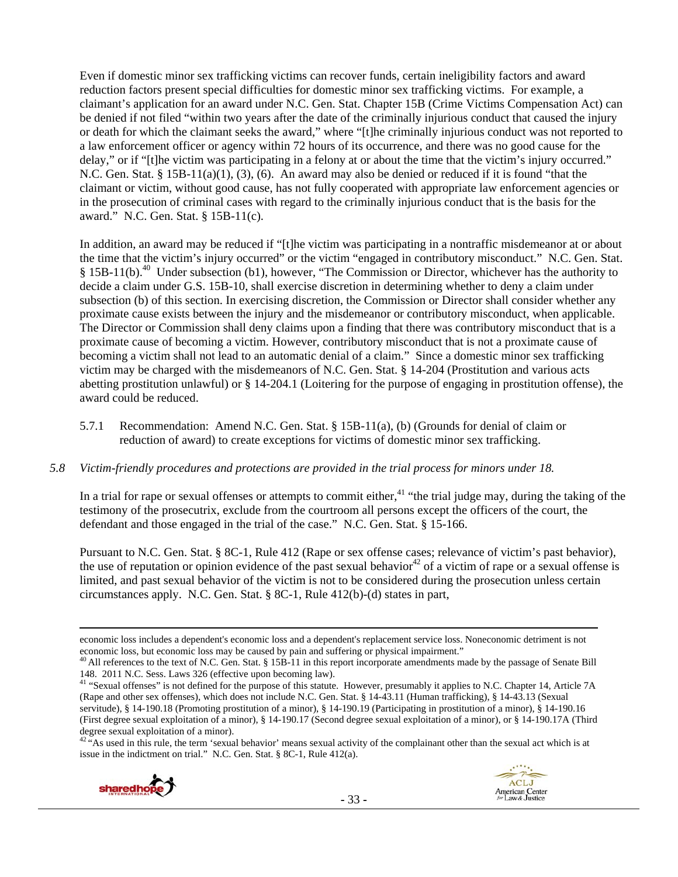Even if domestic minor sex trafficking victims can recover funds, certain ineligibility factors and award reduction factors present special difficulties for domestic minor sex trafficking victims. For example, a claimant's application for an award under N.C. Gen. Stat. Chapter 15B (Crime Victims Compensation Act) can be denied if not filed "within two years after the date of the criminally injurious conduct that caused the injury or death for which the claimant seeks the award," where "[t]he criminally injurious conduct was not reported to a law enforcement officer or agency within 72 hours of its occurrence, and there was no good cause for the delay," or if "[t]he victim was participating in a felony at or about the time that the victim's injury occurred." N.C. Gen. Stat. § 15B-11(a)(1), (3), (6). An award may also be denied or reduced if it is found "that the claimant or victim, without good cause, has not fully cooperated with appropriate law enforcement agencies or in the prosecution of criminal cases with regard to the criminally injurious conduct that is the basis for the award." N.C. Gen. Stat. § 15B-11(c).

In addition, an award may be reduced if "[t]he victim was participating in a nontraffic misdemeanor at or about the time that the victim's injury occurred" or the victim "engaged in contributory misconduct." N.C. Gen. Stat. § 15B-11(b).[40] Under subsection (b1), however, "The Commission or Director, whichever has the authority to decide a claim under G.S. 15B-10, shall exercise discretion in determining whether to deny a claim under subsection (b) of this section. In exercising discretion, the Commission or Director shall consider whether any proximate cause exists between the injury and the misdemeanor or contributory misconduct, when applicable. The Director or Commission shall deny claims upon a finding that there was contributory misconduct that is a proximate cause of becoming a victim. However, contributory misconduct that is not a proximate cause of becoming a victim shall not lead to an automatic denial of a claim." Since a domestic minor sex trafficking victim may be charged with the misdemeanors of N.C. Gen. Stat. § 14-204 (Prostitution and various acts abetting prostitution unlawful) or § 14-204.1 (Loitering for the purpose of engaging in prostitution offense), the award could be reduced.

5.7.1 Recommendation: Amend N.C. Gen. Stat. § 15B-11(a), (b) (Grounds for denial of claim or reduction of award) to create exceptions for victims of domestic minor sex trafficking.

*5.8 Victim-friendly procedures and protections are provided in the trial process for minors under 18.*

In a trial for rape or sexual offenses or attempts to commit either,[41] "the trial judge may, during the taking of the testimony of the prosecutrix, exclude from the courtroom all persons except the officers of the court, the defendant and those engaged in the trial of the case." N.C. Gen. Stat. § 15-166.

Pursuant to N.C. Gen. Stat. § 8C-1, Rule 412 (Rape or sex offense cases; relevance of victim's past behavior), the use of reputation or opinion evidence of the past sexual behavior[42] of a victim of rape or a sexual offense is limited, and past sexual behavior of the victim is not to be considered during the prosecution unless certain circumstances apply. N.C. Gen. Stat. § 8C-1, Rule 412(b)-(d) states in part,

---

economic loss includes a dependent's economic loss and a dependent's replacement service loss. Noneconomic detriment is not economic loss, but economic loss may be caused by pain and suffering or physical impairment."

[40] All references to the text of N.C. Gen. Stat. § 15B-11 in this report incorporate amendments made by the passage of Senate Bill 148. 2011 N.C. Sess. Laws 326 (effective upon becoming law).

[41] "Sexual offenses" is not defined for the purpose of this statute. However, presumably it applies to N.C. Chapter 14, Article 7A (Rape and other sex offenses), which does not include N.C. Gen. Stat. § 14-43.11 (Human trafficking), § 14-43.13 (Sexual servitude), § 14-190.18 (Promoting prostitution of a minor), § 14-190.19 (Participating in prostitution of a minor), § 14-190.16 (First degree sexual exploitation of a minor), § 14-190.17 (Second degree sexual exploitation of a minor), or § 14-190.17A (Third degree sexual exploitation of a minor).

[42] "As used in this rule, the term 'sexual behavior' means sexual activity of the complainant other than the sexual act which is at issue in the indictment on trial." N.C. Gen. Stat. § 8C-1, Rule 412(a).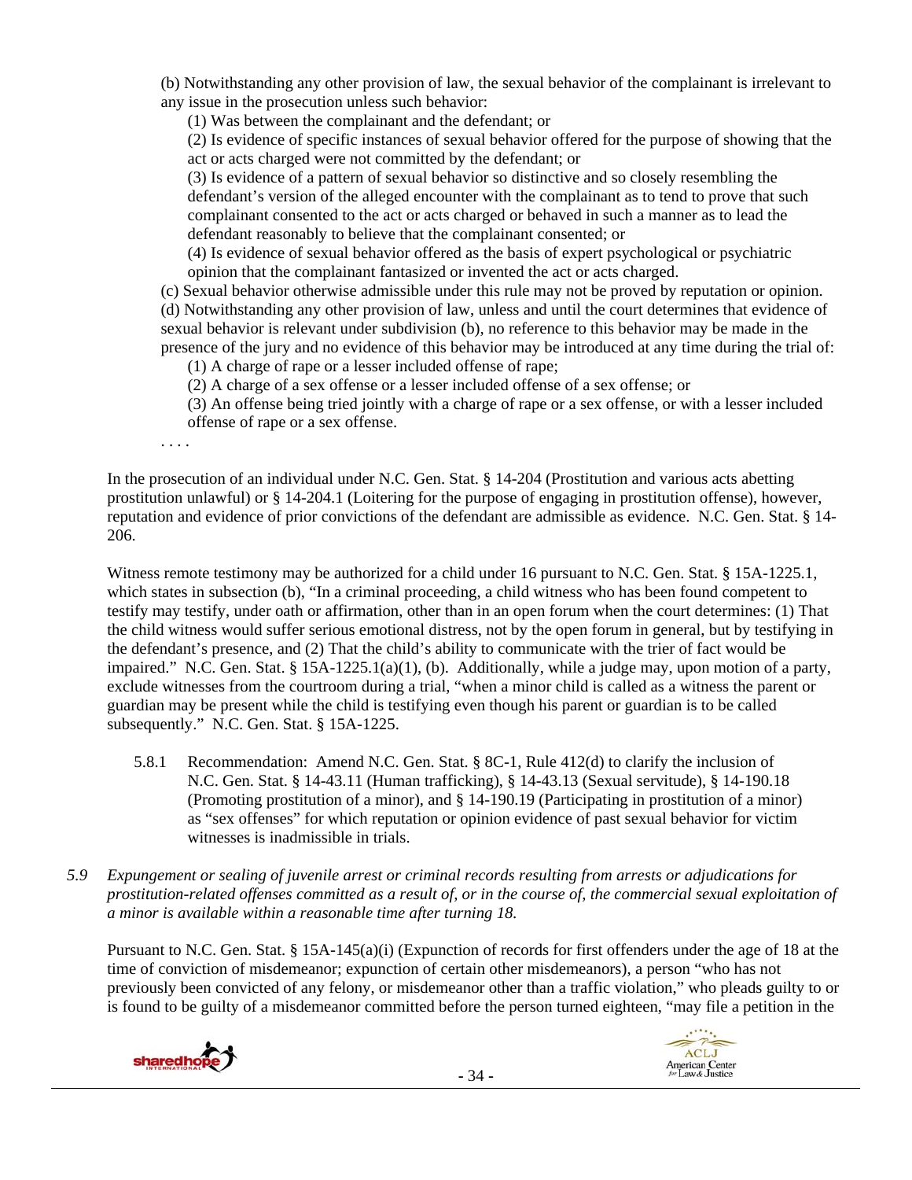(b) Notwithstanding any other provision of law, the sexual behavior of the complainant is irrelevant to any issue in the prosecution unless such behavior:

(1) Was between the complainant and the defendant; or

(2) Is evidence of specific instances of sexual behavior offered for the purpose of showing that the act or acts charged were not committed by the defendant; or

(3) Is evidence of a pattern of sexual behavior so distinctive and so closely resembling the defendant's version of the alleged encounter with the complainant as to tend to prove that such complainant consented to the act or acts charged or behaved in such a manner as to lead the defendant reasonably to believe that the complainant consented; or

(4) Is evidence of sexual behavior offered as the basis of expert psychological or psychiatric opinion that the complainant fantasized or invented the act or acts charged.

(c) Sexual behavior otherwise admissible under this rule may not be proved by reputation or opinion.

(d) Notwithstanding any other provision of law, unless and until the court determines that evidence of sexual behavior is relevant under subdivision (b), no reference to this behavior may be made in the presence of the jury and no evidence of this behavior may be introduced at any time during the trial of:

(1) A charge of rape or a lesser included offense of rape;

(2) A charge of a sex offense or a lesser included offense of a sex offense; or

(3) An offense being tried jointly with a charge of rape or a sex offense, or with a lesser included offense of rape or a sex offense.

. . . .

In the prosecution of an individual under N.C. Gen. Stat. § 14-204 (Prostitution and various acts abetting prostitution unlawful) or § 14-204.1 (Loitering for the purpose of engaging in prostitution offense), however, reputation and evidence of prior convictions of the defendant are admissible as evidence. N.C. Gen. Stat. § 14-206.

Witness remote testimony may be authorized for a child under 16 pursuant to N.C. Gen. Stat. § 15A-1225.1, which states in subsection (b), "In a criminal proceeding, a child witness who has been found competent to testify may testify, under oath or affirmation, other than in an open forum when the court determines: (1) That the child witness would suffer serious emotional distress, not by the open forum in general, but by testifying in the defendant's presence, and (2) That the child's ability to communicate with the trier of fact would be impaired." N.C. Gen. Stat. § 15A-1225.1(a)(1), (b). Additionally, while a judge may, upon motion of a party, exclude witnesses from the courtroom during a trial, "when a minor child is called as a witness the parent or guardian may be present while the child is testifying even though his parent or guardian is to be called subsequently." N.C. Gen. Stat. § 15A-1225.

5.8.1 Recommendation: Amend N.C. Gen. Stat. § 8C-1, Rule 412(d) to clarify the inclusion of N.C. Gen. Stat. § 14-43.11 (Human trafficking), § 14-43.13 (Sexual servitude), § 14-190.18 (Promoting prostitution of a minor), and § 14-190.19 (Participating in prostitution of a minor) as "sex offenses" for which reputation or opinion evidence of past sexual behavior for victim witnesses is inadmissible in trials.

*5.9 Expungement or sealing of juvenile arrest or criminal records resulting from arrests or adjudications for prostitution-related offenses committed as a result of, or in the course of, the commercial sexual exploitation of a minor is available within a reasonable time after turning 18.*

Pursuant to N.C. Gen. Stat. § 15A-145(a)(i) (Expunction of records for first offenders under the age of 18 at the time of conviction of misdemeanor; expunction of certain other misdemeanors), a person "who has not previously been convicted of any felony, or misdemeanor other than a traffic violation," who pleads guilty to or is found to be guilty of a misdemeanor committed before the person turned eighteen, "may file a petition in the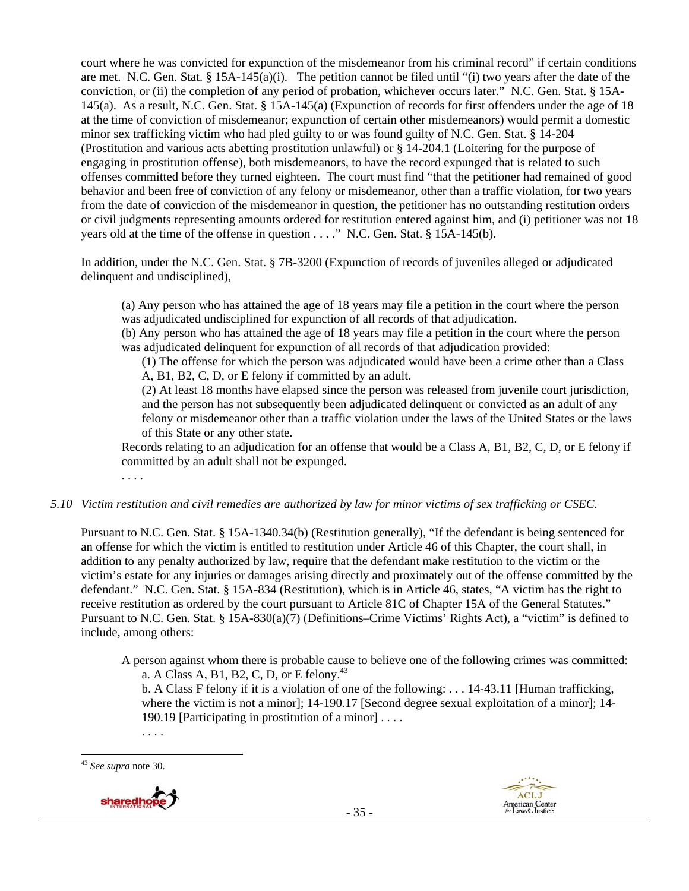court where he was convicted for expunction of the misdemeanor from his criminal record" if certain conditions are met. N.C. Gen. Stat. § 15A-145(a)(i). The petition cannot be filed until "(i) two years after the date of the conviction, or (ii) the completion of any period of probation, whichever occurs later." N.C. Gen. Stat. § 15A-145(a). As a result, N.C. Gen. Stat. § 15A-145(a) (Expunction of records for first offenders under the age of 18 at the time of conviction of misdemeanor; expunction of certain other misdemeanors) would permit a domestic minor sex trafficking victim who had pled guilty to or was found guilty of N.C. Gen. Stat. § 14-204 (Prostitution and various acts abetting prostitution unlawful) or § 14-204.1 (Loitering for the purpose of engaging in prostitution offense), both misdemeanors, to have the record expunged that is related to such offenses committed before they turned eighteen. The court must find "that the petitioner had remained of good behavior and been free of conviction of any felony or misdemeanor, other than a traffic violation, for two years from the date of conviction of the misdemeanor in question, the petitioner has no outstanding restitution orders or civil judgments representing amounts ordered for restitution entered against him, and (i) petitioner was not 18 years old at the time of the offense in question . . . ." N.C. Gen. Stat. § 15A-145(b).

In addition, under the N.C. Gen. Stat. § 7B-3200 (Expunction of records of juveniles alleged or adjudicated delinquent and undisciplined),

> (a) Any person who has attained the age of 18 years may file a petition in the court where the person was adjudicated undisciplined for expunction of all records of that adjudication.
> (b) Any person who has attained the age of 18 years may file a petition in the court where the person was adjudicated delinquent for expunction of all records of that adjudication provided:
>
> (1) The offense for which the person was adjudicated would have been a crime other than a Class A, B1, B2, C, D, or E felony if committed by an adult.
>
> (2) At least 18 months have elapsed since the person was released from juvenile court jurisdiction, and the person has not subsequently been adjudicated delinquent or convicted as an adult of any felony or misdemeanor other than a traffic violation under the laws of the United States or the laws of this State or any other state.
>
> Records relating to an adjudication for an offense that would be a Class A, B1, B2, C, D, or E felony if committed by an adult shall not be expunged.
>
> . . . .

*5.10 Victim restitution and civil remedies are authorized by law for minor victims of sex trafficking or CSEC.*

Pursuant to N.C. Gen. Stat. § 15A-1340.34(b) (Restitution generally), "If the defendant is being sentenced for an offense for which the victim is entitled to restitution under Article 46 of this Chapter, the court shall, in addition to any penalty authorized by law, require that the defendant make restitution to the victim or the victim's estate for any injuries or damages arising directly and proximately out of the offense committed by the defendant." N.C. Gen. Stat. § 15A-834 (Restitution), which is in Article 46, states, "A victim has the right to receive restitution as ordered by the court pursuant to Article 81C of Chapter 15A of the General Statutes." Pursuant to N.C. Gen. Stat. § 15A-830(a)(7) (Definitions–Crime Victims' Rights Act), a "victim" is defined to include, among others:

> A person against whom there is probable cause to believe one of the following crimes was committed:
>
> a. A Class A, B1, B2, C, D, or E felony.[43]
>
> b. A Class F felony if it is a violation of one of the following: . . . 14-43.11 [Human trafficking, where the victim is not a minor]; 14-190.17 [Second degree sexual exploitation of a minor]; 14-190.19 [Participating in prostitution of a minor] . . . .
>
> . . . .

[43] *See supra* note 30.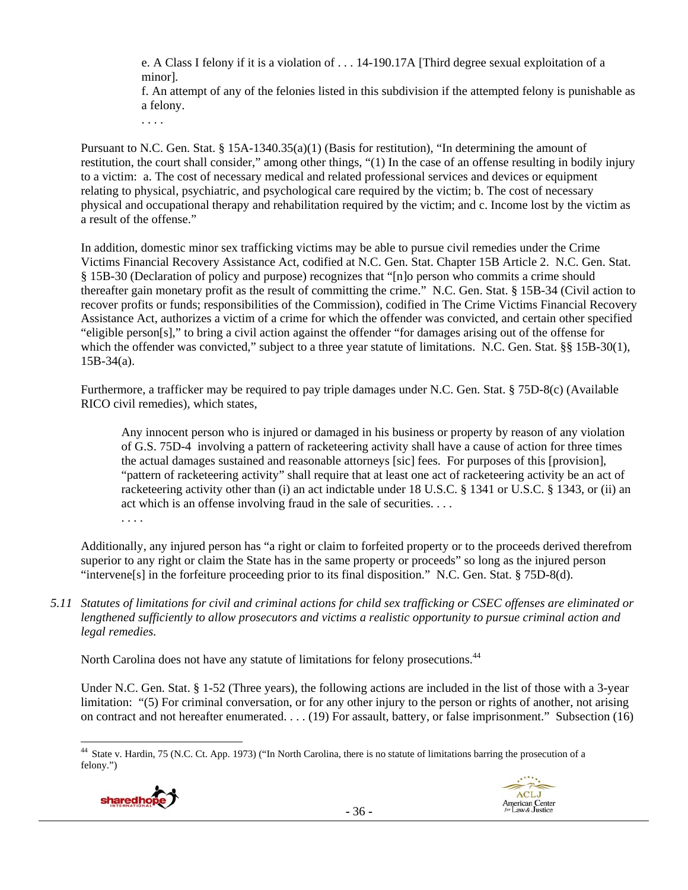> e. A Class I felony if it is a violation of . . . 14-190.17A [Third degree sexual exploitation of a minor].
>
> f. An attempt of any of the felonies listed in this subdivision if the attempted felony is punishable as a felony.
>
> . . . .

Pursuant to N.C. Gen. Stat. § 15A-1340.35(a)(1) (Basis for restitution), "In determining the amount of restitution, the court shall consider," among other things, "(1) In the case of an offense resulting in bodily injury to a victim: a. The cost of necessary medical and related professional services and devices or equipment relating to physical, psychiatric, and psychological care required by the victim; b. The cost of necessary physical and occupational therapy and rehabilitation required by the victim; and c. Income lost by the victim as a result of the offense."

In addition, domestic minor sex trafficking victims may be able to pursue civil remedies under the Crime Victims Financial Recovery Assistance Act, codified at N.C. Gen. Stat. Chapter 15B Article 2. N.C. Gen. Stat. § 15B-30 (Declaration of policy and purpose) recognizes that "[n]o person who commits a crime should thereafter gain monetary profit as the result of committing the crime." N.C. Gen. Stat. § 15B-34 (Civil action to recover profits or funds; responsibilities of the Commission), codified in The Crime Victims Financial Recovery Assistance Act, authorizes a victim of a crime for which the offender was convicted, and certain other specified "eligible person[s]," to bring a civil action against the offender "for damages arising out of the offense for which the offender was convicted," subject to a three year statute of limitations. N.C. Gen. Stat. §§ 15B-30(1), 15B-34(a).

Furthermore, a trafficker may be required to pay triple damages under N.C. Gen. Stat. § 75D-8(c) (Available RICO civil remedies), which states,

> Any innocent person who is injured or damaged in his business or property by reason of any violation of G.S. 75D-4 involving a pattern of racketeering activity shall have a cause of action for three times the actual damages sustained and reasonable attorneys [sic] fees. For purposes of this [provision], "pattern of racketeering activity" shall require that at least one act of racketeering activity be an act of racketeering activity other than (i) an act indictable under 18 U.S.C. § 1341 or U.S.C. § 1343, or (ii) an act which is an offense involving fraud in the sale of securities. . . .
>
> . . . .

Additionally, any injured person has "a right or claim to forfeited property or to the proceeds derived therefrom superior to any right or claim the State has in the same property or proceeds" so long as the injured person "intervene[s] in the forfeiture proceeding prior to its final disposition." N.C. Gen. Stat. § 75D-8(d).

*5.11 Statutes of limitations for civil and criminal actions for child sex trafficking or CSEC offenses are eliminated or lengthened sufficiently to allow prosecutors and victims a realistic opportunity to pursue criminal action and legal remedies.*

North Carolina does not have any statute of limitations for felony prosecutions.[44]

Under N.C. Gen. Stat. § 1-52 (Three years), the following actions are included in the list of those with a 3-year limitation: "(5) For criminal conversation, or for any other injury to the person or rights of another, not arising on contract and not hereafter enumerated. . . . (19) For assault, battery, or false imprisonment." Subsection (16)

---

[44] State v. Hardin, 75 (N.C. Ct. App. 1973) ("In North Carolina, there is no statute of limitations barring the prosecution of a felony.")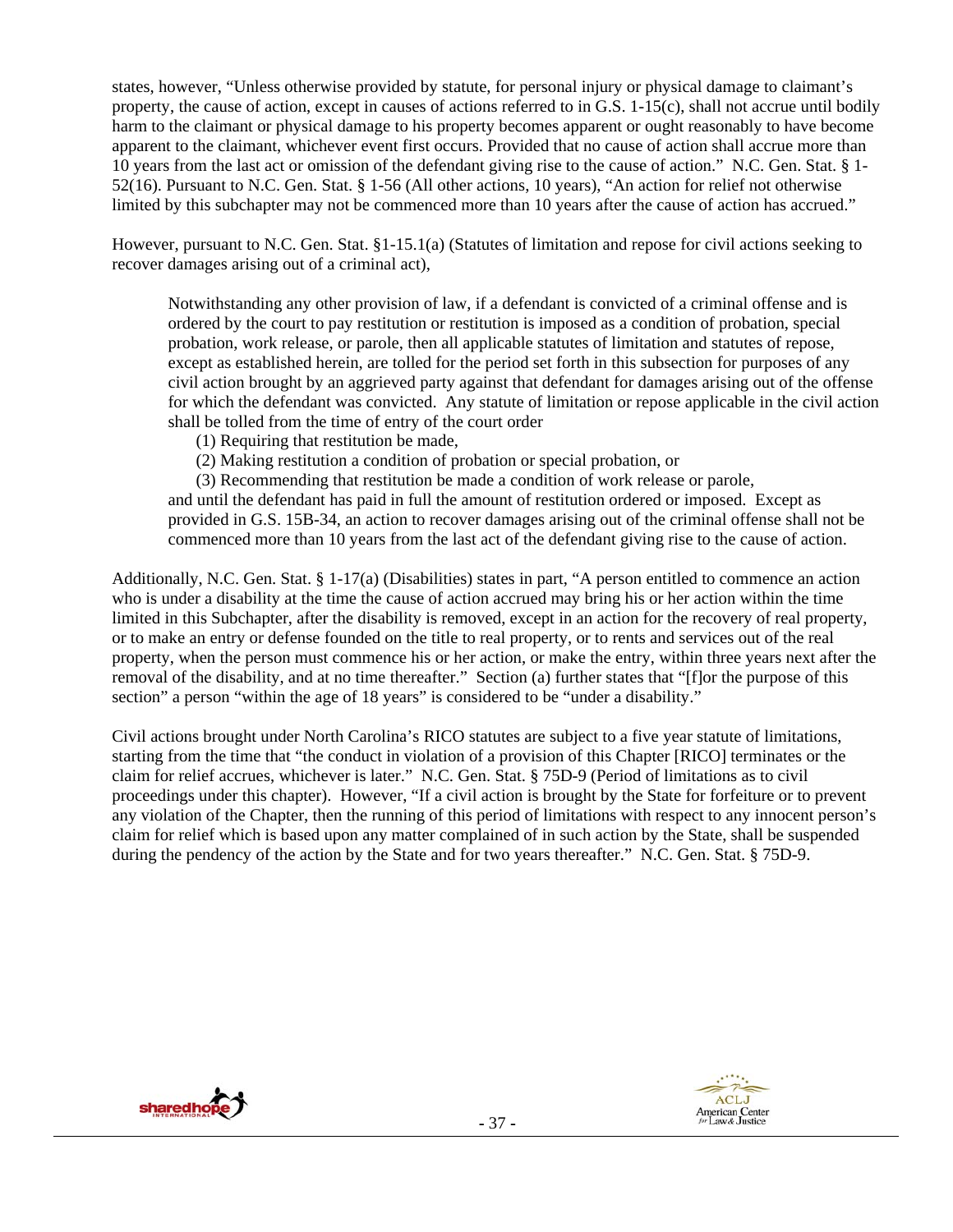states, however, "Unless otherwise provided by statute, for personal injury or physical damage to claimant's property, the cause of action, except in causes of actions referred to in G.S. 1-15(c), shall not accrue until bodily harm to the claimant or physical damage to his property becomes apparent or ought reasonably to have become apparent to the claimant, whichever event first occurs. Provided that no cause of action shall accrue more than 10 years from the last act or omission of the defendant giving rise to the cause of action." N.C. Gen. Stat. § 1-52(16). Pursuant to N.C. Gen. Stat. § 1-56 (All other actions, 10 years), "An action for relief not otherwise limited by this subchapter may not be commenced more than 10 years after the cause of action has accrued."

However, pursuant to N.C. Gen. Stat. §1-15.1(a) (Statutes of limitation and repose for civil actions seeking to recover damages arising out of a criminal act),

> Notwithstanding any other provision of law, if a defendant is convicted of a criminal offense and is ordered by the court to pay restitution or restitution is imposed as a condition of probation, special probation, work release, or parole, then all applicable statutes of limitation and statutes of repose, except as established herein, are tolled for the period set forth in this subsection for purposes of any civil action brought by an aggrieved party against that defendant for damages arising out of the offense for which the defendant was convicted. Any statute of limitation or repose applicable in the civil action shall be tolled from the time of entry of the court order
>
> (1) Requiring that restitution be made,
>
> (2) Making restitution a condition of probation or special probation, or
>
> (3) Recommending that restitution be made a condition of work release or parole,
>
> and until the defendant has paid in full the amount of restitution ordered or imposed. Except as provided in G.S. 15B-34, an action to recover damages arising out of the criminal offense shall not be commenced more than 10 years from the last act of the defendant giving rise to the cause of action.

Additionally, N.C. Gen. Stat. § 1-17(a) (Disabilities) states in part, "A person entitled to commence an action who is under a disability at the time the cause of action accrued may bring his or her action within the time limited in this Subchapter, after the disability is removed, except in an action for the recovery of real property, or to make an entry or defense founded on the title to real property, or to rents and services out of the real property, when the person must commence his or her action, or make the entry, within three years next after the removal of the disability, and at no time thereafter." Section (a) further states that "[f]or the purpose of this section" a person "within the age of 18 years" is considered to be "under a disability."

Civil actions brought under North Carolina's RICO statutes are subject to a five year statute of limitations, starting from the time that "the conduct in violation of a provision of this Chapter [RICO] terminates or the claim for relief accrues, whichever is later." N.C. Gen. Stat. § 75D-9 (Period of limitations as to civil proceedings under this chapter). However, "If a civil action is brought by the State for forfeiture or to prevent any violation of the Chapter, then the running of this period of limitations with respect to any innocent person's claim for relief which is based upon any matter complained of in such action by the State, shall be suspended during the pendency of the action by the State and for two years thereafter." N.C. Gen. Stat. § 75D-9.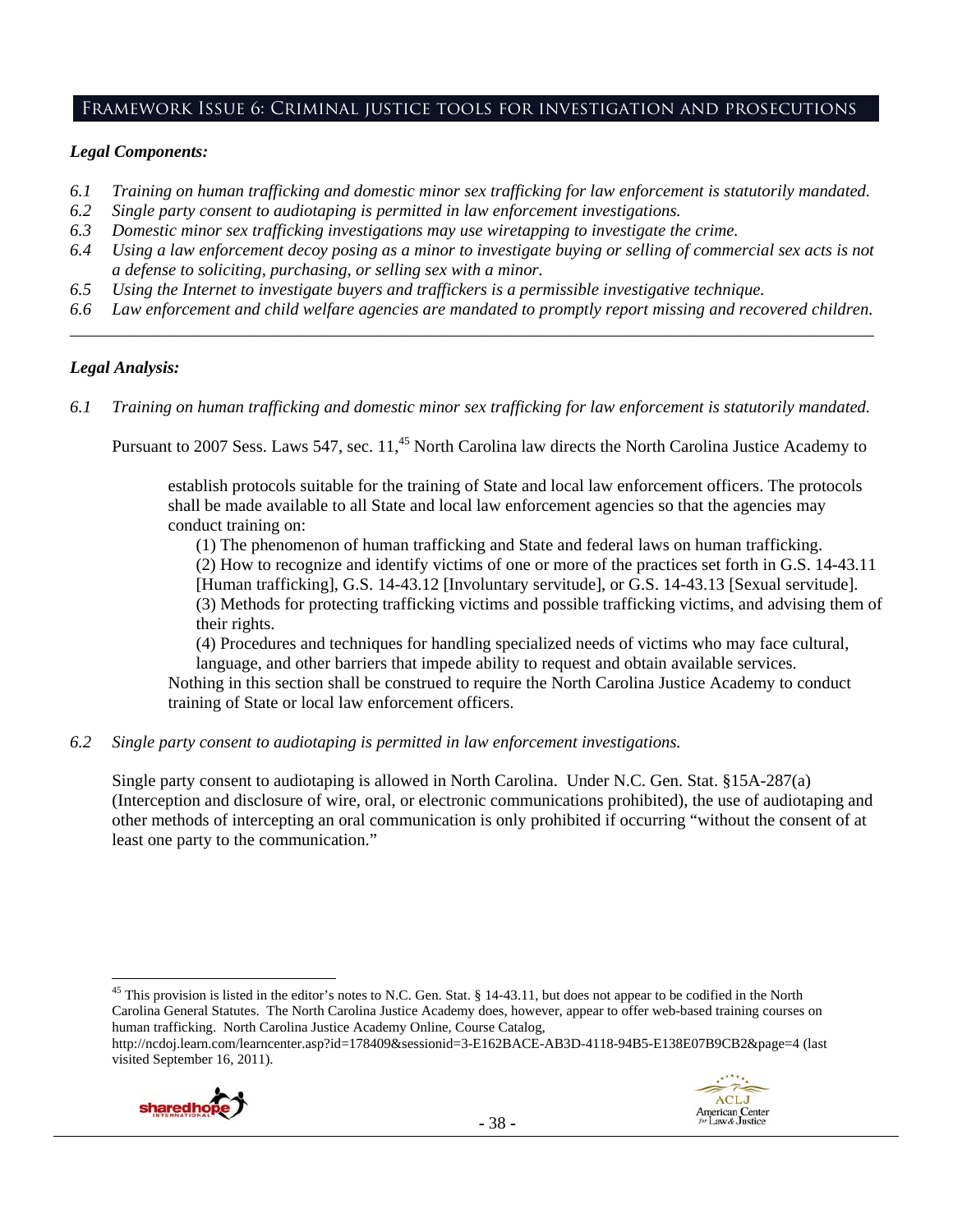## Framework Issue 6: Criminal justice tools for investigation and prosecutions

***Legal Components:***

*6.1 Training on human trafficking and domestic minor sex trafficking for law enforcement is statutorily mandated.*
*6.2 Single party consent to audiotaping is permitted in law enforcement investigations.*
*6.3 Domestic minor sex trafficking investigations may use wiretapping to investigate the crime.*
*6.4 Using a law enforcement decoy posing as a minor to investigate buying or selling of commercial sex acts is not a defense to soliciting, purchasing, or selling sex with a minor.*
*6.5 Using the Internet to investigate buyers and traffickers is a permissible investigative technique.*
*6.6 Law enforcement and child welfare agencies are mandated to promptly report missing and recovered children.*

---

***Legal Analysis:***

*6.1 Training on human trafficking and domestic minor sex trafficking for law enforcement is statutorily mandated.*

Pursuant to 2007 Sess. Laws 547, sec. 11,[45] North Carolina law directs the North Carolina Justice Academy to

> establish protocols suitable for the training of State and local law enforcement officers. The protocols shall be made available to all State and local law enforcement agencies so that the agencies may conduct training on:
>
> (1) The phenomenon of human trafficking and State and federal laws on human trafficking.
> (2) How to recognize and identify victims of one or more of the practices set forth in G.S. 14-43.11 [Human trafficking], G.S. 14-43.12 [Involuntary servitude], or G.S. 14-43.13 [Sexual servitude].
> (3) Methods for protecting trafficking victims and possible trafficking victims, and advising them of their rights.
> (4) Procedures and techniques for handling specialized needs of victims who may face cultural, language, and other barriers that impede ability to request and obtain available services.
>
> Nothing in this section shall be construed to require the North Carolina Justice Academy to conduct training of State or local law enforcement officers.

*6.2 Single party consent to audiotaping is permitted in law enforcement investigations.*

Single party consent to audiotaping is allowed in North Carolina. Under N.C. Gen. Stat. §15A-287(a) (Interception and disclosure of wire, oral, or electronic communications prohibited), the use of audiotaping and other methods of intercepting an oral communication is only prohibited if occurring "without the consent of at least one party to the communication."

---

[45] This provision is listed in the editor's notes to N.C. Gen. Stat. § 14-43.11, but does not appear to be codified in the North Carolina General Statutes. The North Carolina Justice Academy does, however, appear to offer web-based training courses on human trafficking. North Carolina Justice Academy Online, Course Catalog, http://ncdoj.learn.com/learncenter.asp?id=178409&sessionid=3-E162BACE-AB3D-4118-94B5-E138E07B9CB2&page=4 (last visited September 16, 2011).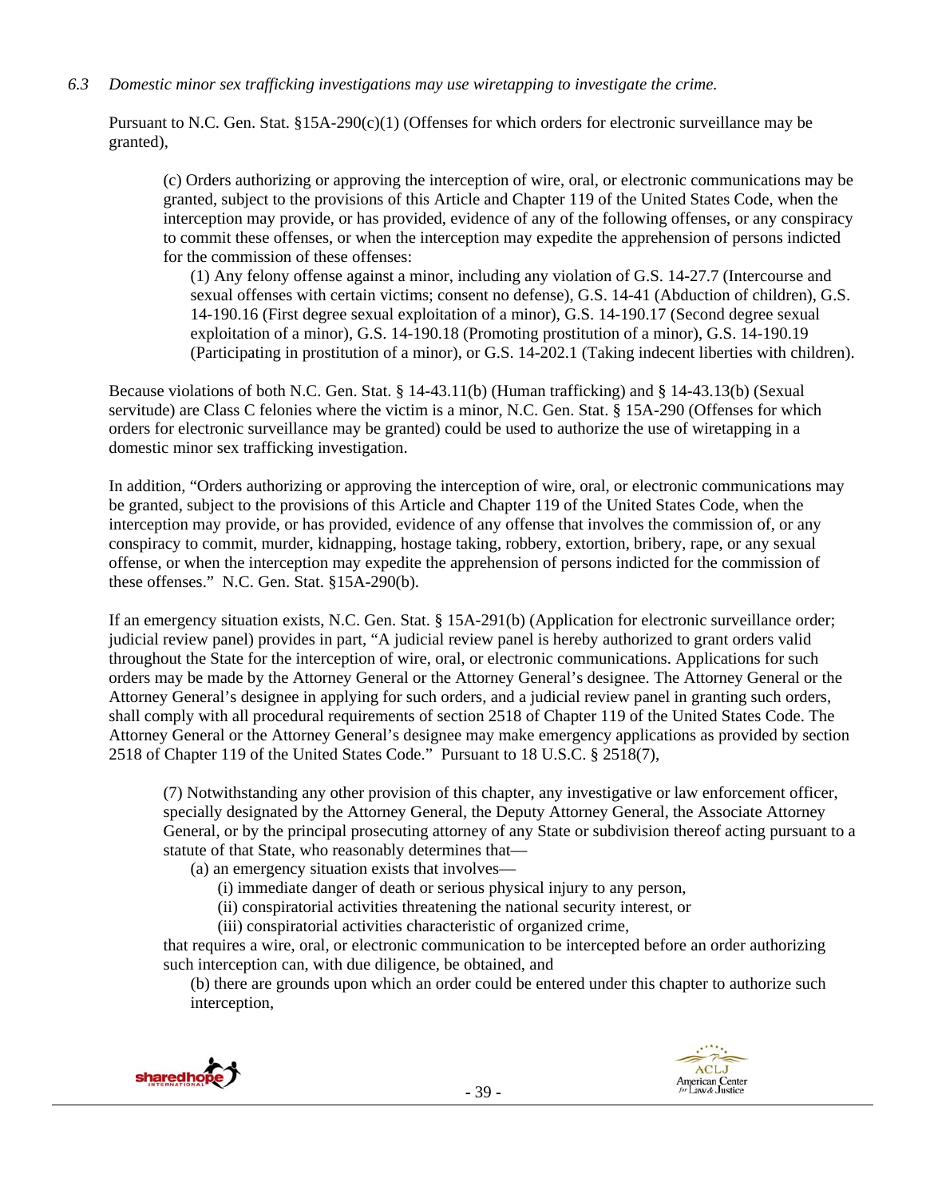*6.3 Domestic minor sex trafficking investigations may use wiretapping to investigate the crime.*

Pursuant to N.C. Gen. Stat. §15A-290(c)(1) (Offenses for which orders for electronic surveillance may be granted),

> (c) Orders authorizing or approving the interception of wire, oral, or electronic communications may be granted, subject to the provisions of this Article and Chapter 119 of the United States Code, when the interception may provide, or has provided, evidence of any of the following offenses, or any conspiracy to commit these offenses, or when the interception may expedite the apprehension of persons indicted for the commission of these offenses:
>
> (1) Any felony offense against a minor, including any violation of G.S. 14-27.7 (Intercourse and sexual offenses with certain victims; consent no defense), G.S. 14-41 (Abduction of children), G.S. 14-190.16 (First degree sexual exploitation of a minor), G.S. 14-190.17 (Second degree sexual exploitation of a minor), G.S. 14-190.18 (Promoting prostitution of a minor), G.S. 14-190.19 (Participating in prostitution of a minor), or G.S. 14-202.1 (Taking indecent liberties with children).

Because violations of both N.C. Gen. Stat. § 14-43.11(b) (Human trafficking) and § 14-43.13(b) (Sexual servitude) are Class C felonies where the victim is a minor, N.C. Gen. Stat. § 15A-290 (Offenses for which orders for electronic surveillance may be granted) could be used to authorize the use of wiretapping in a domestic minor sex trafficking investigation.

In addition, "Orders authorizing or approving the interception of wire, oral, or electronic communications may be granted, subject to the provisions of this Article and Chapter 119 of the United States Code, when the interception may provide, or has provided, evidence of any offense that involves the commission of, or any conspiracy to commit, murder, kidnapping, hostage taking, robbery, extortion, bribery, rape, or any sexual offense, or when the interception may expedite the apprehension of persons indicted for the commission of these offenses." N.C. Gen. Stat. §15A-290(b).

If an emergency situation exists, N.C. Gen. Stat. § 15A-291(b) (Application for electronic surveillance order; judicial review panel) provides in part, "A judicial review panel is hereby authorized to grant orders valid throughout the State for the interception of wire, oral, or electronic communications. Applications for such orders may be made by the Attorney General or the Attorney General's designee. The Attorney General or the Attorney General's designee in applying for such orders, and a judicial review panel in granting such orders, shall comply with all procedural requirements of section 2518 of Chapter 119 of the United States Code. The Attorney General or the Attorney General's designee may make emergency applications as provided by section 2518 of Chapter 119 of the United States Code." Pursuant to 18 U.S.C. § 2518(7),

> (7) Notwithstanding any other provision of this chapter, any investigative or law enforcement officer, specially designated by the Attorney General, the Deputy Attorney General, the Associate Attorney General, or by the principal prosecuting attorney of any State or subdivision thereof acting pursuant to a statute of that State, who reasonably determines that—
>
> (a) an emergency situation exists that involves—
>
> (i) immediate danger of death or serious physical injury to any person,
>
> (ii) conspiratorial activities threatening the national security interest, or
>
> (iii) conspiratorial activities characteristic of organized crime,
>
> that requires a wire, oral, or electronic communication to be intercepted before an order authorizing such interception can, with due diligence, be obtained, and
>
> (b) there are grounds upon which an order could be entered under this chapter to authorize such interception,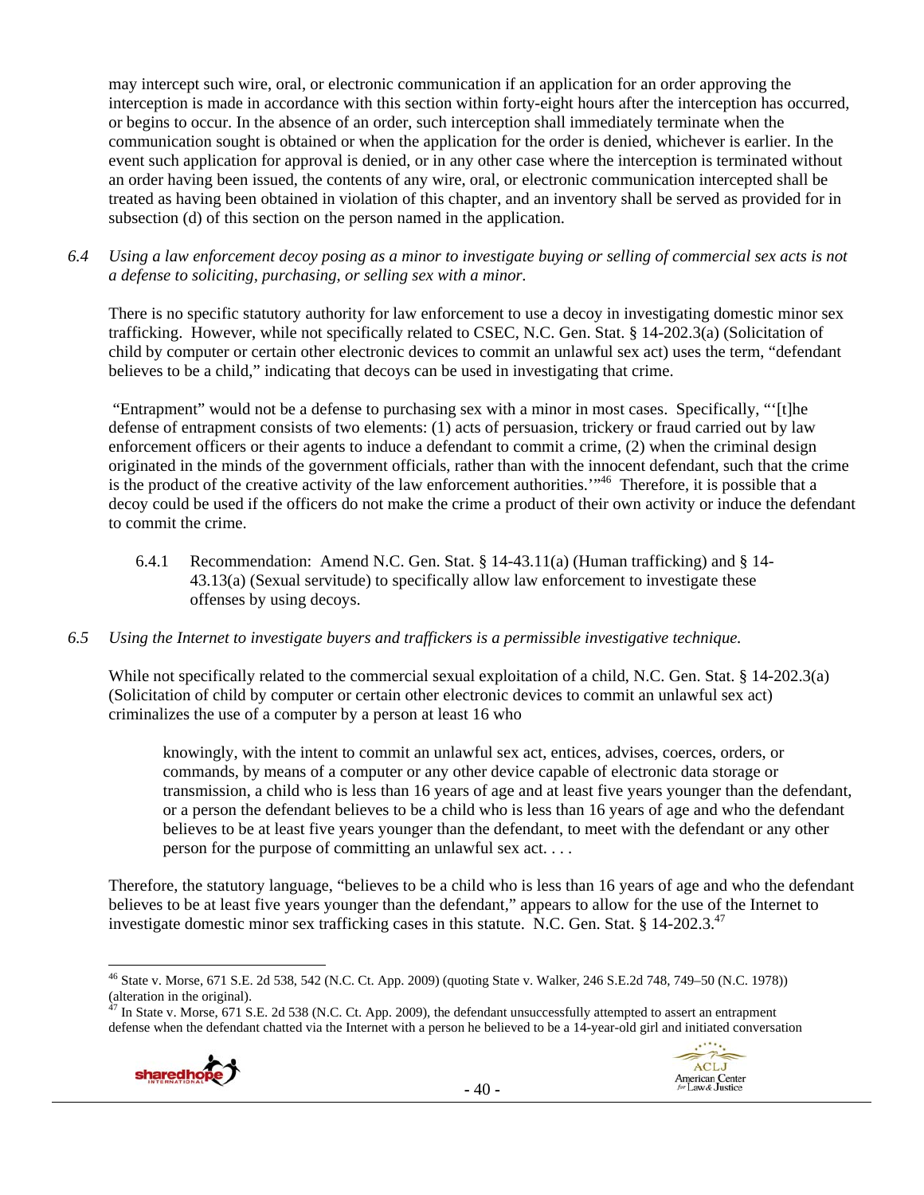may intercept such wire, oral, or electronic communication if an application for an order approving the interception is made in accordance with this section within forty-eight hours after the interception has occurred, or begins to occur. In the absence of an order, such interception shall immediately terminate when the communication sought is obtained or when the application for the order is denied, whichever is earlier. In the event such application for approval is denied, or in any other case where the interception is terminated without an order having been issued, the contents of any wire, oral, or electronic communication intercepted shall be treated as having been obtained in violation of this chapter, and an inventory shall be served as provided for in subsection (d) of this section on the person named in the application.

*6.4 Using a law enforcement decoy posing as a minor to investigate buying or selling of commercial sex acts is not a defense to soliciting, purchasing, or selling sex with a minor.*

There is no specific statutory authority for law enforcement to use a decoy in investigating domestic minor sex trafficking. However, while not specifically related to CSEC, N.C. Gen. Stat. § 14-202.3(a) (Solicitation of child by computer or certain other electronic devices to commit an unlawful sex act) uses the term, "defendant believes to be a child," indicating that decoys can be used in investigating that crime.

"Entrapment" would not be a defense to purchasing sex with a minor in most cases. Specifically, "'[t]he defense of entrapment consists of two elements: (1) acts of persuasion, trickery or fraud carried out by law enforcement officers or their agents to induce a defendant to commit a crime, (2) when the criminal design originated in the minds of the government officials, rather than with the innocent defendant, such that the crime is the product of the creative activity of the law enforcement authorities.'"[46] Therefore, it is possible that a decoy could be used if the officers do not make the crime a product of their own activity or induce the defendant to commit the crime.

6.4.1 Recommendation: Amend N.C. Gen. Stat. § 14-43.11(a) (Human trafficking) and § 14-43.13(a) (Sexual servitude) to specifically allow law enforcement to investigate these offenses by using decoys.

*6.5 Using the Internet to investigate buyers and traffickers is a permissible investigative technique.*

While not specifically related to the commercial sexual exploitation of a child, N.C. Gen. Stat. § 14-202.3(a) (Solicitation of child by computer or certain other electronic devices to commit an unlawful sex act) criminalizes the use of a computer by a person at least 16 who

> knowingly, with the intent to commit an unlawful sex act, entices, advises, coerces, orders, or commands, by means of a computer or any other device capable of electronic data storage or transmission, a child who is less than 16 years of age and at least five years younger than the defendant, or a person the defendant believes to be a child who is less than 16 years of age and who the defendant believes to be at least five years younger than the defendant, to meet with the defendant or any other person for the purpose of committing an unlawful sex act. . . .

Therefore, the statutory language, "believes to be a child who is less than 16 years of age and who the defendant believes to be at least five years younger than the defendant," appears to allow for the use of the Internet to investigate domestic minor sex trafficking cases in this statute. N.C. Gen. Stat. § 14-202.3.[47]

---

[46] State v. Morse, 671 S.E. 2d 538, 542 (N.C. Ct. App. 2009) (quoting State v. Walker, 246 S.E.2d 748, 749–50 (N.C. 1978)) (alteration in the original).

[47] In State v. Morse, 671 S.E. 2d 538 (N.C. Ct. App. 2009), the defendant unsuccessfully attempted to assert an entrapment defense when the defendant chatted via the Internet with a person he believed to be a 14-year-old girl and initiated conversation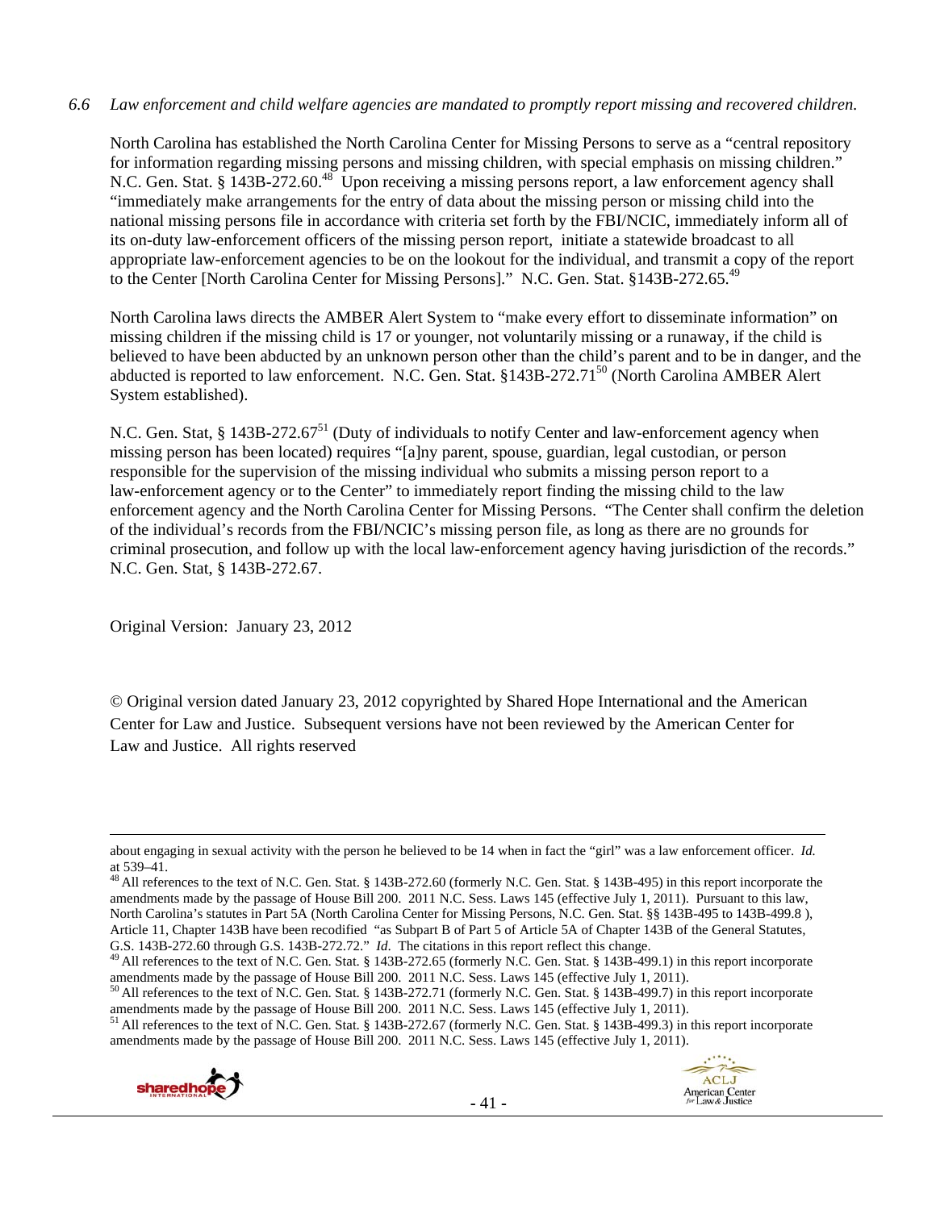*6.6 Law enforcement and child welfare agencies are mandated to promptly report missing and recovered children.*

North Carolina has established the North Carolina Center for Missing Persons to serve as a "central repository for information regarding missing persons and missing children, with special emphasis on missing children." N.C. Gen. Stat. § 143B-272.60.[48] Upon receiving a missing persons report, a law enforcement agency shall "immediately make arrangements for the entry of data about the missing person or missing child into the national missing persons file in accordance with criteria set forth by the FBI/NCIC, immediately inform all of its on-duty law-enforcement officers of the missing person report, initiate a statewide broadcast to all appropriate law-enforcement agencies to be on the lookout for the individual, and transmit a copy of the report to the Center [North Carolina Center for Missing Persons]." N.C. Gen. Stat. §143B-272.65.[49]

North Carolina laws directs the AMBER Alert System to "make every effort to disseminate information" on missing children if the missing child is 17 or younger, not voluntarily missing or a runaway, if the child is believed to have been abducted by an unknown person other than the child's parent and to be in danger, and the abducted is reported to law enforcement. N.C. Gen. Stat. §143B-272.71[50] (North Carolina AMBER Alert System established).

N.C. Gen. Stat, § 143B-272.67[51] (Duty of individuals to notify Center and law-enforcement agency when missing person has been located) requires "[a]ny parent, spouse, guardian, legal custodian, or person responsible for the supervision of the missing individual who submits a missing person report to a law-enforcement agency or to the Center" to immediately report finding the missing child to the law enforcement agency and the North Carolina Center for Missing Persons. "The Center shall confirm the deletion of the individual's records from the FBI/NCIC's missing person file, as long as there are no grounds for criminal prosecution, and follow up with the local law-enforcement agency having jurisdiction of the records." N.C. Gen. Stat, § 143B-272.67.

Original Version: January 23, 2012

© Original version dated January 23, 2012 copyrighted by Shared Hope International and the American Center for Law and Justice. Subsequent versions have not been reviewed by the American Center for Law and Justice. All rights reserved

---

about engaging in sexual activity with the person he believed to be 14 when in fact the "girl" was a law enforcement officer. *Id.* at 539–41.

[48] All references to the text of N.C. Gen. Stat. § 143B-272.60 (formerly N.C. Gen. Stat. § 143B-495) in this report incorporate the amendments made by the passage of House Bill 200. 2011 N.C. Sess. Laws 145 (effective July 1, 2011). Pursuant to this law, North Carolina's statutes in Part 5A (North Carolina Center for Missing Persons, N.C. Gen. Stat. §§ 143B-495 to 143B-499.8 ), Article 11, Chapter 143B have been recodified "as Subpart B of Part 5 of Article 5A of Chapter 143B of the General Statutes, G.S. 143B-272.60 through G.S. 143B-272.72." *Id*. The citations in this report reflect this change.

[49] All references to the text of N.C. Gen. Stat. § 143B-272.65 (formerly N.C. Gen. Stat. § 143B-499.1) in this report incorporate amendments made by the passage of House Bill 200. 2011 N.C. Sess. Laws 145 (effective July 1, 2011).

[50] All references to the text of N.C. Gen. Stat. § 143B-272.71 (formerly N.C. Gen. Stat. § 143B-499.7) in this report incorporate amendments made by the passage of House Bill 200. 2011 N.C. Sess. Laws 145 (effective July 1, 2011).

[51] All references to the text of N.C. Gen. Stat. § 143B-272.67 (formerly N.C. Gen. Stat. § 143B-499.3) in this report incorporate amendments made by the passage of House Bill 200. 2011 N.C. Sess. Laws 145 (effective July 1, 2011).